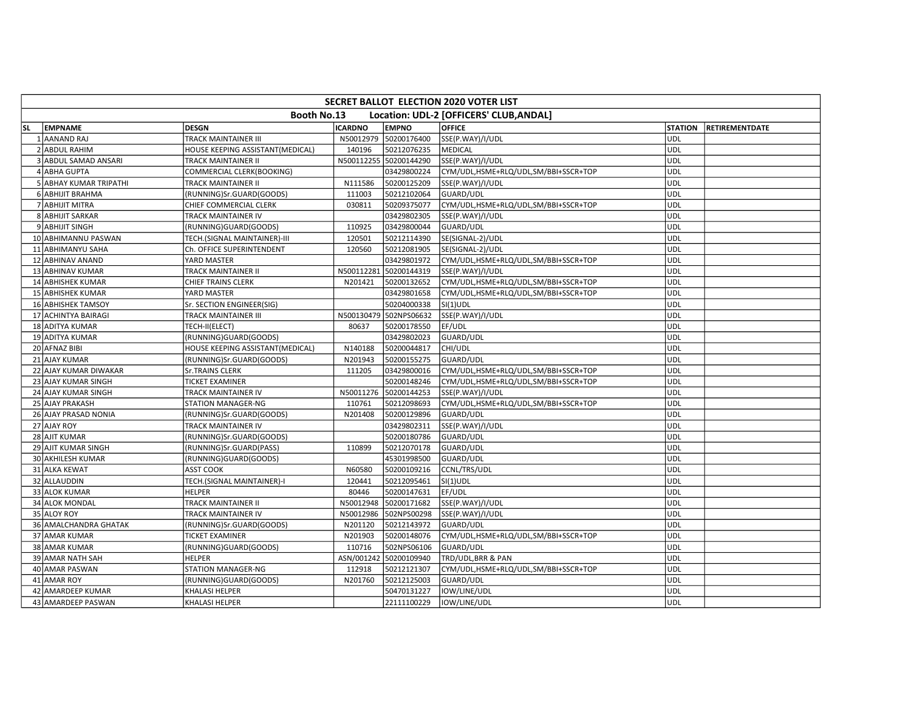| SECRET BALLOT ELECTION 2020 VOTER LIST | | | | | | | |
|---|---|---|---|---|---|---|---|
| Booth No.13 Location: UDL-2 [OFFICERS' CLUB,ANDAL] | | | | | | | |
| SL | EMPNAME | DESGN | ICARDNO | EMPNO | OFFICE | STATION | RETIREMENTDATE |
| 1 | AANAND RAJ | TRACK MAINTAINER III | N50012979 | 50200176400 | SSE(P.WAY)/I/UDL | UDL | |
| 2 | ABDUL RAHIM | HOUSE KEEPING ASSISTANT(MEDICAL) | 140196 | 50212076235 | MEDICAL | UDL | |
| 3 | ABDUL SAMAD ANSARI | TRACK MAINTAINER II | N500112255 | 50200144290 | SSE(P.WAY)/I/UDL | UDL | |
| 4 | ABHA GUPTA | COMMERCIAL CLERK(BOOKING) | | 03429800224 | CYM/UDL,HSME+RLQ/UDL,SM/BBI+SSCR+TOP | UDL | |
| 5 | ABHAY KUMAR TRIPATHI | TRACK MAINTAINER II | N111586 | 50200125209 | SSE(P.WAY)/I/UDL | UDL | |
| 6 | ABHIJIT BRAHMA | (RUNNING)Sr.GUARD(GOODS) | 111003 | 50212102064 | GUARD/UDL | UDL | |
| 7 | ABHIJIT MITRA | CHIEF COMMERCIAL CLERK | 030811 | 50209375077 | CYM/UDL,HSME+RLQ/UDL,SM/BBI+SSCR+TOP | UDL | |
| 8 | ABHIJIT SARKAR | TRACK MAINTAINER IV | | 03429802305 | SSE(P.WAY)/I/UDL | UDL | |
| 9 | ABHIJIT SINGH | (RUNNING)GUARD(GOODS) | 110925 | 03429800044 | GUARD/UDL | UDL | |
| 10 | ABHIMANNU PASWAN | TECH.(SIGNAL MAINTAINER)-III | 120501 | 50212114390 | SE(SIGNAL-2)/UDL | UDL | |
| 11 | ABHIMANYU SAHA | Ch. OFFICE SUPERINTENDENT | 120560 | 50212081905 | SE(SIGNAL-2)/UDL | UDL | |
| 12 | ABHINAV ANAND | YARD MASTER | | 03429801972 | CYM/UDL,HSME+RLQ/UDL,SM/BBI+SSCR+TOP | UDL | |
| 13 | ABHINAV KUMAR | TRACK MAINTAINER II | N500112281 | 50200144319 | SSE(P.WAY)/I/UDL | UDL | |
| 14 | ABHISHEK KUMAR | CHIEF TRAINS CLERK | N201421 | 50200132652 | CYM/UDL,HSME+RLQ/UDL,SM/BBI+SSCR+TOP | UDL | |
| 15 | ABHISHEK KUMAR | YARD MASTER | | 03429801658 | CYM/UDL,HSME+RLQ/UDL,SM/BBI+SSCR+TOP | UDL | |
| 16 | ABHISHEK TAMSOY | Sr. SECTION ENGINEER(SIG) | | 50204000338 | SI(1)UDL | UDL | |
| 17 | ACHINTYA BAIRAGI | TRACK MAINTAINER III | N500130479 | 502NPS06632 | SSE(P.WAY)/I/UDL | UDL | |
| 18 | ADITYA KUMAR | TECH-II(ELECT) | 80637 | 50200178550 | EF/UDL | UDL | |
| 19 | ADITYA KUMAR | (RUNNING)GUARD(GOODS) | | 03429802023 | GUARD/UDL | UDL | |
| 20 | AFNAZ BIBI | HOUSE KEEPING ASSISTANT(MEDICAL) | N140188 | 50200044817 | CHI/UDL | UDL | |
| 21 | AJAY KUMAR | (RUNNING)Sr.GUARD(GOODS) | N201943 | 50200155275 | GUARD/UDL | UDL | |
| 22 | AJAY KUMAR DIWAKAR | Sr.TRAINS CLERK | 111205 | 03429800016 | CYM/UDL,HSME+RLQ/UDL,SM/BBI+SSCR+TOP | UDL | |
| 23 | AJAY KUMAR SINGH | TICKET EXAMINER | | 50200148246 | CYM/UDL,HSME+RLQ/UDL,SM/BBI+SSCR+TOP | UDL | |
| 24 | AJAY KUMAR SINGH | TRACK MAINTAINER IV | N50011276 | 50200144253 | SSE(P.WAY)/I/UDL | UDL | |
| 25 | AJAY PRAKASH | STATION MANAGER-NG | 110761 | 50212098693 | CYM/UDL,HSME+RLQ/UDL,SM/BBI+SSCR+TOP | UDL | |
| 26 | AJAY PRASAD NONIA | (RUNNING)Sr.GUARD(GOODS) | N201408 | 50200129896 | GUARD/UDL | UDL | |
| 27 | AJAY ROY | TRACK MAINTAINER IV | | 03429802311 | SSE(P.WAY)/I/UDL | UDL | |
| 28 | AJIT KUMAR | (RUNNING)Sr.GUARD(GOODS) | | 50200180786 | GUARD/UDL | UDL | |
| 29 | AJIT KUMAR SINGH | (RUNNING)Sr.GUARD(PASS) | 110899 | 50212070178 | GUARD/UDL | UDL | |
| 30 | AKHILESH KUMAR | (RUNNING)GUARD(GOODS) | | 45301998500 | GUARD/UDL | UDL | |
| 31 | ALKA KEWAT | ASST COOK | N60580 | 50200109216 | CCNL/TRS/UDL | UDL | |
| 32 | ALLAUDDIN | TECH.(SIGNAL MAINTAINER)-I | 120441 | 50212095461 | SI(1)UDL | UDL | |
| 33 | ALOK KUMAR | HELPER | 80446 | 50200147631 | EF/UDL | UDL | |
| 34 | ALOK MONDAL | TRACK MAINTAINER II | N50012948 | 50200171682 | SSE(P.WAY)/I/UDL | UDL | |
| 35 | ALOY ROY | TRACK MAINTAINER IV | N50012986 | 502NPS00298 | SSE(P.WAY)/I/UDL | UDL | |
| 36 | AMALCHANDRA GHATAK | (RUNNING)Sr.GUARD(GOODS) | N201120 | 50212143972 | GUARD/UDL | UDL | |
| 37 | AMAR KUMAR | TICKET EXAMINER | N201903 | 50200148076 | CYM/UDL,HSME+RLQ/UDL,SM/BBI+SSCR+TOP | UDL | |
| 38 | AMAR KUMAR | (RUNNING)GUARD(GOODS) | 110716 | 502NPS06106 | GUARD/UDL | UDL | |
| 39 | AMAR NATH SAH | HELPER | ASN/001242 | 50200109940 | TRD/UDL,BRR & PAN | UDL | |
| 40 | AMAR PASWAN | STATION MANAGER-NG | 112918 | 50212121307 | CYM/UDL,HSME+RLQ/UDL,SM/BBI+SSCR+TOP | UDL | |
| 41 | AMAR ROY | (RUNNING)GUARD(GOODS) | N201760 | 50212125003 | GUARD/UDL | UDL | |
| 42 | AMARDEEP KUMAR | KHALASI HELPER | | 50470131227 | IOW/LINE/UDL | UDL | |
| 43 | AMARDEEP PASWAN | KHALASI HELPER | | 22111100229 | IOW/LINE/UDL | UDL | |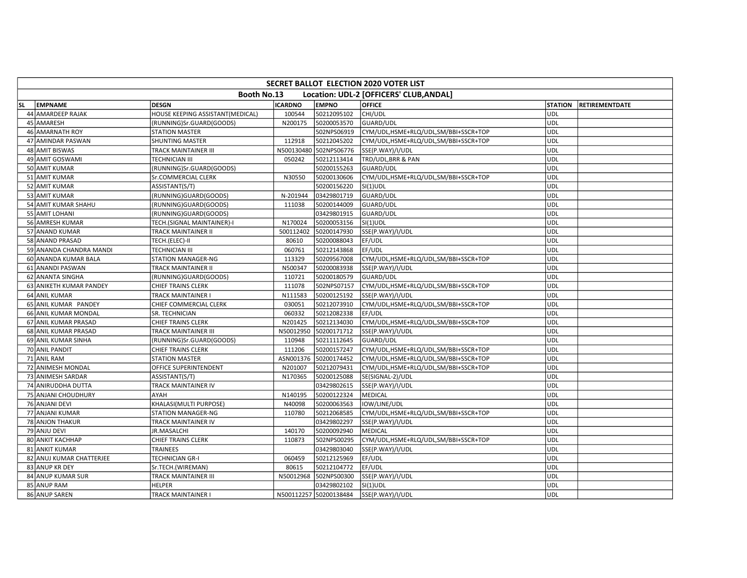| SECRET BALLOT ELECTION 2020 VOTER LIST | | | | | | | |
|---|---|---|---|---|---|---|---|
| Booth No.13 Location: UDL-2 [OFFICERS' CLUB,ANDAL] | | | | | | | |
| SL | EMPNAME | DESGN | ICARDNO | EMPNO | OFFICE | STATION | RETIREMENTDATE |
| 44 | AMARDEEP RAJAK | HOUSE KEEPING ASSISTANT(MEDICAL) | 100544 | 50212095102 | CHI/UDL | UDL | |
| 45 | AMARESH | (RUNNING)Sr.GUARD(GOODS) | N200175 | 50200053570 | GUARD/UDL | UDL | |
| 46 | AMARNATH ROY | STATION MASTER | | 502NPS06919 | CYM/UDL,HSME+RLQ/UDL,SM/BBI+SSCR+TOP | UDL | |
| 47 | AMINDAR PASWAN | SHUNTING MASTER | 112918 | 50212045202 | CYM/UDL,HSME+RLQ/UDL,SM/BBI+SSCR+TOP | UDL | |
| 48 | AMIT BISWAS | TRACK MAINTAINER III | N500130480 | 502NPS06776 | SSE(P.WAY)/I/UDL | UDL | |
| 49 | AMIT GOSWAMI | TECHNICIAN III | 050242 | 50212113414 | TRD/UDL,BRR & PAN | UDL | |
| 50 | AMIT KUMAR | (RUNNING)Sr.GUARD(GOODS) | | 50200155263 | GUARD/UDL | UDL | |
| 51 | AMIT KUMAR | Sr.COMMERCIAL CLERK | N30550 | 50200130606 | CYM/UDL,HSME+RLQ/UDL,SM/BBI+SSCR+TOP | UDL | |
| 52 | AMIT KUMAR | ASSISTANT(S/T) | | 50200156220 | SI(1)UDL | UDL | |
| 53 | AMIT KUMAR | (RUNNING)GUARD(GOODS) | N-201944 | 03429801719 | GUARD/UDL | UDL | |
| 54 | AMIT KUMAR SHAHU | (RUNNING)GUARD(GOODS) | 111038 | 50200144009 | GUARD/UDL | UDL | |
| 55 | AMIT LOHANI | (RUNNING)GUARD(GOODS) | | 03429801915 | GUARD/UDL | UDL | |
| 56 | AMRESH KUMAR | TECH.(SIGNAL MAINTAINER)-I | N170024 | 50200053156 | SI(1)UDL | UDL | |
| 57 | ANAND KUMAR | TRACK MAINTAINER II | 500112402 | 50200147930 | SSE(P.WAY)/I/UDL | UDL | |
| 58 | ANAND PRASAD | TECH.(ELEC)-II | 80610 | 50200088043 | EF/UDL | UDL | |
| 59 | ANANDA CHANDRA MANDI | TECHNICIAN III | 060761 | 50212143868 | EF/UDL | UDL | |
| 60 | ANANDA KUMAR BALA | STATION MANAGER-NG | 113329 | 50209567008 | CYM/UDL,HSME+RLQ/UDL,SM/BBI+SSCR+TOP | UDL | |
| 61 | ANANDI PASWAN | TRACK MAINTAINER II | N500347 | 50200083938 | SSE(P.WAY)/I/UDL | UDL | |
| 62 | ANANTA SINGHA | (RUNNING)GUARD(GOODS) | 110721 | 50200180579 | GUARD/UDL | UDL | |
| 63 | ANIKETH KUMAR PANDEY | CHIEF TRAINS CLERK | 111078 | 502NPS07157 | CYM/UDL,HSME+RLQ/UDL,SM/BBI+SSCR+TOP | UDL | |
| 64 | ANIL KUMAR | TRACK MAINTAINER I | N111583 | 50200125192 | SSE(P.WAY)/I/UDL | UDL | |
| 65 | ANIL KUMAR PANDEY | CHIEF COMMERCIAL CLERK | 030051 | 50212073910 | CYM/UDL,HSME+RLQ/UDL,SM/BBI+SSCR+TOP | UDL | |
| 66 | ANIL KUMAR MONDAL | SR. TECHNICIAN | 060332 | 50212082338 | EF/UDL | UDL | |
| 67 | ANIL KUMAR PRASAD | CHIEF TRAINS CLERK | N201425 | 50212134030 | CYM/UDL,HSME+RLQ/UDL,SM/BBI+SSCR+TOP | UDL | |
| 68 | ANIL KUMAR PRASAD | TRACK MAINTAINER III | N50012950 | 50200171712 | SSE(P.WAY)/I/UDL | UDL | |
| 69 | ANIL KUMAR SINHA | (RUNNING)Sr.GUARD(GOODS) | 110948 | 50211112645 | GUARD/UDL | UDL | |
| 70 | ANIL PANDIT | CHIEF TRAINS CLERK | 111206 | 50200157247 | CYM/UDL,HSME+RLQ/UDL,SM/BBI+SSCR+TOP | UDL | |
| 71 | ANIL RAM | STATION MASTER | ASN001376 | 50200174452 | CYM/UDL,HSME+RLQ/UDL,SM/BBI+SSCR+TOP | UDL | |
| 72 | ANIMESH MONDAL | OFFICE SUPERINTENDENT | N201007 | 50212079431 | CYM/UDL,HSME+RLQ/UDL,SM/BBI+SSCR+TOP | UDL | |
| 73 | ANIMESH SARDAR | ASSISTANT(S/T) | N170365 | 50200125088 | SE(SIGNAL-2)/UDL | UDL | |
| 74 | ANIRUDDHA DUTTA | TRACK MAINTAINER IV | | 03429802615 | SSE(P.WAY)/I/UDL | UDL | |
| 75 | ANJANI CHOUDHURY | AYAH | N140195 | 50200122324 | MEDICAL | UDL | |
| 76 | ANJANI DEVI | KHALASI(MULTI PURPOSE) | N40098 | 50200063563 | IOW/LINE/UDL | UDL | |
| 77 | ANJANI KUMAR | STATION MANAGER-NG | 110780 | 50212068585 | CYM/UDL,HSME+RLQ/UDL,SM/BBI+SSCR+TOP | UDL | |
| 78 | ANJON THAKUR | TRACK MAINTAINER IV | | 03429802297 | SSE(P.WAY)/I/UDL | UDL | |
| 79 | ANJU DEVI | JR.MASALCHI | 140170 | 50200092940 | MEDICAL | UDL | |
| 80 | ANKIT KACHHAP | CHIEF TRAINS CLERK | 110873 | 502NPS00295 | CYM/UDL,HSME+RLQ/UDL,SM/BBI+SSCR+TOP | UDL | |
| 81 | ANKIT KUMAR | TRAINEES | | 03429803040 | SSE(P.WAY)/I/UDL | UDL | |
| 82 | ANUJ KUMAR CHATTERJEE | TECHNICIAN GR-I | 060459 | 50212125969 | EF/UDL | UDL | |
| 83 | ANUP KR DEY | Sr.TECH.(WIREMAN) | 80615 | 50212104772 | EF/UDL | UDL | |
| 84 | ANUP KUMAR SUR | TRACK MAINTAINER III | N50012968 | 502NPS00300 | SSE(P.WAY)/I/UDL | UDL | |
| 85 | ANUP RAM | HELPER | | 03429802102 | SI(1)UDL | UDL | |
| 86 | ANUP SAREN | TRACK MAINTAINER I | N500112257 | 50200138484 | SSE(P.WAY)/I/UDL | UDL | |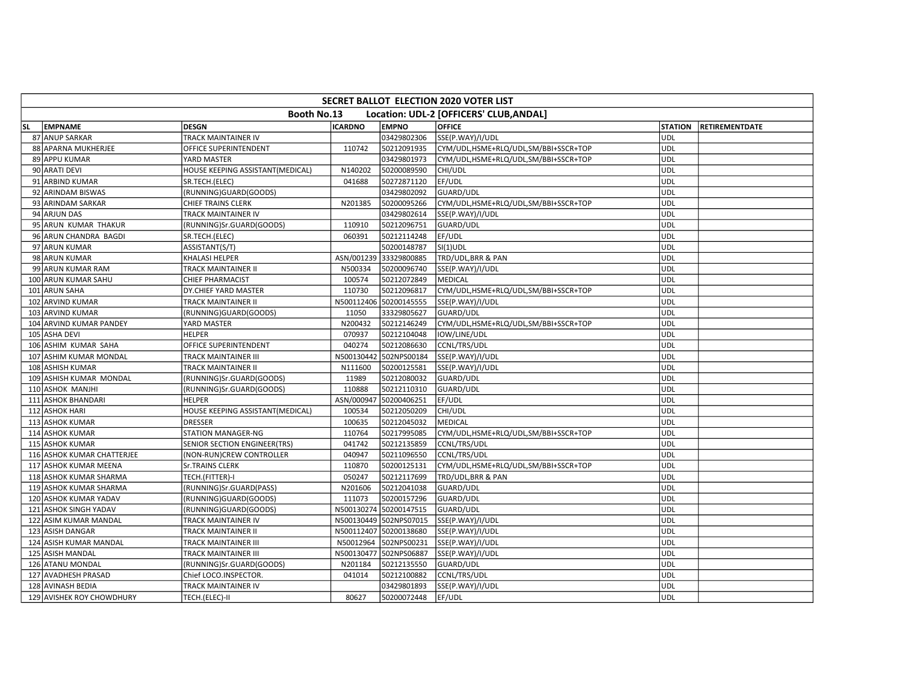| SECRET BALLOT ELECTION 2020 VOTER LIST | | | | | | | |
|---|---|---|---|---|---|---|---|
| Booth No.13 Location: UDL-2 [OFFICERS' CLUB,ANDAL] | | | | | | | |
| SL | EMPNAME | DESGN | ICARDNO | EMPNO | OFFICE | STATION | RETIREMENTDATE |
| 87 | ANUP SARKAR | TRACK MAINTAINER IV | | 03429802306 | SSE(P.WAY)/I/UDL | UDL | |
| 88 | APARNA MUKHERJEE | OFFICE SUPERINTENDENT | 110742 | 50212091935 | CYM/UDL,HSME+RLQ/UDL,SM/BBI+SSCR+TOP | UDL | |
| 89 | APPU KUMAR | YARD MASTER | | 03429801973 | CYM/UDL,HSME+RLQ/UDL,SM/BBI+SSCR+TOP | UDL | |
| 90 | ARATI DEVI | HOUSE KEEPING ASSISTANT(MEDICAL) | N140202 | 50200089590 | CHI/UDL | UDL | |
| 91 | ARBIND KUMAR | SR.TECH.(ELEC) | 041688 | 50272871120 | EF/UDL | UDL | |
| 92 | ARINDAM BISWAS | (RUNNING)GUARD(GOODS) | | 03429802092 | GUARD/UDL | UDL | |
| 93 | ARINDAM SARKAR | CHIEF TRAINS CLERK | N201385 | 50200095266 | CYM/UDL,HSME+RLQ/UDL,SM/BBI+SSCR+TOP | UDL | |
| 94 | ARJUN DAS | TRACK MAINTAINER IV | | 03429802614 | SSE(P.WAY)/I/UDL | UDL | |
| 95 | ARUN KUMAR THAKUR | (RUNNING)Sr.GUARD(GOODS) | 110910 | 50212096751 | GUARD/UDL | UDL | |
| 96 | ARUN CHANDRA BAGDI | SR.TECH.(ELEC) | 060391 | 50212114248 | EF/UDL | UDL | |
| 97 | ARUN KUMAR | ASSISTANT(S/T) | | 50200148787 | SI(1)UDL | UDL | |
| 98 | ARUN KUMAR | KHALASI HELPER | ASN/001239 | 33329800885 | TRD/UDL,BRR & PAN | UDL | |
| 99 | ARUN KUMAR RAM | TRACK MAINTAINER II | N500334 | 50200096740 | SSE(P.WAY)/I/UDL | UDL | |
| 100 | ARUN KUMAR SAHU | CHIEF PHARMACIST | 100574 | 50212072849 | MEDICAL | UDL | |
| 101 | ARUN SAHA | DY.CHIEF YARD MASTER | 110730 | 50212096817 | CYM/UDL,HSME+RLQ/UDL,SM/BBI+SSCR+TOP | UDL | |
| 102 | ARVIND KUMAR | TRACK MAINTAINER II | N500112406 | 50200145555 | SSE(P.WAY)/I/UDL | UDL | |
| 103 | ARVIND KUMAR | (RUNNING)GUARD(GOODS) | 11050 | 33329805627 | GUARD/UDL | UDL | |
| 104 | ARVIND KUMAR PANDEY | YARD MASTER | N200432 | 50212146249 | CYM/UDL,HSME+RLQ/UDL,SM/BBI+SSCR+TOP | UDL | |
| 105 | ASHA DEVI | HELPER | 070937 | 50212104048 | IOW/LINE/UDL | UDL | |
| 106 | ASHIM KUMAR SAHA | OFFICE SUPERINTENDENT | 040274 | 50212086630 | CCNL/TRS/UDL | UDL | |
| 107 | ASHIM KUMAR MONDAL | TRACK MAINTAINER III | N500130442 | 502NPS00184 | SSE(P.WAY)/I/UDL | UDL | |
| 108 | ASHISH KUMAR | TRACK MAINTAINER II | N111600 | 50200125581 | SSE(P.WAY)/I/UDL | UDL | |
| 109 | ASHISH KUMAR MONDAL | (RUNNING)Sr.GUARD(GOODS) | 11989 | 50212080032 | GUARD/UDL | UDL | |
| 110 | ASHOK MANJHI | (RUNNING)Sr.GUARD(GOODS) | 110888 | 50212110310 | GUARD/UDL | UDL | |
| 111 | ASHOK BHANDARI | HELPER | ASN/000947 | 50200406251 | EF/UDL | UDL | |
| 112 | ASHOK HARI | HOUSE KEEPING ASSISTANT(MEDICAL) | 100534 | 50212050209 | CHI/UDL | UDL | |
| 113 | ASHOK KUMAR | DRESSER | 100635 | 50212045032 | MEDICAL | UDL | |
| 114 | ASHOK KUMAR | STATION MANAGER-NG | 110764 | 50217995085 | CYM/UDL,HSME+RLQ/UDL,SM/BBI+SSCR+TOP | UDL | |
| 115 | ASHOK KUMAR | SENIOR SECTION ENGINEER(TRS) | 041742 | 50212135859 | CCNL/TRS/UDL | UDL | |
| 116 | ASHOK KUMAR CHATTERJEE | (NON-RUN)CREW CONTROLLER | 040947 | 50211096550 | CCNL/TRS/UDL | UDL | |
| 117 | ASHOK KUMAR MEENA | Sr.TRAINS CLERK | 110870 | 50200125131 | CYM/UDL,HSME+RLQ/UDL,SM/BBI+SSCR+TOP | UDL | |
| 118 | ASHOK KUMAR SHARMA | TECH.(FITTER)-I | 050247 | 50212117699 | TRD/UDL,BRR & PAN | UDL | |
| 119 | ASHOK KUMAR SHARMA | (RUNNING)Sr.GUARD(PASS) | N201606 | 50212041038 | GUARD/UDL | UDL | |
| 120 | ASHOK KUMAR YADAV | (RUNNING)GUARD(GOODS) | 111073 | 50200157296 | GUARD/UDL | UDL | |
| 121 | ASHOK SINGH YADAV | (RUNNING)GUARD(GOODS) | N500130274 | 50200147515 | GUARD/UDL | UDL | |
| 122 | ASIM KUMAR MANDAL | TRACK MAINTAINER IV | N500130449 | 502NPS07015 | SSE(P.WAY)/I/UDL | UDL | |
| 123 | ASISH DANGAR | TRACK MAINTAINER II | N500112407 | 50200138680 | SSE(P.WAY)/I/UDL | UDL | |
| 124 | ASISH KUMAR MANDAL | TRACK MAINTAINER III | N50012964 | 502NPS00231 | SSE(P.WAY)/I/UDL | UDL | |
| 125 | ASISH MANDAL | TRACK MAINTAINER III | N500130477 | 502NPS06887 | SSE(P.WAY)/I/UDL | UDL | |
| 126 | ATANU MONDAL | (RUNNING)Sr.GUARD(GOODS) | N201184 | 50212135550 | GUARD/UDL | UDL | |
| 127 | AVADHESH PRASAD | Chief LOCO.INSPECTOR. | 041014 | 50212100882 | CCNL/TRS/UDL | UDL | |
| 128 | AVINASH BEDIA | TRACK MAINTAINER IV | | 03429801893 | SSE(P.WAY)/I/UDL | UDL | |
| 129 | AVISHEK ROY CHOWDHURY | TECH.(ELEC)-II | 80627 | 50200072448 | EF/UDL | UDL | |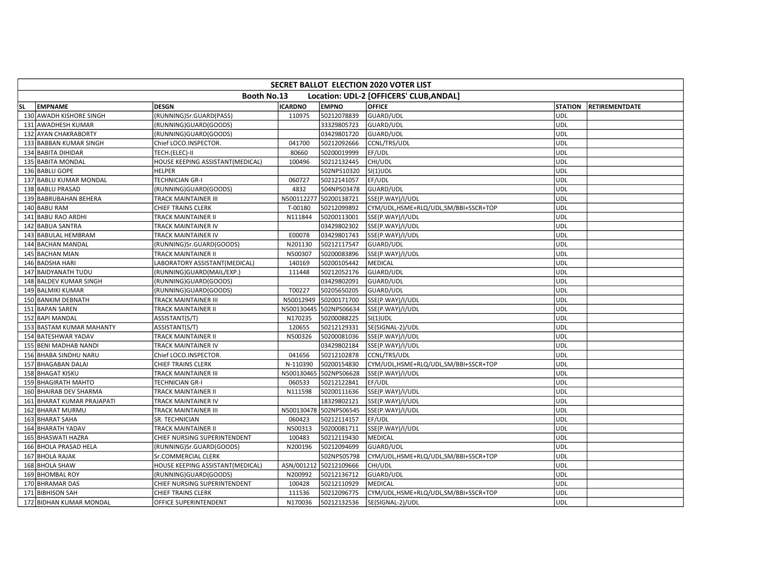| SECRET BALLOT ELECTION 2020 VOTER LIST | | | | | | | |
|---|---|---|---|---|---|---|---|
| Booth No.13 Location: UDL-2 [OFFICERS' CLUB,ANDAL] | | | | | | | |
| SL | EMPNAME | DESGN | ICARDNO | EMPNO | OFFICE | STATION | RETIREMENTDATE |
| 130 | AWADH KISHORE SINGH | (RUNNING)Sr.GUARD(PASS) | 110975 | 50212078839 | GUARD/UDL | UDL | |
| 131 | AWADHESH KUMAR | (RUNNING)GUARD(GOODS) | | 33329805723 | GUARD/UDL | UDL | |
| 132 | AYAN CHAKRABORTY | (RUNNING)GUARD(GOODS) | | 03429801720 | GUARD/UDL | UDL | |
| 133 | BABBAN KUMAR SINGH | Chief LOCO.INSPECTOR. | 041700 | 50212092666 | CCNL/TRS/UDL | UDL | |
| 134 | BABITA DIHIDAR | TECH.(ELEC)-II | 80660 | 50200019999 | EF/UDL | UDL | |
| 135 | BABITA MONDAL | HOUSE KEEPING ASSISTANT(MEDICAL) | 100496 | 50212132445 | CHI/UDL | UDL | |
| 136 | BABLU GOPE | HELPER | | 502NPS10320 | SI(1)UDL | UDL | |
| 137 | BABLU KUMAR MONDAL | TECHNICIAN GR-I | 060727 | 50212141057 | EF/UDL | UDL | |
| 138 | BABLU PRASAD | (RUNNING)GUARD(GOODS) | 4832 | 504NPS03478 | GUARD/UDL | UDL | |
| 139 | BABRUBAHAN BEHERA | TRACK MAINTAINER III | N500112277 | 50200138721 | SSE(P.WAY)/I/UDL | UDL | |
| 140 | BABU RAM | CHIEF TRAINS CLERK | T-00180 | 50212099892 | CYM/UDL,HSME+RLQ/UDL,SM/BBI+SSCR+TOP | UDL | |
| 141 | BABU RAO ARDHI | TRACK MAINTAINER II | N111844 | 50200113001 | SSE(P.WAY)/I/UDL | UDL | |
| 142 | BABUA SANTRA | TRACK MAINTAINER IV | | 03429802302 | SSE(P.WAY)/I/UDL | UDL | |
| 143 | BABULAL HEMBRAM | TRACK MAINTAINER IV | E00078 | 03429801743 | SSE(P.WAY)/I/UDL | UDL | |
| 144 | BACHAN MANDAL | (RUNNING)Sr.GUARD(GOODS) | N201130 | 50212117547 | GUARD/UDL | UDL | |
| 145 | BACHAN MIAN | TRACK MAINTAINER II | N500307 | 50200083896 | SSE(P.WAY)/I/UDL | UDL | |
| 146 | BADSHA HARI | LABORATORY ASSISTANT(MEDICAL) | 140169 | 50200105442 | MEDICAL | UDL | |
| 147 | BAIDYANATH TUDU | (RUNNING)GUARD(MAIL/EXP.) | 111448 | 50212052176 | GUARD/UDL | UDL | |
| 148 | BALDEV KUMAR SINGH | (RUNNING)GUARD(GOODS) | | 03429802091 | GUARD/UDL | UDL | |
| 149 | BALMIKI KUMAR | (RUNNING)GUARD(GOODS) | T00227 | 50205650205 | GUARD/UDL | UDL | |
| 150 | BANKIM DEBNATH | TRACK MAINTAINER III | N50012949 | 50200171700 | SSE(P.WAY)/I/UDL | UDL | |
| 151 | BAPAN SAREN | TRACK MAINTAINER II | N500130445 | 502NPS06634 | SSE(P.WAY)/I/UDL | UDL | |
| 152 | BAPI MANDAL | ASSISTANT(S/T) | N170235 | 50200088225 | SI(1)UDL | UDL | |
| 153 | BASTAM KUMAR MAHANTY | ASSISTANT(S/T) | 120655 | 50212129331 | SE(SIGNAL-2)/UDL | UDL | |
| 154 | BATESHWAR YADAV | TRACK MAINTAINER II | N500326 | 50200081036 | SSE(P.WAY)/I/UDL | UDL | |
| 155 | BENI MADHAB NANDI | TRACK MAINTAINER IV | | 03429802184 | SSE(P.WAY)/I/UDL | UDL | |
| 156 | BHABA SINDHU NARU | Chief LOCO.INSPECTOR. | 041656 | 50212102878 | CCNL/TRS/UDL | UDL | |
| 157 | BHAGABAN DALAI | CHIEF TRAINS CLERK | N-110390 | 50200154830 | CYM/UDL,HSME+RLQ/UDL,SM/BBI+SSCR+TOP | UDL | |
| 158 | BHAGAT KISKU | TRACK MAINTAINER III | N500130465 | 502NPS06628 | SSE(P.WAY)/I/UDL | UDL | |
| 159 | BHAGIRATH MAHTO | TECHNICIAN GR-I | 060533 | 50212122841 | EF/UDL | UDL | |
| 160 | BHAIRAB DEV SHARMA | TRACK MAINTAINER II | N111598 | 50200111636 | SSE(P.WAY)/I/UDL | UDL | |
| 161 | BHARAT KUMAR PRAJAPATI | TRACK MAINTAINER IV | | 18329802121 | SSE(P.WAY)/I/UDL | UDL | |
| 162 | BHARAT MURMU | TRACK MAINTAINER III | N500130478 | 502NPS06545 | SSE(P.WAY)/I/UDL | UDL | |
| 163 | BHARAT SAHA | SR. TECHNICIAN | 060423 | 50212114157 | EF/UDL | UDL | |
| 164 | BHARATH YADAV | TRACK MAINTAINER II | N500313 | 50200081711 | SSE(P.WAY)/I/UDL | UDL | |
| 165 | BHASWATI HAZRA | CHIEF NURSING SUPERINTENDENT | 100483 | 50212119430 | MEDICAL | UDL | |
| 166 | BHOLA PRASAD HELA | (RUNNING)Sr.GUARD(GOODS) | N200196 | 50212094699 | GUARD/UDL | UDL | |
| 167 | BHOLA RAJAK | Sr.COMMERCIAL CLERK | | 502NPS05798 | CYM/UDL,HSME+RLQ/UDL,SM/BBI+SSCR+TOP | UDL | |
| 168 | BHOLA SHAW | HOUSE KEEPING ASSISTANT(MEDICAL) | ASN/001212 | 50212109666 | CHI/UDL | UDL | |
| 169 | BHOMBAL ROY | (RUNNING)GUARD(GOODS) | N200992 | 50212136712 | GUARD/UDL | UDL | |
| 170 | BHRAMAR DAS | CHIEF NURSING SUPERINTENDENT | 100428 | 50212110929 | MEDICAL | UDL | |
| 171 | BIBHISON SAH | CHIEF TRAINS CLERK | 111536 | 50212096775 | CYM/UDL,HSME+RLQ/UDL,SM/BBI+SSCR+TOP | UDL | |
| 172 | BIDHAN KUMAR MONDAL | OFFICE SUPERINTENDENT | N170036 | 50212132536 | SE(SIGNAL-2)/UDL | UDL | |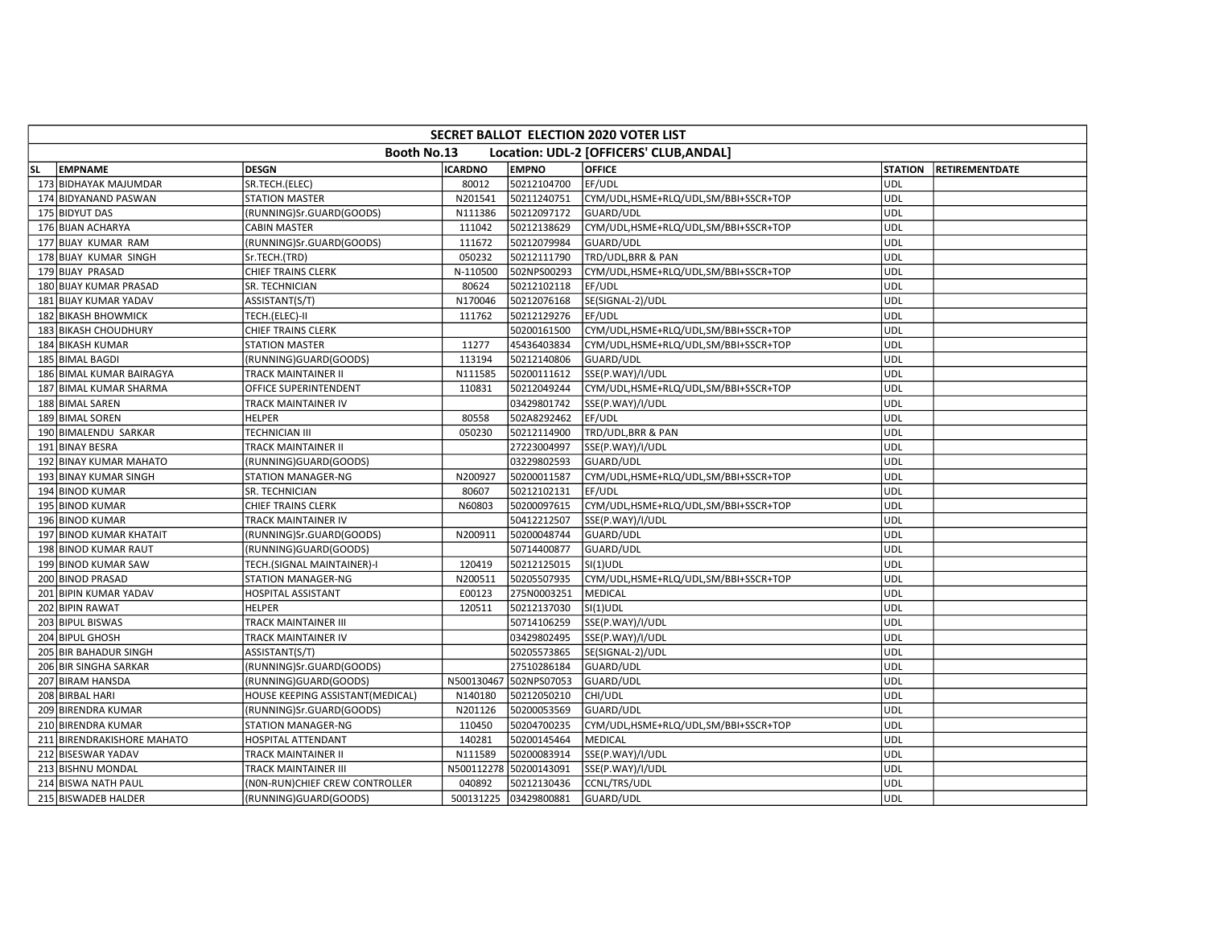| SECRET BALLOT ELECTION 2020 VOTER LIST | | | | | | | |
|---|---|---|---|---|---|---|---|
| Booth No.13 Location: UDL-2 [OFFICERS' CLUB,ANDAL] | | | | | | | |
| SL | EMPNAME | DESGN | ICARDNO | EMPNO | OFFICE | STATION | RETIREMENTDATE |
| 173 | BIDHAYAK MAJUMDAR | SR.TECH.(ELEC) | 80012 | 50212104700 | EF/UDL | UDL | |
| 174 | BIDYANAND PASWAN | STATION MASTER | N201541 | 50211240751 | CYM/UDL,HSME+RLQ/UDL,SM/BBI+SSCR+TOP | UDL | |
| 175 | BIDYUT DAS | (RUNNING)Sr.GUARD(GOODS) | N111386 | 50212097172 | GUARD/UDL | UDL | |
| 176 | BIJAN ACHARYA | CABIN MASTER | 111042 | 50212138629 | CYM/UDL,HSME+RLQ/UDL,SM/BBI+SSCR+TOP | UDL | |
| 177 | BIJAY KUMAR RAM | (RUNNING)Sr.GUARD(GOODS) | 111672 | 50212079984 | GUARD/UDL | UDL | |
| 178 | BIJAY KUMAR SINGH | Sr.TECH.(TRD) | 050232 | 50212111790 | TRD/UDL,BRR & PAN | UDL | |
| 179 | BIJAY PRASAD | CHIEF TRAINS CLERK | N-110500 | 502NPS00293 | CYM/UDL,HSME+RLQ/UDL,SM/BBI+SSCR+TOP | UDL | |
| 180 | BIJAY KUMAR PRASAD | SR. TECHNICIAN | 80624 | 50212102118 | EF/UDL | UDL | |
| 181 | BIJAY KUMAR YADAV | ASSISTANT(S/T) | N170046 | 50212076168 | SE(SIGNAL-2)/UDL | UDL | |
| 182 | BIKASH BHOWMICK | TECH.(ELEC)-II | 111762 | 50212129276 | EF/UDL | UDL | |
| 183 | BIKASH CHOUDHURY | CHIEF TRAINS CLERK | | 50200161500 | CYM/UDL,HSME+RLQ/UDL,SM/BBI+SSCR+TOP | UDL | |
| 184 | BIKASH KUMAR | STATION MASTER | 11277 | 45436403834 | CYM/UDL,HSME+RLQ/UDL,SM/BBI+SSCR+TOP | UDL | |
| 185 | BIMAL BAGDI | (RUNNING)GUARD(GOODS) | 113194 | 50212140806 | GUARD/UDL | UDL | |
| 186 | BIMAL KUMAR BAIRAGYA | TRACK MAINTAINER II | N111585 | 50200111612 | SSE(P.WAY)/I/UDL | UDL | |
| 187 | BIMAL KUMAR SHARMA | OFFICE SUPERINTENDENT | 110831 | 50212049244 | CYM/UDL,HSME+RLQ/UDL,SM/BBI+SSCR+TOP | UDL | |
| 188 | BIMAL SAREN | TRACK MAINTAINER IV | | 03429801742 | SSE(P.WAY)/I/UDL | UDL | |
| 189 | BIMAL SOREN | HELPER | 80558 | 502A8292462 | EF/UDL | UDL | |
| 190 | BIMALENDU SARKAR | TECHNICIAN III | 050230 | 50212114900 | TRD/UDL,BRR & PAN | UDL | |
| 191 | BINAY BESRA | TRACK MAINTAINER II | | 27223004997 | SSE(P.WAY)/I/UDL | UDL | |
| 192 | BINAY KUMAR MAHATO | (RUNNING)GUARD(GOODS) | | 03229802593 | GUARD/UDL | UDL | |
| 193 | BINAY KUMAR SINGH | STATION MANAGER-NG | N200927 | 50200011587 | CYM/UDL,HSME+RLQ/UDL,SM/BBI+SSCR+TOP | UDL | |
| 194 | BINOD KUMAR | SR. TECHNICIAN | 80607 | 50212102131 | EF/UDL | UDL | |
| 195 | BINOD KUMAR | CHIEF TRAINS CLERK | N60803 | 50200097615 | CYM/UDL,HSME+RLQ/UDL,SM/BBI+SSCR+TOP | UDL | |
| 196 | BINOD KUMAR | TRACK MAINTAINER IV | | 50412212507 | SSE(P.WAY)/I/UDL | UDL | |
| 197 | BINOD KUMAR KHATAIT | (RUNNING)Sr.GUARD(GOODS) | N200911 | 50200048744 | GUARD/UDL | UDL | |
| 198 | BINOD KUMAR RAUT | (RUNNING)GUARD(GOODS) | | 50714400877 | GUARD/UDL | UDL | |
| 199 | BINOD KUMAR SAW | TECH.(SIGNAL MAINTAINER)-I | 120419 | 50212125015 | SI(1)UDL | UDL | |
| 200 | BINOD PRASAD | STATION MANAGER-NG | N200511 | 50205507935 | CYM/UDL,HSME+RLQ/UDL,SM/BBI+SSCR+TOP | UDL | |
| 201 | BIPIN KUMAR YADAV | HOSPITAL ASSISTANT | E00123 | 275N0003251 | MEDICAL | UDL | |
| 202 | BIPIN RAWAT | HELPER | 120511 | 50212137030 | SI(1)UDL | UDL | |
| 203 | BIPUL BISWAS | TRACK MAINTAINER III | | 50714106259 | SSE(P.WAY)/I/UDL | UDL | |
| 204 | BIPUL GHOSH | TRACK MAINTAINER IV | | 03429802495 | SSE(P.WAY)/I/UDL | UDL | |
| 205 | BIR BAHADUR SINGH | ASSISTANT(S/T) | | 50205573865 | SE(SIGNAL-2)/UDL | UDL | |
| 206 | BIR SINGHA SARKAR | (RUNNING)Sr.GUARD(GOODS) | | 27510286184 | GUARD/UDL | UDL | |
| 207 | BIRAM HANSDA | (RUNNING)GUARD(GOODS) | N500130467 | 502NPS07053 | GUARD/UDL | UDL | |
| 208 | BIRBAL HARI | HOUSE KEEPING ASSISTANT(MEDICAL) | N140180 | 50212050210 | CHI/UDL | UDL | |
| 209 | BIRENDRA KUMAR | (RUNNING)Sr.GUARD(GOODS) | N201126 | 50200053569 | GUARD/UDL | UDL | |
| 210 | BIRENDRA KUMAR | STATION MANAGER-NG | 110450 | 50204700235 | CYM/UDL,HSME+RLQ/UDL,SM/BBI+SSCR+TOP | UDL | |
| 211 | BIRENDRAKISHORE MAHATO | HOSPITAL ATTENDANT | 140281 | 50200145464 | MEDICAL | UDL | |
| 212 | BISESWAR YADAV | TRACK MAINTAINER II | N111589 | 50200083914 | SSE(P.WAY)/I/UDL | UDL | |
| 213 | BISHNU MONDAL | TRACK MAINTAINER III | N500112278 | 50200143091 | SSE(P.WAY)/I/UDL | UDL | |
| 214 | BISWA NATH PAUL | (NON-RUN)CHIEF CREW CONTROLLER | 040892 | 50212130436 | CCNL/TRS/UDL | UDL | |
| 215 | BISWADEB HALDER | (RUNNING)GUARD(GOODS) | 500131225 | 03429800881 | GUARD/UDL | UDL | |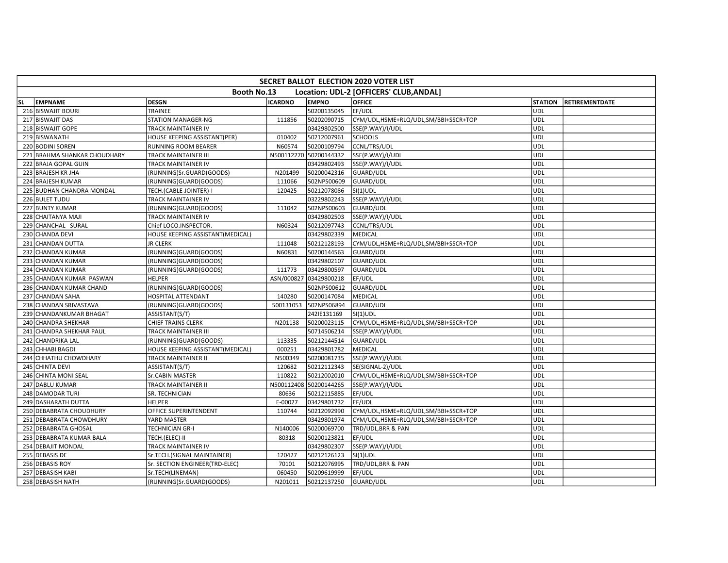| SECRET BALLOT ELECTION 2020 VOTER LIST | | | | | | | |
|---|---|---|---|---|---|---|---|
| Booth No.13 Location: UDL-2 [OFFICERS' CLUB,ANDAL] | | | | | | | |
| SL | EMPNAME | DESGN | ICARDNO | EMPNO | OFFICE | STATION | RETIREMENTDATE |
| 216 | BISWAJIT BOURI | TRAINEE | | 50200135045 | EF/UDL | UDL | |
| 217 | BISWAJIT DAS | STATION MANAGER-NG | 111856 | 50202090715 | CYM/UDL,HSME+RLQ/UDL,SM/BBI+SSCR+TOP | UDL | |
| 218 | BISWAJIT GOPE | TRACK MAINTAINER IV | | 03429802500 | SSE(P.WAY)/I/UDL | UDL | |
| 219 | BISWANATH | HOUSE KEEPING ASSISTANT(PER) | 010402 | 50212007961 | SCHOOLS | UDL | |
| 220 | BODINI SOREN | RUNNING ROOM BEARER | N60574 | 50200109794 | CCNL/TRS/UDL | UDL | |
| 221 | BRAHMA SHANKAR CHOUDHARY | TRACK MAINTAINER III | N500112270 | 50200144332 | SSE(P.WAY)/I/UDL | UDL | |
| 222 | BRAJA GOPAL GUIN | TRACK MAINTAINER IV | | 03429802493 | SSE(P.WAY)/I/UDL | UDL | |
| 223 | BRAJESH KR JHA | (RUNNING)Sr.GUARD(GOODS) | N201499 | 50200042316 | GUARD/UDL | UDL | |
| 224 | BRAJESH KUMAR | (RUNNING)GUARD(GOODS) | 111066 | 502NPS00609 | GUARD/UDL | UDL | |
| 225 | BUDHAN CHANDRA MONDAL | TECH.(CABLE-JOINTER)-I | 120425 | 50212078086 | SI(1)UDL | UDL | |
| 226 | BULET TUDU | TRACK MAINTAINER IV | | 03229802243 | SSE(P.WAY)/I/UDL | UDL | |
| 227 | BUNTY KUMAR | (RUNNING)GUARD(GOODS) | 111042 | 502NPS00603 | GUARD/UDL | UDL | |
| 228 | CHAITANYA MAJI | TRACK MAINTAINER IV | | 03429802503 | SSE(P.WAY)/I/UDL | UDL | |
| 229 | CHANCHAL SURAL | Chief LOCO.INSPECTOR. | N60324 | 50212097743 | CCNL/TRS/UDL | UDL | |
| 230 | CHANDA DEVI | HOUSE KEEPING ASSISTANT(MEDICAL) | | 03429802339 | MEDICAL | UDL | |
| 231 | CHANDAN DUTTA | JR CLERK | 111048 | 50212128193 | CYM/UDL,HSME+RLQ/UDL,SM/BBI+SSCR+TOP | UDL | |
| 232 | CHANDAN KUMAR | (RUNNING)GUARD(GOODS) | N60831 | 50200144563 | GUARD/UDL | UDL | |
| 233 | CHANDAN KUMAR | (RUNNING)GUARD(GOODS) | | 03429802107 | GUARD/UDL | UDL | |
| 234 | CHANDAN KUMAR | (RUNNING)GUARD(GOODS) | 111773 | 03429800597 | GUARD/UDL | UDL | |
| 235 | CHANDAN KUMAR PASWAN | HELPER | ASN/000827 | 03429800218 | EF/UDL | UDL | |
| 236 | CHANDAN KUMAR CHAND | (RUNNING)GUARD(GOODS) | | 502NPS00612 | GUARD/UDL | UDL | |
| 237 | CHANDAN SAHA | HOSPITAL ATTENDANT | 140280 | 50200147084 | MEDICAL | UDL | |
| 238 | CHANDAN SRIVASTAVA | (RUNNING)GUARD(GOODS) | 500131053 | 502NPS06894 | GUARD/UDL | UDL | |
| 239 | CHANDANKUMAR BHAGAT | ASSISTANT(S/T) | | 242IE131169 | SI(1)UDL | UDL | |
| 240 | CHANDRA SHEKHAR | CHIEF TRAINS CLERK | N201138 | 50200023115 | CYM/UDL,HSME+RLQ/UDL,SM/BBI+SSCR+TOP | UDL | |
| 241 | CHANDRA SHEKHAR PAUL | TRACK MAINTAINER III | | 50714506214 | SSE(P.WAY)/I/UDL | UDL | |
| 242 | CHANDRIKA LAL | (RUNNING)GUARD(GOODS) | 113335 | 50212144514 | GUARD/UDL | UDL | |
| 243 | CHHABI BAGDI | HOUSE KEEPING ASSISTANT(MEDICAL) | 000251 | 03429801782 | MEDICAL | UDL | |
| 244 | CHHATHU CHOWDHARY | TRACK MAINTAINER II | N500349 | 50200081735 | SSE(P.WAY)/I/UDL | UDL | |
| 245 | CHINTA DEVI | ASSISTANT(S/T) | 120682 | 50212112343 | SE(SIGNAL-2)/UDL | UDL | |
| 246 | CHINTA MONI SEAL | Sr.CABIN MASTER | 110822 | 50212002010 | CYM/UDL,HSME+RLQ/UDL,SM/BBI+SSCR+TOP | UDL | |
| 247 | DABLU KUMAR | TRACK MAINTAINER II | N500112408 | 50200144265 | SSE(P.WAY)/I/UDL | UDL | |
| 248 | DAMODAR TURI | SR. TECHNICIAN | 80636 | 50212115885 | EF/UDL | UDL | |
| 249 | DASHARATH DUTTA | HELPER | E-00027 | 03429801732 | EF/UDL | UDL | |
| 250 | DEBABRATA CHOUDHURY | OFFICE SUPERINTENDENT | 110744 | 50212092990 | CYM/UDL,HSME+RLQ/UDL,SM/BBI+SSCR+TOP | UDL | |
| 251 | DEBABRATA CHOWDHURY | YARD MASTER | | 03429801974 | CYM/UDL,HSME+RLQ/UDL,SM/BBI+SSCR+TOP | UDL | |
| 252 | DEBABRATA GHOSAL | TECHNICIAN GR-I | N140006 | 50200069700 | TRD/UDL,BRR & PAN | UDL | |
| 253 | DEBABRATA KUMAR BALA | TECH.(ELEC)-II | 80318 | 50200123821 | EF/UDL | UDL | |
| 254 | DEBAJIT MONDAL | TRACK MAINTAINER IV | | 03429802307 | SSE(P.WAY)/I/UDL | UDL | |
| 255 | DEBASIS DE | Sr.TECH.(SIGNAL MAINTAINER) | 120427 | 50212126123 | SI(1)UDL | UDL | |
| 256 | DEBASIS ROY | Sr. SECTION ENGINEER(TRD-ELEC) | 70101 | 50212076995 | TRD/UDL,BRR & PAN | UDL | |
| 257 | DEBASISH KABI | Sr.TECH(LINEMAN) | 060450 | 50209619999 | EF/UDL | UDL | |
| 258 | DEBASISH NATH | (RUNNING)Sr.GUARD(GOODS) | N201011 | 50212137250 | GUARD/UDL | UDL | |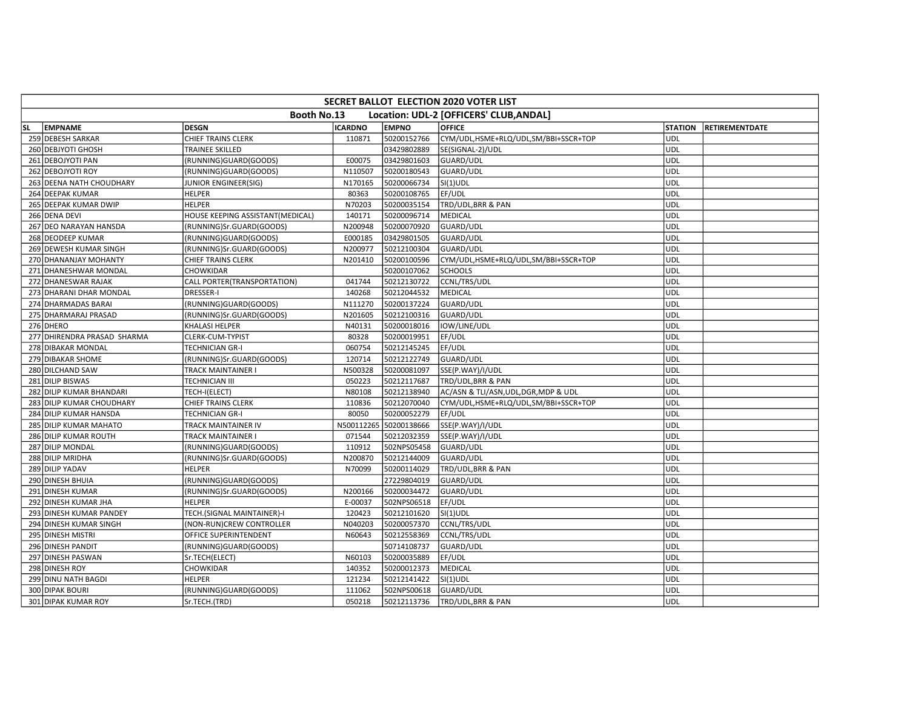| SECRET BALLOT ELECTION 2020 VOTER LIST | | | | | | | |
|---|---|---|---|---|---|---|---|
| Booth No.13 Location: UDL-2 [OFFICERS' CLUB,ANDAL] | | | | | | | |
| SL | EMPNAME | DESGN | ICARDNO | EMPNO | OFFICE | STATION | RETIREMENTDATE |
| 259 | DEBESH SARKAR | CHIEF TRAINS CLERK | 110871 | 50200152766 | CYM/UDL,HSME+RLQ/UDL,SM/BBI+SSCR+TOP | UDL | |
| 260 | DEBJYOTI GHOSH | TRAINEE SKILLED | | 03429802889 | SE(SIGNAL-2)/UDL | UDL | |
| 261 | DEBOJYOTI PAN | (RUNNING)GUARD(GOODS) | E00075 | 03429801603 | GUARD/UDL | UDL | |
| 262 | DEBOJYOTI ROY | (RUNNING)GUARD(GOODS) | N110507 | 50200180543 | GUARD/UDL | UDL | |
| 263 | DEENA NATH CHOUDHARY | JUNIOR ENGINEER(SIG) | N170165 | 50200066734 | SI(1)UDL | UDL | |
| 264 | DEEPAK KUMAR | HELPER | 80363 | 50200108765 | EF/UDL | UDL | |
| 265 | DEEPAK KUMAR DWIP | HELPER | N70203 | 50200035154 | TRD/UDL,BRR & PAN | UDL | |
| 266 | DENA DEVI | HOUSE KEEPING ASSISTANT(MEDICAL) | 140171 | 50200096714 | MEDICAL | UDL | |
| 267 | DEO NARAYAN HANSDA | (RUNNING)Sr.GUARD(GOODS) | N200948 | 50200070920 | GUARD/UDL | UDL | |
| 268 | DEODEEP KUMAR | (RUNNING)GUARD(GOODS) | E000185 | 03429801505 | GUARD/UDL | UDL | |
| 269 | DEWESH KUMAR SINGH | (RUNNING)Sr.GUARD(GOODS) | N200977 | 50212100304 | GUARD/UDL | UDL | |
| 270 | DHANANJAY MOHANTY | CHIEF TRAINS CLERK | N201410 | 50200100596 | CYM/UDL,HSME+RLQ/UDL,SM/BBI+SSCR+TOP | UDL | |
| 271 | DHANESHWAR MONDAL | CHOWKIDAR | | 50200107062 | SCHOOLS | UDL | |
| 272 | DHANESWAR RAJAK | CALL PORTER(TRANSPORTATION) | 041744 | 50212130722 | CCNL/TRS/UDL | UDL | |
| 273 | DHARANI DHAR MONDAL | DRESSER-I | 140268 | 50212044532 | MEDICAL | UDL | |
| 274 | DHARMADAS BARAI | (RUNNING)GUARD(GOODS) | N111270 | 50200137224 | GUARD/UDL | UDL | |
| 275 | DHARMARAJ PRASAD | (RUNNING)Sr.GUARD(GOODS) | N201605 | 50212100316 | GUARD/UDL | UDL | |
| 276 | DHERO | KHALASI HELPER | N40131 | 50200018016 | IOW/LINE/UDL | UDL | |
| 277 | DHIRENDRA PRASAD SHARMA | CLERK-CUM-TYPIST | 80328 | 50200019951 | EF/UDL | UDL | |
| 278 | DIBAKAR MONDAL | TECHNICIAN GR-I | 060754 | 50212145245 | EF/UDL | UDL | |
| 279 | DIBAKAR SHOME | (RUNNING)Sr.GUARD(GOODS) | 120714 | 50212122749 | GUARD/UDL | UDL | |
| 280 | DILCHAND SAW | TRACK MAINTAINER I | N500328 | 50200081097 | SSE(P.WAY)/I/UDL | UDL | |
| 281 | DILIP BISWAS | TECHNICIAN III | 050223 | 50212117687 | TRD/UDL,BRR & PAN | UDL | |
| 282 | DILIP KUMAR BHANDARI | TECH-I(ELECT) | N80108 | 50212138940 | AC/ASN & TLI/ASN,UDL,DGR,MDP & UDL | UDL | |
| 283 | DILIP KUMAR CHOUDHARY | CHIEF TRAINS CLERK | 110836 | 50212070040 | CYM/UDL,HSME+RLQ/UDL,SM/BBI+SSCR+TOP | UDL | |
| 284 | DILIP KUMAR HANSDA | TECHNICIAN GR-I | 80050 | 50200052279 | EF/UDL | UDL | |
| 285 | DILIP KUMAR MAHATO | TRACK MAINTAINER IV | N500112265 | 50200138666 | SSE(P.WAY)/I/UDL | UDL | |
| 286 | DILIP KUMAR ROUTH | TRACK MAINTAINER I | 071544 | 50212032359 | SSE(P.WAY)/I/UDL | UDL | |
| 287 | DILIP MONDAL | (RUNNING)GUARD(GOODS) | 110912 | 502NPS05458 | GUARD/UDL | UDL | |
| 288 | DILIP MRIDHA | (RUNNING)Sr.GUARD(GOODS) | N200870 | 50212144009 | GUARD/UDL | UDL | |
| 289 | DILIP YADAV | HELPER | N70099 | 50200114029 | TRD/UDL,BRR & PAN | UDL | |
| 290 | DINESH BHUIA | (RUNNING)GUARD(GOODS) | | 27229804019 | GUARD/UDL | UDL | |
| 291 | DINESH KUMAR | (RUNNING)Sr.GUARD(GOODS) | N200166 | 50200034472 | GUARD/UDL | UDL | |
| 292 | DINESH KUMAR JHA | HELPER | E-00037 | 502NPS06518 | EF/UDL | UDL | |
| 293 | DINESH KUMAR PANDEY | TECH.(SIGNAL MAINTAINER)-I | 120423 | 50212101620 | SI(1)UDL | UDL | |
| 294 | DINESH KUMAR SINGH | (NON-RUN)CREW CONTROLLER | N040203 | 50200057370 | CCNL/TRS/UDL | UDL | |
| 295 | DINESH MISTRI | OFFICE SUPERINTENDENT | N60643 | 50212558369 | CCNL/TRS/UDL | UDL | |
| 296 | DINESH PANDIT | (RUNNING)GUARD(GOODS) | | 50714108737 | GUARD/UDL | UDL | |
| 297 | DINESH PASWAN | Sr.TECH(ELECT) | N60103 | 50200035889 | EF/UDL | UDL | |
| 298 | DINESH ROY | CHOWKIDAR | 140352 | 50200012373 | MEDICAL | UDL | |
| 299 | DINU NATH BAGDI | HELPER | 121234 | 50212141422 | SI(1)UDL | UDL | |
| 300 | DIPAK BOURI | (RUNNING)GUARD(GOODS) | 111062 | 502NPS00618 | GUARD/UDL | UDL | |
| 301 | DIPAK KUMAR ROY | Sr.TECH.(TRD) | 050218 | 50212113736 | TRD/UDL,BRR & PAN | UDL | |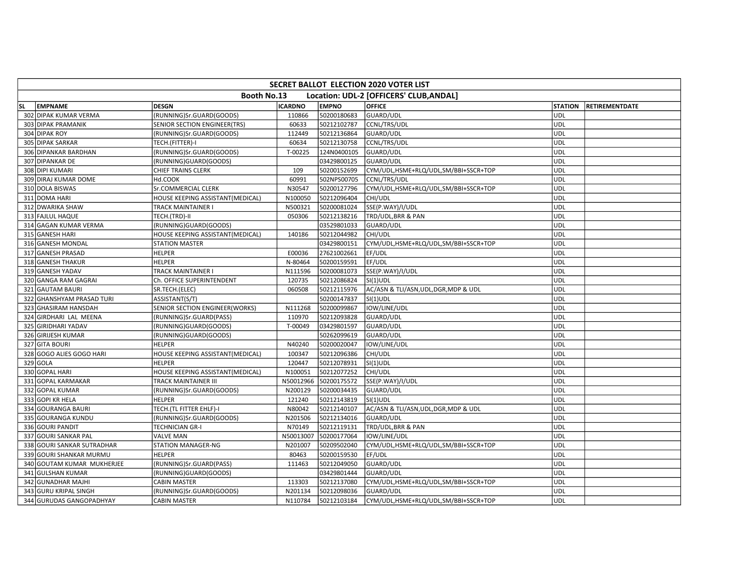## SECRET BALLOT ELECTION 2020 VOTER LIST

### Booth No.13 Location: UDL-2 [OFFICERS' CLUB,ANDAL]

| SL | EMPNAME | DESGN | ICARDNO | EMPNO | OFFICE | STATION | RETIREMENTDATE |
|---|---|---|---|---|---|---|---|
| 302 | DIPAK KUMAR VERMA | (RUNNING)Sr.GUARD(GOODS) | 110866 | 50200180683 | GUARD/UDL | UDL | |
| 303 | DIPAK PRAMANIK | SENIOR SECTION ENGINEER(TRS) | 60633 | 50212102787 | CCNL/TRS/UDL | UDL | |
| 304 | DIPAK ROY | (RUNNING)Sr.GUARD(GOODS) | 112449 | 50212136864 | GUARD/UDL | UDL | |
| 305 | DIPAK SARKAR | TECH.(FITTER)-I | 60634 | 50212130758 | CCNL/TRS/UDL | UDL | |
| 306 | DIPANKAR BARDHAN | (RUNNING)Sr.GUARD(GOODS) | T-00225 | 124N0400105 | GUARD/UDL | UDL | |
| 307 | DIPANKAR DE | (RUNNING)GUARD(GOODS) | | 03429800125 | GUARD/UDL | UDL | |
| 308 | DIPI KUMARI | CHIEF TRAINS CLERK | 109 | 50200152699 | CYM/UDL,HSME+RLQ/UDL,SM/BBI+SSCR+TOP | UDL | |
| 309 | DIRAJ KUMAR DOME | Hd.COOK | 60991 | 502NPS00705 | CCNL/TRS/UDL | UDL | |
| 310 | DOLA BISWAS | Sr.COMMERCIAL CLERK | N30547 | 50200127796 | CYM/UDL,HSME+RLQ/UDL,SM/BBI+SSCR+TOP | UDL | |
| 311 | DOMA HARI | HOUSE KEEPING ASSISTANT(MEDICAL) | N100050 | 50212096404 | CHI/UDL | UDL | |
| 312 | DWARIKA SHAW | TRACK MAINTAINER I | N500321 | 50200081024 | SSE(P.WAY)/I/UDL | UDL | |
| 313 | FAJLUL HAQUE | TECH.(TRD)-II | 050306 | 50212138216 | TRD/UDL,BRR & PAN | UDL | |
| 314 | GAGAN KUMAR VERMA | (RUNNING)GUARD(GOODS) | | 03529801033 | GUARD/UDL | UDL | |
| 315 | GANESH HARI | HOUSE KEEPING ASSISTANT(MEDICAL) | 140186 | 50212044982 | CHI/UDL | UDL | |
| 316 | GANESH MONDAL | STATION MASTER | | 03429800151 | CYM/UDL,HSME+RLQ/UDL,SM/BBI+SSCR+TOP | UDL | |
| 317 | GANESH PRASAD | HELPER | E00036 | 27621002661 | EF/UDL | UDL | |
| 318 | GANESH THAKUR | HELPER | N-80464 | 50200159591 | EF/UDL | UDL | |
| 319 | GANESH YADAV | TRACK MAINTAINER I | N111596 | 50200081073 | SSE(P.WAY)/I/UDL | UDL | |
| 320 | GANGA RAM GAGRAI | Ch. OFFICE SUPERINTENDENT | 120735 | 50212086824 | SI(1)UDL | UDL | |
| 321 | GAUTAM BAURI | SR.TECH.(ELEC) | 060508 | 50212115976 | AC/ASN & TLI/ASN,UDL,DGR,MDP & UDL | UDL | |
| 322 | GHANSHYAM PRASAD TURI | ASSISTANT(S/T) | | 50200147837 | SI(1)UDL | UDL | |
| 323 | GHASIRAM HANSDAH | SENIOR SECTION ENGINEER(WORKS) | N111268 | 50200099867 | IOW/LINE/UDL | UDL | |
| 324 | GIRDHARI LAL MEENA | (RUNNING)Sr.GUARD(PASS) | 110970 | 50212093828 | GUARD/UDL | UDL | |
| 325 | GIRIDHARI YADAV | (RUNNING)GUARD(GOODS) | T-00049 | 03429801597 | GUARD/UDL | UDL | |
| 326 | GIRIJESH KUMAR | (RUNNING)GUARD(GOODS) | | 50262099619 | GUARD/UDL | UDL | |
| 327 | GITA BOURI | HELPER | N40240 | 50200020047 | IOW/LINE/UDL | UDL | |
| 328 | GOGO ALIES GOGO HARI | HOUSE KEEPING ASSISTANT(MEDICAL) | 100347 | 50212096386 | CHI/UDL | UDL | |
| 329 | GOLA | HELPER | 120447 | 50212078931 | SI(1)UDL | UDL | |
| 330 | GOPAL HARI | HOUSE KEEPING ASSISTANT(MEDICAL) | N100051 | 50212077252 | CHI/UDL | UDL | |
| 331 | GOPAL KARMAKAR | TRACK MAINTAINER III | N50012966 | 50200175572 | SSE(P.WAY)/I/UDL | UDL | |
| 332 | GOPAL KUMAR | (RUNNING)Sr.GUARD(GOODS) | N200129 | 50200034435 | GUARD/UDL | UDL | |
| 333 | GOPI KR HELA | HELPER | 121240 | 50212143819 | SI(1)UDL | UDL | |
| 334 | GOURANGA BAURI | TECH.(TL FITTER EHLF)-I | N80042 | 50212140107 | AC/ASN & TLI/ASN,UDL,DGR,MDP & UDL | UDL | |
| 335 | GOURANGA KUNDU | (RUNNING)Sr.GUARD(GOODS) | N201506 | 50212134016 | GUARD/UDL | UDL | |
| 336 | GOURI PANDIT | TECHNICIAN GR-I | N70149 | 50212119131 | TRD/UDL,BRR & PAN | UDL | |
| 337 | GOURI SANKAR PAL | VALVE MAN | N50013007 | 50200177064 | IOW/LINE/UDL | UDL | |
| 338 | GOURI SANKAR SUTRADHAR | STATION MANAGER-NG | N201007 | 50209502040 | CYM/UDL,HSME+RLQ/UDL,SM/BBI+SSCR+TOP | UDL | |
| 339 | GOURI SHANKAR MURMU | HELPER | 80463 | 50200159530 | EF/UDL | UDL | |
| 340 | GOUTAM KUMAR MUKHERJEE | (RUNNING)Sr.GUARD(PASS) | 111463 | 50212049050 | GUARD/UDL | UDL | |
| 341 | GULSHAN KUMAR | (RUNNING)GUARD(GOODS) | | 03429801444 | GUARD/UDL | UDL | |
| 342 | GUNADHAR MAJHI | CABIN MASTER | 113303 | 50212137080 | CYM/UDL,HSME+RLQ/UDL,SM/BBI+SSCR+TOP | UDL | |
| 343 | GURU KRIPAL SINGH | (RUNNING)Sr.GUARD(GOODS) | N201134 | 50212098036 | GUARD/UDL | UDL | |
| 344 | GURUDAS GANGOPADHYAY | CABIN MASTER | N110784 | 50212103184 | CYM/UDL,HSME+RLQ/UDL,SM/BBI+SSCR+TOP | UDL | |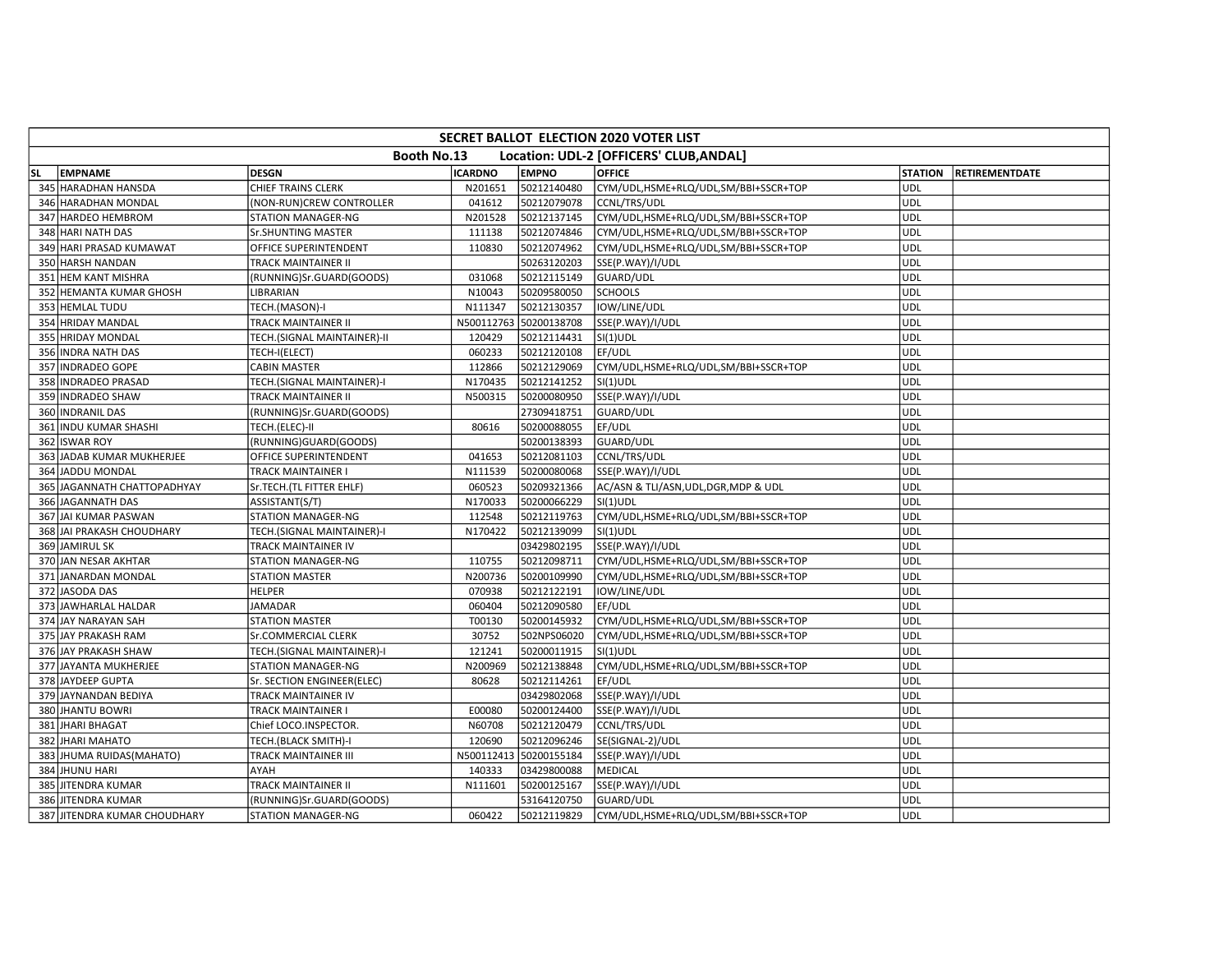| SECRET BALLOT ELECTION 2020 VOTER LIST | | | | | | | |
|---|---|---|---|---|---|---|---|
| Booth No.13 Location: UDL-2 [OFFICERS' CLUB,ANDAL] | | | | | | | |
| SL | EMPNAME | DESGN | ICARDNO | EMPNO | OFFICE | STATION | RETIREMENTDATE |
| 345 | HARADHAN HANSDA | CHIEF TRAINS CLERK | N201651 | 50212140480 | CYM/UDL,HSME+RLQ/UDL,SM/BBI+SSCR+TOP | UDL | |
| 346 | HARADHAN MONDAL | (NON-RUN)CREW CONTROLLER | 041612 | 50212079078 | CCNL/TRS/UDL | UDL | |
| 347 | HARDEO HEMBROM | STATION MANAGER-NG | N201528 | 50212137145 | CYM/UDL,HSME+RLQ/UDL,SM/BBI+SSCR+TOP | UDL | |
| 348 | HARI NATH DAS | Sr.SHUNTING MASTER | 111138 | 50212074846 | CYM/UDL,HSME+RLQ/UDL,SM/BBI+SSCR+TOP | UDL | |
| 349 | HARI PRASAD KUMAWAT | OFFICE SUPERINTENDENT | 110830 | 50212074962 | CYM/UDL,HSME+RLQ/UDL,SM/BBI+SSCR+TOP | UDL | |
| 350 | HARSH NANDAN | TRACK MAINTAINER II | | 50263120203 | SSE(P.WAY)/I/UDL | UDL | |
| 351 | HEM KANT MISHRA | (RUNNING)Sr.GUARD(GOODS) | 031068 | 50212115149 | GUARD/UDL | UDL | |
| 352 | HEMANTA KUMAR GHOSH | LIBRARIAN | N10043 | 50209580050 | SCHOOLS | UDL | |
| 353 | HEMLAL TUDU | TECH.(MASON)-I | N111347 | 50212130357 | IOW/LINE/UDL | UDL | |
| 354 | HRIDAY MANDAL | TRACK MAINTAINER II | N500112763 | 50200138708 | SSE(P.WAY)/I/UDL | UDL | |
| 355 | HRIDAY MONDAL | TECH.(SIGNAL MAINTAINER)-II | 120429 | 50212114431 | SI(1)UDL | UDL | |
| 356 | INDRA NATH DAS | TECH-I(ELECT) | 060233 | 50212120108 | EF/UDL | UDL | |
| 357 | INDRADEO GOPE | CABIN MASTER | 112866 | 50212129069 | CYM/UDL,HSME+RLQ/UDL,SM/BBI+SSCR+TOP | UDL | |
| 358 | INDRADEO PRASAD | TECH.(SIGNAL MAINTAINER)-I | N170435 | 50212141252 | SI(1)UDL | UDL | |
| 359 | INDRADEO SHAW | TRACK MAINTAINER II | N500315 | 50200080950 | SSE(P.WAY)/I/UDL | UDL | |
| 360 | INDRANIL DAS | (RUNNING)Sr.GUARD(GOODS) | | 27309418751 | GUARD/UDL | UDL | |
| 361 | INDU KUMAR SHASHI | TECH.(ELEC)-II | 80616 | 50200088055 | EF/UDL | UDL | |
| 362 | ISWAR ROY | (RUNNING)GUARD(GOODS) | | 50200138393 | GUARD/UDL | UDL | |
| 363 | JADAB KUMAR MUKHERJEE | OFFICE SUPERINTENDENT | 041653 | 50212081103 | CCNL/TRS/UDL | UDL | |
| 364 | JADDU MONDAL | TRACK MAINTAINER I | N111539 | 50200080068 | SSE(P.WAY)/I/UDL | UDL | |
| 365 | JAGANNATH CHATTOPADHYAY | Sr.TECH.(TL FITTER EHLF) | 060523 | 50209321366 | AC/ASN & TLI/ASN,UDL,DGR,MDP & UDL | UDL | |
| 366 | JAGANNATH DAS | ASSISTANT(S/T) | N170033 | 50200066229 | SI(1)UDL | UDL | |
| 367 | JAI KUMAR PASWAN | STATION MANAGER-NG | 112548 | 50212119763 | CYM/UDL,HSME+RLQ/UDL,SM/BBI+SSCR+TOP | UDL | |
| 368 | JAI PRAKASH CHOUDHARY | TECH.(SIGNAL MAINTAINER)-I | N170422 | 50212139099 | SI(1)UDL | UDL | |
| 369 | JAMIRUL SK | TRACK MAINTAINER IV | | 03429802195 | SSE(P.WAY)/I/UDL | UDL | |
| 370 | JAN NESAR AKHTAR | STATION MANAGER-NG | 110755 | 50212098711 | CYM/UDL,HSME+RLQ/UDL,SM/BBI+SSCR+TOP | UDL | |
| 371 | JANARDAN MONDAL | STATION MASTER | N200736 | 50200109990 | CYM/UDL,HSME+RLQ/UDL,SM/BBI+SSCR+TOP | UDL | |
| 372 | JASODA DAS | HELPER | 070938 | 50212122191 | IOW/LINE/UDL | UDL | |
| 373 | JAWHARLAL HALDAR | JAMADAR | 060404 | 50212090580 | EF/UDL | UDL | |
| 374 | JAY NARAYAN SAH | STATION MASTER | T00130 | 50200145932 | CYM/UDL,HSME+RLQ/UDL,SM/BBI+SSCR+TOP | UDL | |
| 375 | JAY PRAKASH RAM | Sr.COMMERCIAL CLERK | 30752 | 502NPS06020 | CYM/UDL,HSME+RLQ/UDL,SM/BBI+SSCR+TOP | UDL | |
| 376 | JAY PRAKASH SHAW | TECH.(SIGNAL MAINTAINER)-I | 121241 | 50200011915 | SI(1)UDL | UDL | |
| 377 | JAYANTA MUKHERJEE | STATION MANAGER-NG | N200969 | 50212138848 | CYM/UDL,HSME+RLQ/UDL,SM/BBI+SSCR+TOP | UDL | |
| 378 | JAYDEEP GUPTA | Sr. SECTION ENGINEER(ELEC) | 80628 | 50212114261 | EF/UDL | UDL | |
| 379 | JAYNANDAN BEDIYA | TRACK MAINTAINER IV | | 03429802068 | SSE(P.WAY)/I/UDL | UDL | |
| 380 | JHANTU BOWRI | TRACK MAINTAINER I | E00080 | 50200124400 | SSE(P.WAY)/I/UDL | UDL | |
| 381 | JHARI BHAGAT | Chief LOCO.INSPECTOR. | N60708 | 50212120479 | CCNL/TRS/UDL | UDL | |
| 382 | JHARI MAHATO | TECH.(BLACK SMITH)-I | 120690 | 50212096246 | SE(SIGNAL-2)/UDL | UDL | |
| 383 | JHUMA RUIDAS(MAHATO) | TRACK MAINTAINER III | N500112413 | 50200155184 | SSE(P.WAY)/I/UDL | UDL | |
| 384 | JHUNU HARI | AYAH | 140333 | 03429800088 | MEDICAL | UDL | |
| 385 | JITENDRA KUMAR | TRACK MAINTAINER II | N111601 | 50200125167 | SSE(P.WAY)/I/UDL | UDL | |
| 386 | JITENDRA KUMAR | (RUNNING)Sr.GUARD(GOODS) | | 53164120750 | GUARD/UDL | UDL | |
| 387 | JITENDRA KUMAR CHOUDHARY | STATION MANAGER-NG | 060422 | 50212119829 | CYM/UDL,HSME+RLQ/UDL,SM/BBI+SSCR+TOP | UDL | |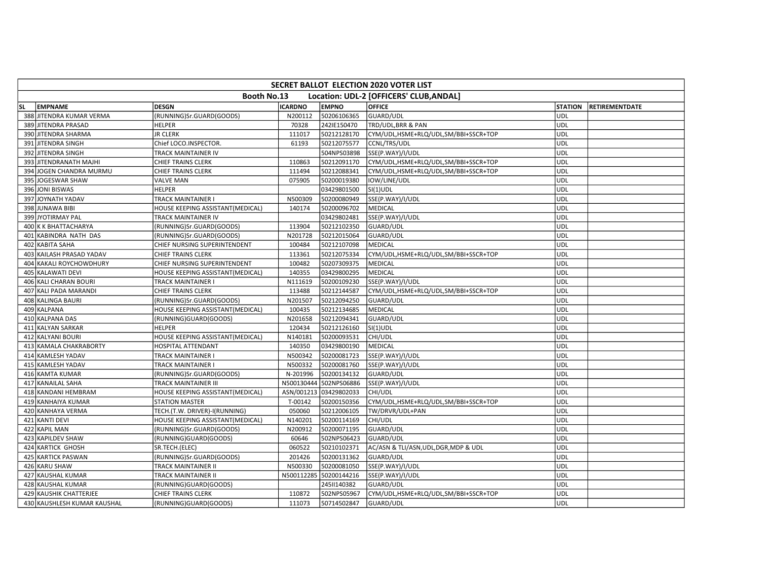| SECRET BALLOT ELECTION 2020 VOTER LIST | | | | | | | |
|---|---|---|---|---|---|---|---|
| Booth No.13 Location: UDL-2 [OFFICERS' CLUB,ANDAL] | | | | | | | |
| SL | EMPNAME | DESGN | ICARDNO | EMPNO | OFFICE | STATION | RETIREMENTDATE |
| 388 | JITENDRA KUMAR VERMA | (RUNNING)Sr.GUARD(GOODS) | N200112 | 50206106365 | GUARD/UDL | UDL | |
| 389 | JITENDRA PRASAD | HELPER | 70328 | 242IE150470 | TRD/UDL,BRR & PAN | UDL | |
| 390 | JITENDRA SHARMA | JR CLERK | 111017 | 50212128170 | CYM/UDL,HSME+RLQ/UDL,SM/BBI+SSCR+TOP | UDL | |
| 391 | JITENDRA SINGH | Chief LOCO.INSPECTOR. | 61193 | 50212075577 | CCNL/TRS/UDL | UDL | |
| 392 | JITENDRA SINGH | TRACK MAINTAINER IV | | 504NPS03898 | SSE(P.WAY)/I/UDL | UDL | |
| 393 | JITENDRANATH MAJHI | CHIEF TRAINS CLERK | 110863 | 50212091170 | CYM/UDL,HSME+RLQ/UDL,SM/BBI+SSCR+TOP | UDL | |
| 394 | JOGEN CHANDRA MURMU | CHIEF TRAINS CLERK | 111494 | 50212088341 | CYM/UDL,HSME+RLQ/UDL,SM/BBI+SSCR+TOP | UDL | |
| 395 | JOGESWAR SHAW | VALVE MAN | 075905 | 50200019380 | IOW/LINE/UDL | UDL | |
| 396 | JONI BISWAS | HELPER | | 03429801500 | SI(1)UDL | UDL | |
| 397 | JOYNATH YADAV | TRACK MAINTAINER I | N500309 | 50200080949 | SSE(P.WAY)/I/UDL | UDL | |
| 398 | JUNAWA BIBI | HOUSE KEEPING ASSISTANT(MEDICAL) | 140174 | 50200096702 | MEDICAL | UDL | |
| 399 | JYOTIRMAY PAL | TRACK MAINTAINER IV | | 03429802481 | SSE(P.WAY)/I/UDL | UDL | |
| 400 | K K BHATTACHARYA | (RUNNING)Sr.GUARD(GOODS) | 113904 | 50212102350 | GUARD/UDL | UDL | |
| 401 | KABINDRA NATH DAS | (RUNNING)Sr.GUARD(GOODS) | N201728 | 50212015064 | GUARD/UDL | UDL | |
| 402 | KABITA SAHA | CHIEF NURSING SUPERINTENDENT | 100484 | 50212107098 | MEDICAL | UDL | |
| 403 | KAILASH PRASAD YADAV | CHIEF TRAINS CLERK | 113361 | 50212075334 | CYM/UDL,HSME+RLQ/UDL,SM/BBI+SSCR+TOP | UDL | |
| 404 | KAKALI ROYCHOWDHURY | CHIEF NURSING SUPERINTENDENT | 100482 | 50207309375 | MEDICAL | UDL | |
| 405 | KALAWATI DEVI | HOUSE KEEPING ASSISTANT(MEDICAL) | 140355 | 03429800295 | MEDICAL | UDL | |
| 406 | KALI CHARAN BOURI | TRACK MAINTAINER I | N111619 | 50200109230 | SSE(P.WAY)/I/UDL | UDL | |
| 407 | KALI PADA MARANDI | CHIEF TRAINS CLERK | 113488 | 50212144587 | CYM/UDL,HSME+RLQ/UDL,SM/BBI+SSCR+TOP | UDL | |
| 408 | KALINGA BAURI | (RUNNING)Sr.GUARD(GOODS) | N201507 | 50212094250 | GUARD/UDL | UDL | |
| 409 | KALPANA | HOUSE KEEPING ASSISTANT(MEDICAL) | 100435 | 50212134685 | MEDICAL | UDL | |
| 410 | KALPANA DAS | (RUNNING)GUARD(GOODS) | N201658 | 50212094341 | GUARD/UDL | UDL | |
| 411 | KALYAN SARKAR | HELPER | 120434 | 50212126160 | SI(1)UDL | UDL | |
| 412 | KALYANI BOURI | HOUSE KEEPING ASSISTANT(MEDICAL) | N140181 | 50200093531 | CHI/UDL | UDL | |
| 413 | KAMALA CHAKRABORTY | HOSPITAL ATTENDANT | 140350 | 03429800190 | MEDICAL | UDL | |
| 414 | KAMLESH YADAV | TRACK MAINTAINER I | N500342 | 50200081723 | SSE(P.WAY)/I/UDL | UDL | |
| 415 | KAMLESH YADAV | TRACK MAINTAINER I | N500332 | 50200081760 | SSE(P.WAY)/I/UDL | UDL | |
| 416 | KAMTA KUMAR | (RUNNING)Sr.GUARD(GOODS) | N-201996 | 50200134132 | GUARD/UDL | UDL | |
| 417 | KANAILAL SAHA | TRACK MAINTAINER III | N500130444 | 502NPS06886 | SSE(P.WAY)/I/UDL | UDL | |
| 418 | KANDANI HEMBRAM | HOUSE KEEPING ASSISTANT(MEDICAL) | ASN/001213 | 03429802033 | CHI/UDL | UDL | |
| 419 | KANHAIYA KUMAR | STATION MASTER | T-00142 | 50200150356 | CYM/UDL,HSME+RLQ/UDL,SM/BBI+SSCR+TOP | UDL | |
| 420 | KANHAYA VERMA | TECH.(T.W. DRIVER)-I(RUNNING) | 050060 | 50212006105 | TW/DRVR/UDL+PAN | UDL | |
| 421 | KANTI DEVI | HOUSE KEEPING ASSISTANT(MEDICAL) | N140201 | 50200114169 | CHI/UDL | UDL | |
| 422 | KAPIL MAN | (RUNNING)Sr.GUARD(GOODS) | N200912 | 50200071195 | GUARD/UDL | UDL | |
| 423 | KAPILDEV SHAW | (RUNNING)GUARD(GOODS) | 60646 | 502NPS06423 | GUARD/UDL | UDL | |
| 424 | KARTICK GHOSH | SR.TECH.(ELEC) | 060522 | 50210102371 | AC/ASN & TLI/ASN,UDL,DGR,MDP & UDL | UDL | |
| 425 | KARTICK PASWAN | (RUNNING)Sr.GUARD(GOODS) | 201426 | 50200131362 | GUARD/UDL | UDL | |
| 426 | KARU SHAW | TRACK MAINTAINER II | N500330 | 50200081050 | SSE(P.WAY)/I/UDL | UDL | |
| 427 | KAUSHAL KUMAR | TRACK MAINTAINER II | N500112285 | 50200144216 | SSE(P.WAY)/I/UDL | UDL | |
| 428 | KAUSHAL KUMAR | (RUNNING)GUARD(GOODS) | | 245II140382 | GUARD/UDL | UDL | |
| 429 | KAUSHIK CHATTERJEE | CHIEF TRAINS CLERK | 110872 | 502NPS05967 | CYM/UDL,HSME+RLQ/UDL,SM/BBI+SSCR+TOP | UDL | |
| 430 | KAUSHLESH KUMAR KAUSHAL | (RUNNING)GUARD(GOODS) | 111073 | 50714502847 | GUARD/UDL | UDL | |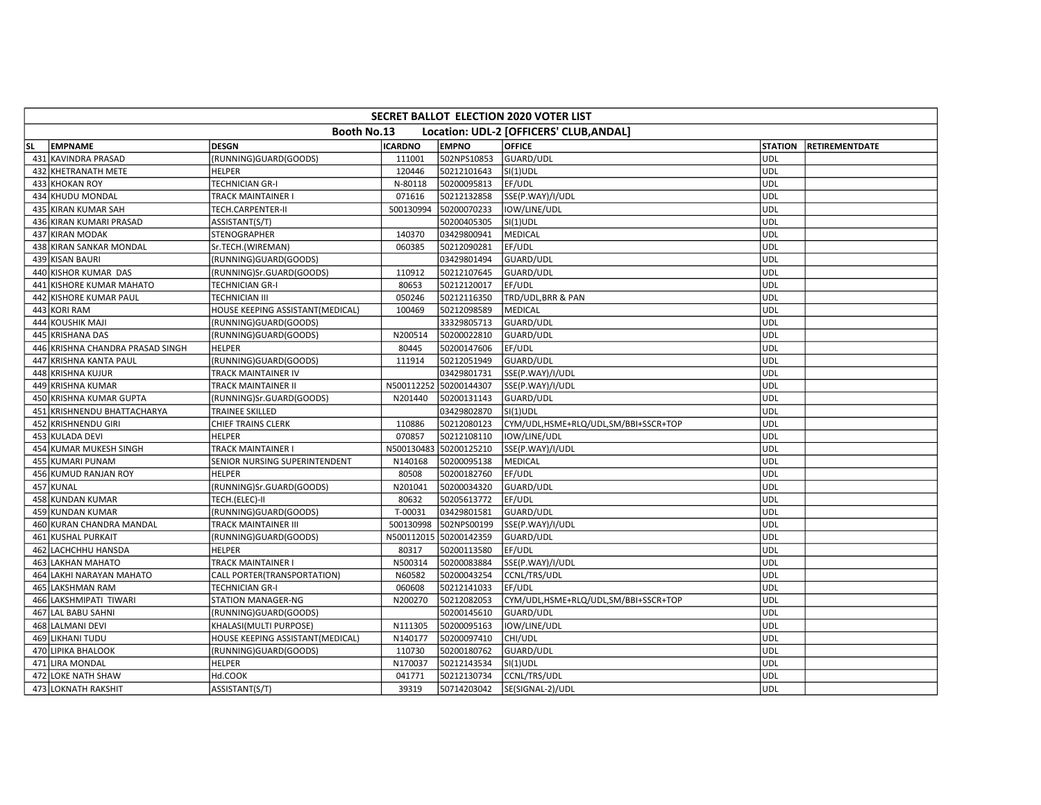| SECRET BALLOT ELECTION 2020 VOTER LIST | | | | | | | |
|---|---|---|---|---|---|---|---|
| Booth No.13 Location: UDL-2 [OFFICERS' CLUB,ANDAL] | | | | | | | |
| SL | EMPNAME | DESGN | ICARDNO | EMPNO | OFFICE | STATION | RETIREMENTDATE |
| 431 | KAVINDRA PRASAD | (RUNNING)GUARD(GOODS) | 111001 | 502NPS10853 | GUARD/UDL | UDL | |
| 432 | KHETRANATH METE | HELPER | 120446 | 50212101643 | SI(1)UDL | UDL | |
| 433 | KHOKAN ROY | TECHNICIAN GR-I | N-80118 | 50200095813 | EF/UDL | UDL | |
| 434 | KHUDU MONDAL | TRACK MAINTAINER I | 071616 | 50212132858 | SSE(P.WAY)/I/UDL | UDL | |
| 435 | KIRAN KUMAR SAH | TECH.CARPENTER-II | 500130994 | 50200070233 | IOW/LINE/UDL | UDL | |
| 436 | KIRAN KUMARI PRASAD | ASSISTANT(S/T) | | 50200405305 | SI(1)UDL | UDL | |
| 437 | KIRAN MODAK | STENOGRAPHER | 140370 | 03429800941 | MEDICAL | UDL | |
| 438 | KIRAN SANKAR MONDAL | Sr.TECH.(WIREMAN) | 060385 | 50212090281 | EF/UDL | UDL | |
| 439 | KISAN BAURI | (RUNNING)GUARD(GOODS) | | 03429801494 | GUARD/UDL | UDL | |
| 440 | KISHOR KUMAR DAS | (RUNNING)Sr.GUARD(GOODS) | 110912 | 50212107645 | GUARD/UDL | UDL | |
| 441 | KISHORE KUMAR MAHATO | TECHNICIAN GR-I | 80653 | 50212120017 | EF/UDL | UDL | |
| 442 | KISHORE KUMAR PAUL | TECHNICIAN III | 050246 | 50212116350 | TRD/UDL,BRR & PAN | UDL | |
| 443 | KORI RAM | HOUSE KEEPING ASSISTANT(MEDICAL) | 100469 | 50212098589 | MEDICAL | UDL | |
| 444 | KOUSHIK MAJI | (RUNNING)GUARD(GOODS) | | 33329805713 | GUARD/UDL | UDL | |
| 445 | KRISHANA DAS | (RUNNING)GUARD(GOODS) | N200514 | 50200022810 | GUARD/UDL | UDL | |
| 446 | KRISHNA CHANDRA PRASAD SINGH | HELPER | 80445 | 50200147606 | EF/UDL | UDL | |
| 447 | KRISHNA KANTA PAUL | (RUNNING)GUARD(GOODS) | 111914 | 50212051949 | GUARD/UDL | UDL | |
| 448 | KRISHNA KUJUR | TRACK MAINTAINER IV | | 03429801731 | SSE(P.WAY)/I/UDL | UDL | |
| 449 | KRISHNA KUMAR | TRACK MAINTAINER II | N500112252 | 50200144307 | SSE(P.WAY)/I/UDL | UDL | |
| 450 | KRISHNA KUMAR GUPTA | (RUNNING)Sr.GUARD(GOODS) | N201440 | 50200131143 | GUARD/UDL | UDL | |
| 451 | KRISHNENDU BHATTACHARYA | TRAINEE SKILLED | | 03429802870 | SI(1)UDL | UDL | |
| 452 | KRISHNENDU GIRI | CHIEF TRAINS CLERK | 110886 | 50212080123 | CYM/UDL,HSME+RLQ/UDL,SM/BBI+SSCR+TOP | UDL | |
| 453 | KULADA DEVI | HELPER | 070857 | 50212108110 | IOW/LINE/UDL | UDL | |
| 454 | KUMAR MUKESH SINGH | TRACK MAINTAINER I | N500130483 | 50200125210 | SSE(P.WAY)/I/UDL | UDL | |
| 455 | KUMARI PUNAM | SENIOR NURSING SUPERINTENDENT | N140168 | 50200095138 | MEDICAL | UDL | |
| 456 | KUMUD RANJAN ROY | HELPER | 80508 | 50200182760 | EF/UDL | UDL | |
| 457 | KUNAL | (RUNNING)Sr.GUARD(GOODS) | N201041 | 50200034320 | GUARD/UDL | UDL | |
| 458 | KUNDAN KUMAR | TECH.(ELEC)-II | 80632 | 50205613772 | EF/UDL | UDL | |
| 459 | KUNDAN KUMAR | (RUNNING)GUARD(GOODS) | T-00031 | 03429801581 | GUARD/UDL | UDL | |
| 460 | KURAN CHANDRA MANDAL | TRACK MAINTAINER III | 500130998 | 502NPS00199 | SSE(P.WAY)/I/UDL | UDL | |
| 461 | KUSHAL PURKAIT | (RUNNING)GUARD(GOODS) | N500112015 | 50200142359 | GUARD/UDL | UDL | |
| 462 | LACHCHHU HANSDA | HELPER | 80317 | 50200113580 | EF/UDL | UDL | |
| 463 | LAKHAN MAHATO | TRACK MAINTAINER I | N500314 | 50200083884 | SSE(P.WAY)/I/UDL | UDL | |
| 464 | LAKHI NARAYAN MAHATO | CALL PORTER(TRANSPORTATION) | N60582 | 50200043254 | CCNL/TRS/UDL | UDL | |
| 465 | LAKSHMAN RAM | TECHNICIAN GR-I | 060608 | 50212141033 | EF/UDL | UDL | |
| 466 | LAKSHMIPATI TIWARI | STATION MANAGER-NG | N200270 | 50212082053 | CYM/UDL,HSME+RLQ/UDL,SM/BBI+SSCR+TOP | UDL | |
| 467 | LAL BABU SAHNI | (RUNNING)GUARD(GOODS) | | 50200145610 | GUARD/UDL | UDL | |
| 468 | LALMANI DEVI | KHALASI(MULTI PURPOSE) | N111305 | 50200095163 | IOW/LINE/UDL | UDL | |
| 469 | LIKHANI TUDU | HOUSE KEEPING ASSISTANT(MEDICAL) | N140177 | 50200097410 | CHI/UDL | UDL | |
| 470 | LIPIKA BHALOOK | (RUNNING)GUARD(GOODS) | 110730 | 50200180762 | GUARD/UDL | UDL | |
| 471 | LIRA MONDAL | HELPER | N170037 | 50212143534 | SI(1)UDL | UDL | |
| 472 | LOKE NATH SHAW | Hd.COOK | 041771 | 50212130734 | CCNL/TRS/UDL | UDL | |
| 473 | LOKNATH RAKSHIT | ASSISTANT(S/T) | 39319 | 50714203042 | SE(SIGNAL-2)/UDL | UDL | |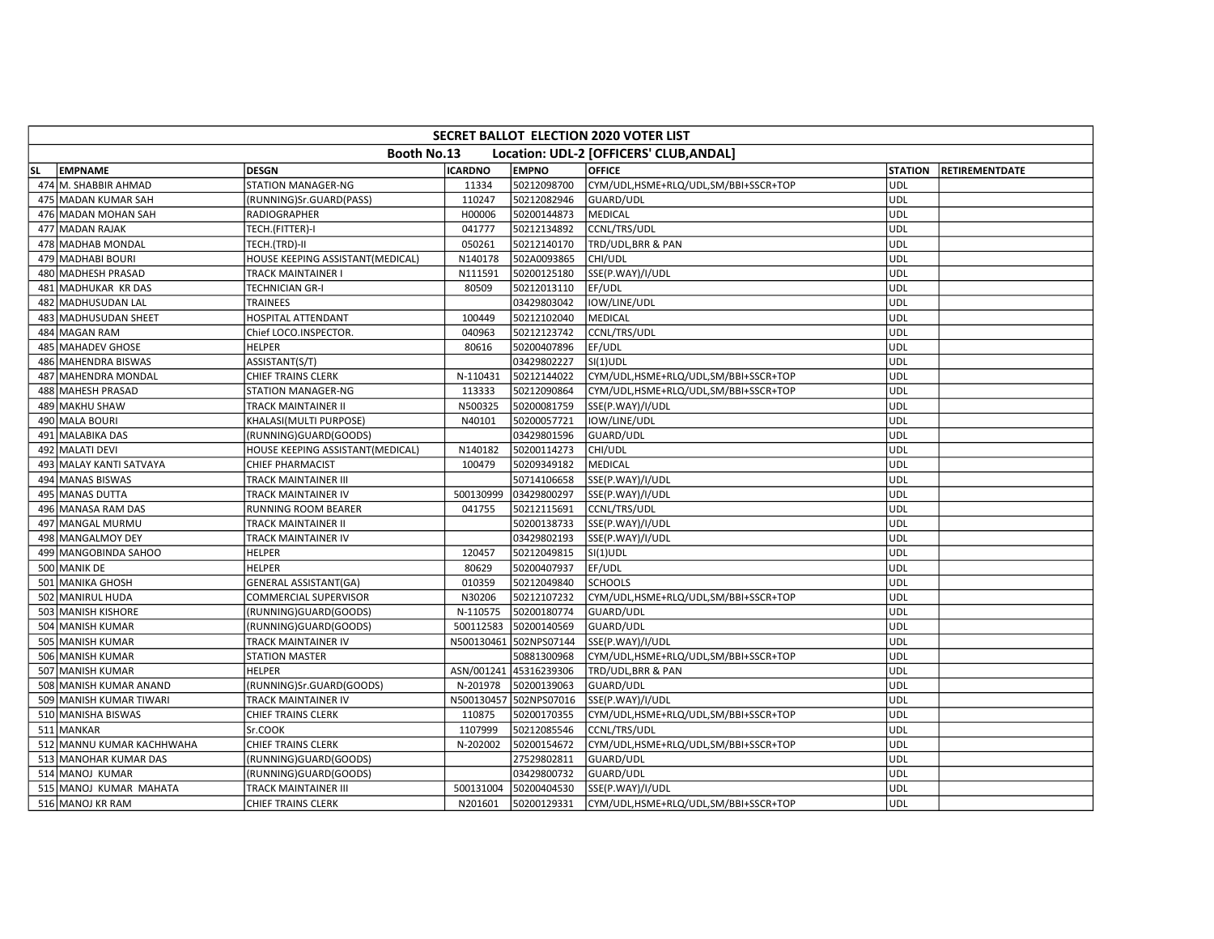| SECRET BALLOT ELECTION 2020 VOTER LIST | | | | | | | |
|---|---|---|---|---|---|---|---|
| Booth No.13 Location: UDL-2 [OFFICERS' CLUB,ANDAL] | | | | | | | |
| SL | EMPNAME | DESGN | ICARDNO | EMPNO | OFFICE | STATION | RETIREMENTDATE |
| 474 | M. SHABBIR AHMAD | STATION MANAGER-NG | 11334 | 50212098700 | CYM/UDL,HSME+RLQ/UDL,SM/BBI+SSCR+TOP | UDL | |
| 475 | MADAN KUMAR SAH | (RUNNING)Sr.GUARD(PASS) | 110247 | 50212082946 | GUARD/UDL | UDL | |
| 476 | MADAN MOHAN SAH | RADIOGRAPHER | H00006 | 50200144873 | MEDICAL | UDL | |
| 477 | MADAN RAJAK | TECH.(FITTER)-I | 041777 | 50212134892 | CCNL/TRS/UDL | UDL | |
| 478 | MADHAB MONDAL | TECH.(TRD)-II | 050261 | 50212140170 | TRD/UDL,BRR & PAN | UDL | |
| 479 | MADHABI BOURI | HOUSE KEEPING ASSISTANT(MEDICAL) | N140178 | 502A0093865 | CHI/UDL | UDL | |
| 480 | MADHESH PRASAD | TRACK MAINTAINER I | N111591 | 50200125180 | SSE(P.WAY)/I/UDL | UDL | |
| 481 | MADHUKAR KR DAS | TECHNICIAN GR-I | 80509 | 50212013110 | EF/UDL | UDL | |
| 482 | MADHUSUDAN LAL | TRAINEES | | 03429803042 | IOW/LINE/UDL | UDL | |
| 483 | MADHUSUDAN SHEET | HOSPITAL ATTENDANT | 100449 | 50212102040 | MEDICAL | UDL | |
| 484 | MAGAN RAM | Chief LOCO.INSPECTOR. | 040963 | 50212123742 | CCNL/TRS/UDL | UDL | |
| 485 | MAHADEV GHOSE | HELPER | 80616 | 50200407896 | EF/UDL | UDL | |
| 486 | MAHENDRA BISWAS | ASSISTANT(S/T) | | 03429802227 | SI(1)UDL | UDL | |
| 487 | MAHENDRA MONDAL | CHIEF TRAINS CLERK | N-110431 | 50212144022 | CYM/UDL,HSME+RLQ/UDL,SM/BBI+SSCR+TOP | UDL | |
| 488 | MAHESH PRASAD | STATION MANAGER-NG | 113333 | 50212090864 | CYM/UDL,HSME+RLQ/UDL,SM/BBI+SSCR+TOP | UDL | |
| 489 | MAKHU SHAW | TRACK MAINTAINER II | N500325 | 50200081759 | SSE(P.WAY)/I/UDL | UDL | |
| 490 | MALA BOURI | KHALASI(MULTI PURPOSE) | N40101 | 50200057721 | IOW/LINE/UDL | UDL | |
| 491 | MALABIKA DAS | (RUNNING)GUARD(GOODS) | | 03429801596 | GUARD/UDL | UDL | |
| 492 | MALATI DEVI | HOUSE KEEPING ASSISTANT(MEDICAL) | N140182 | 50200114273 | CHI/UDL | UDL | |
| 493 | MALAY KANTI SATVAYA | CHIEF PHARMACIST | 100479 | 50209349182 | MEDICAL | UDL | |
| 494 | MANAS BISWAS | TRACK MAINTAINER III | | 50714106658 | SSE(P.WAY)/I/UDL | UDL | |
| 495 | MANAS DUTTA | TRACK MAINTAINER IV | 500130999 | 03429800297 | SSE(P.WAY)/I/UDL | UDL | |
| 496 | MANASA RAM DAS | RUNNING ROOM BEARER | 041755 | 50212115691 | CCNL/TRS/UDL | UDL | |
| 497 | MANGAL MURMU | TRACK MAINTAINER II | | 50200138733 | SSE(P.WAY)/I/UDL | UDL | |
| 498 | MANGALMOY DEY | TRACK MAINTAINER IV | | 03429802193 | SSE(P.WAY)/I/UDL | UDL | |
| 499 | MANGOBINDA SAHOO | HELPER | 120457 | 50212049815 | SI(1)UDL | UDL | |
| 500 | MANIK DE | HELPER | 80629 | 50200407937 | EF/UDL | UDL | |
| 501 | MANIKA GHOSH | GENERAL ASSISTANT(GA) | 010359 | 50212049840 | SCHOOLS | UDL | |
| 502 | MANIRUL HUDA | COMMERCIAL SUPERVISOR | N30206 | 50212107232 | CYM/UDL,HSME+RLQ/UDL,SM/BBI+SSCR+TOP | UDL | |
| 503 | MANISH KISHORE | (RUNNING)GUARD(GOODS) | N-110575 | 50200180774 | GUARD/UDL | UDL | |
| 504 | MANISH KUMAR | (RUNNING)GUARD(GOODS) | 500112583 | 50200140569 | GUARD/UDL | UDL | |
| 505 | MANISH KUMAR | TRACK MAINTAINER IV | N500130461 | 502NPS07144 | SSE(P.WAY)/I/UDL | UDL | |
| 506 | MANISH KUMAR | STATION MASTER | | 50881300968 | CYM/UDL,HSME+RLQ/UDL,SM/BBI+SSCR+TOP | UDL | |
| 507 | MANISH KUMAR | HELPER | ASN/001241 | 45316239306 | TRD/UDL,BRR & PAN | UDL | |
| 508 | MANISH KUMAR ANAND | (RUNNING)Sr.GUARD(GOODS) | N-201978 | 50200139063 | GUARD/UDL | UDL | |
| 509 | MANISH KUMAR TIWARI | TRACK MAINTAINER IV | N500130457 | 502NPS07016 | SSE(P.WAY)/I/UDL | UDL | |
| 510 | MANISHA BISWAS | CHIEF TRAINS CLERK | 110875 | 50200170355 | CYM/UDL,HSME+RLQ/UDL,SM/BBI+SSCR+TOP | UDL | |
| 511 | MANKAR | Sr.COOK | 1107999 | 50212085546 | CCNL/TRS/UDL | UDL | |
| 512 | MANNU KUMAR KACHHWAHA | CHIEF TRAINS CLERK | N-202002 | 50200154672 | CYM/UDL,HSME+RLQ/UDL,SM/BBI+SSCR+TOP | UDL | |
| 513 | MANOHAR KUMAR DAS | (RUNNING)GUARD(GOODS) | | 27529802811 | GUARD/UDL | UDL | |
| 514 | MANOJ KUMAR | (RUNNING)GUARD(GOODS) | | 03429800732 | GUARD/UDL | UDL | |
| 515 | MANOJ KUMAR MAHATA | TRACK MAINTAINER III | 500131004 | 50200404530 | SSE(P.WAY)/I/UDL | UDL | |
| 516 | MANOJ KR RAM | CHIEF TRAINS CLERK | N201601 | 50200129331 | CYM/UDL,HSME+RLQ/UDL,SM/BBI+SSCR+TOP | UDL | |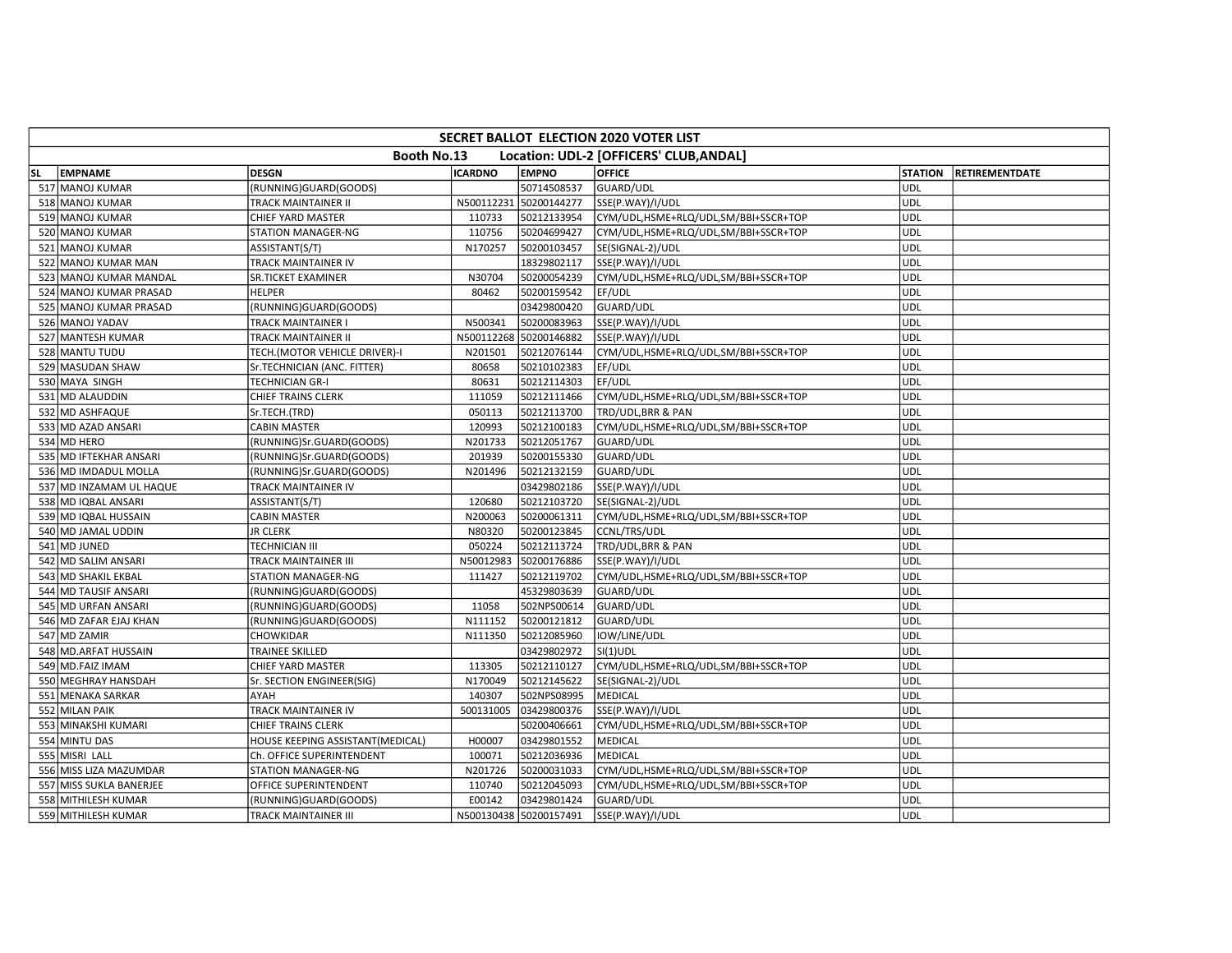# SECRET BALLOT ELECTION 2020 VOTER LIST

## Booth No.13 Location: UDL-2 [OFFICERS' CLUB,ANDAL]

| SL | EMPNAME | DESGN | ICARDNO | EMPNO | OFFICE | STATION | RETIREMENTDATE |
|---|---|---|---|---|---|---|---|
| 517 | MANOJ KUMAR | (RUNNING)GUARD(GOODS) | | 50714508537 | GUARD/UDL | UDL | |
| 518 | MANOJ KUMAR | TRACK MAINTAINER II | N500112231 | 50200144277 | SSE(P.WAY)/I/UDL | UDL | |
| 519 | MANOJ KUMAR | CHIEF YARD MASTER | 110733 | 50212133954 | CYM/UDL,HSME+RLQ/UDL,SM/BBI+SSCR+TOP | UDL | |
| 520 | MANOJ KUMAR | STATION MANAGER-NG | 110756 | 50204699427 | CYM/UDL,HSME+RLQ/UDL,SM/BBI+SSCR+TOP | UDL | |
| 521 | MANOJ KUMAR | ASSISTANT(S/T) | N170257 | 50200103457 | SE(SIGNAL-2)/UDL | UDL | |
| 522 | MANOJ KUMAR MAN | TRACK MAINTAINER IV | | 18329802117 | SSE(P.WAY)/I/UDL | UDL | |
| 523 | MANOJ KUMAR MANDAL | SR.TICKET EXAMINER | N30704 | 50200054239 | CYM/UDL,HSME+RLQ/UDL,SM/BBI+SSCR+TOP | UDL | |
| 524 | MANOJ KUMAR PRASAD | HELPER | 80462 | 50200159542 | EF/UDL | UDL | |
| 525 | MANOJ KUMAR PRASAD | (RUNNING)GUARD(GOODS) | | 03429800420 | GUARD/UDL | UDL | |
| 526 | MANOJ YADAV | TRACK MAINTAINER I | N500341 | 50200083963 | SSE(P.WAY)/I/UDL | UDL | |
| 527 | MANTESH KUMAR | TRACK MAINTAINER II | N500112268 | 50200146882 | SSE(P.WAY)/I/UDL | UDL | |
| 528 | MANTU TUDU | TECH.(MOTOR VEHICLE DRIVER)-I | N201501 | 50212076144 | CYM/UDL,HSME+RLQ/UDL,SM/BBI+SSCR+TOP | UDL | |
| 529 | MASUDAN SHAW | Sr.TECHNICIAN (ANC. FITTER) | 80658 | 50210102383 | EF/UDL | UDL | |
| 530 | MAYA SINGH | TECHNICIAN GR-I | 80631 | 50212114303 | EF/UDL | UDL | |
| 531 | MD ALAUDDIN | CHIEF TRAINS CLERK | 111059 | 50212111466 | CYM/UDL,HSME+RLQ/UDL,SM/BBI+SSCR+TOP | UDL | |
| 532 | MD ASHFAQUE | Sr.TECH.(TRD) | 050113 | 50212113700 | TRD/UDL,BRR & PAN | UDL | |
| 533 | MD AZAD ANSARI | CABIN MASTER | 120993 | 50212100183 | CYM/UDL,HSME+RLQ/UDL,SM/BBI+SSCR+TOP | UDL | |
| 534 | MD HERO | (RUNNING)Sr.GUARD(GOODS) | N201733 | 50212051767 | GUARD/UDL | UDL | |
| 535 | MD IFTEKHAR ANSARI | (RUNNING)Sr.GUARD(GOODS) | 201939 | 50200155330 | GUARD/UDL | UDL | |
| 536 | MD IMDADUL MOLLA | (RUNNING)Sr.GUARD(GOODS) | N201496 | 50212132159 | GUARD/UDL | UDL | |
| 537 | MD INZAMAM UL HAQUE | TRACK MAINTAINER IV | | 03429802186 | SSE(P.WAY)/I/UDL | UDL | |
| 538 | MD IQBAL ANSARI | ASSISTANT(S/T) | 120680 | 50212103720 | SE(SIGNAL-2)/UDL | UDL | |
| 539 | MD IQBAL HUSSAIN | CABIN MASTER | N200063 | 50200061311 | CYM/UDL,HSME+RLQ/UDL,SM/BBI+SSCR+TOP | UDL | |
| 540 | MD JAMAL UDDIN | JR CLERK | N80320 | 50200123845 | CCNL/TRS/UDL | UDL | |
| 541 | MD JUNED | TECHNICIAN III | 050224 | 50212113724 | TRD/UDL,BRR & PAN | UDL | |
| 542 | MD SALIM ANSARI | TRACK MAINTAINER III | N50012983 | 50200176886 | SSE(P.WAY)/I/UDL | UDL | |
| 543 | MD SHAKIL EKBAL | STATION MANAGER-NG | 111427 | 50212119702 | CYM/UDL,HSME+RLQ/UDL,SM/BBI+SSCR+TOP | UDL | |
| 544 | MD TAUSIF ANSARI | (RUNNING)GUARD(GOODS) | | 45329803639 | GUARD/UDL | UDL | |
| 545 | MD URFAN ANSARI | (RUNNING)GUARD(GOODS) | 11058 | 502NPS00614 | GUARD/UDL | UDL | |
| 546 | MD ZAFAR EJAJ KHAN | (RUNNING)GUARD(GOODS) | N111152 | 50200121812 | GUARD/UDL | UDL | |
| 547 | MD ZAMIR | CHOWKIDAR | N111350 | 50212085960 | IOW/LINE/UDL | UDL | |
| 548 | MD.ARFAT HUSSAIN | TRAINEE SKILLED | | 03429802972 | SI(1)UDL | UDL | |
| 549 | MD.FAIZ IMAM | CHIEF YARD MASTER | 113305 | 50212110127 | CYM/UDL,HSME+RLQ/UDL,SM/BBI+SSCR+TOP | UDL | |
| 550 | MEGHRAY HANSDAH | Sr. SECTION ENGINEER(SIG) | N170049 | 50212145622 | SE(SIGNAL-2)/UDL | UDL | |
| 551 | MENAKA SARKAR | AYAH | 140307 | 502NPS08995 | MEDICAL | UDL | |
| 552 | MILAN PAIK | TRACK MAINTAINER IV | 500131005 | 03429800376 | SSE(P.WAY)/I/UDL | UDL | |
| 553 | MINAKSHI KUMARI | CHIEF TRAINS CLERK | | 50200406661 | CYM/UDL,HSME+RLQ/UDL,SM/BBI+SSCR+TOP | UDL | |
| 554 | MINTU DAS | HOUSE KEEPING ASSISTANT(MEDICAL) | H00007 | 03429801552 | MEDICAL | UDL | |
| 555 | MISRI LALL | Ch. OFFICE SUPERINTENDENT | 100071 | 50212036936 | MEDICAL | UDL | |
| 556 | MISS LIZA MAZUMDAR | STATION MANAGER-NG | N201726 | 50200031033 | CYM/UDL,HSME+RLQ/UDL,SM/BBI+SSCR+TOP | UDL | |
| 557 | MISS SUKLA BANERJEE | OFFICE SUPERINTENDENT | 110740 | 50212045093 | CYM/UDL,HSME+RLQ/UDL,SM/BBI+SSCR+TOP | UDL | |
| 558 | MITHILESH KUMAR | (RUNNING)GUARD(GOODS) | E00142 | 03429801424 | GUARD/UDL | UDL | |
| 559 | MITHILESH KUMAR | TRACK MAINTAINER III | N500130438 | 50200157491 | SSE(P.WAY)/I/UDL | UDL | |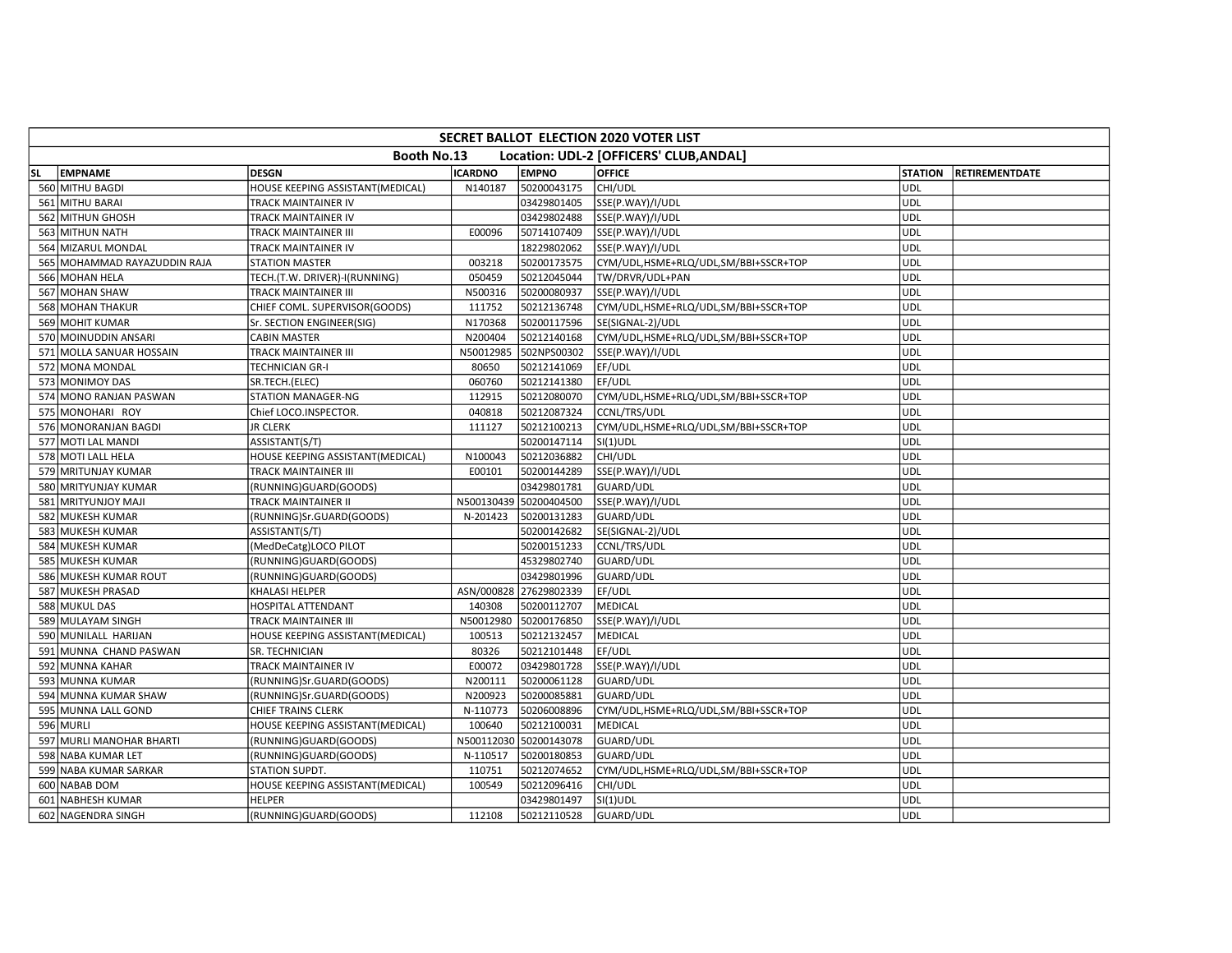| SECRET BALLOT ELECTION 2020 VOTER LIST | | | | | | | |
|---|---|---|---|---|---|---|---|
| Booth No.13 Location: UDL-2 [OFFICERS' CLUB,ANDAL] | | | | | | | |
| SL | EMPNAME | DESGN | ICARDNO | EMPNO | OFFICE | STATION | RETIREMENTDATE |
| 560 | MITHU BAGDI | HOUSE KEEPING ASSISTANT(MEDICAL) | N140187 | 50200043175 | CHI/UDL | UDL | |
| 561 | MITHU BARAI | TRACK MAINTAINER IV | | 03429801405 | SSE(P.WAY)/I/UDL | UDL | |
| 562 | MITHUN GHOSH | TRACK MAINTAINER IV | | 03429802488 | SSE(P.WAY)/I/UDL | UDL | |
| 563 | MITHUN NATH | TRACK MAINTAINER III | E00096 | 50714107409 | SSE(P.WAY)/I/UDL | UDL | |
| 564 | MIZARUL MONDAL | TRACK MAINTAINER IV | | 18229802062 | SSE(P.WAY)/I/UDL | UDL | |
| 565 | MOHAMMAD RAYAZUDDIN RAJA | STATION MASTER | 003218 | 50200173575 | CYM/UDL,HSME+RLQ/UDL,SM/BBI+SSCR+TOP | UDL | |
| 566 | MOHAN HELA | TECH.(T.W. DRIVER)-I(RUNNING) | 050459 | 50212045044 | TW/DRVR/UDL+PAN | UDL | |
| 567 | MOHAN SHAW | TRACK MAINTAINER III | N500316 | 50200080937 | SSE(P.WAY)/I/UDL | UDL | |
| 568 | MOHAN THAKUR | CHIEF COML. SUPERVISOR(GOODS) | 111752 | 50212136748 | CYM/UDL,HSME+RLQ/UDL,SM/BBI+SSCR+TOP | UDL | |
| 569 | MOHIT KUMAR | Sr. SECTION ENGINEER(SIG) | N170368 | 50200117596 | SE(SIGNAL-2)/UDL | UDL | |
| 570 | MOINUDDIN ANSARI | CABIN MASTER | N200404 | 50212140168 | CYM/UDL,HSME+RLQ/UDL,SM/BBI+SSCR+TOP | UDL | |
| 571 | MOLLA SANUAR HOSSAIN | TRACK MAINTAINER III | N50012985 | 502NPS00302 | SSE(P.WAY)/I/UDL | UDL | |
| 572 | MONA MONDAL | TECHNICIAN GR-I | 80650 | 50212141069 | EF/UDL | UDL | |
| 573 | MONIMOY DAS | SR.TECH.(ELEC) | 060760 | 50212141380 | EF/UDL | UDL | |
| 574 | MONO RANJAN PASWAN | STATION MANAGER-NG | 112915 | 50212080070 | CYM/UDL,HSME+RLQ/UDL,SM/BBI+SSCR+TOP | UDL | |
| 575 | MONOHARI ROY | Chief LOCO.INSPECTOR. | 040818 | 50212087324 | CCNL/TRS/UDL | UDL | |
| 576 | MONORANJAN BAGDI | JR CLERK | 111127 | 50212100213 | CYM/UDL,HSME+RLQ/UDL,SM/BBI+SSCR+TOP | UDL | |
| 577 | MOTI LAL MANDI | ASSISTANT(S/T) | | 50200147114 | SI(1)UDL | UDL | |
| 578 | MOTI LALL HELA | HOUSE KEEPING ASSISTANT(MEDICAL) | N100043 | 50212036882 | CHI/UDL | UDL | |
| 579 | MRITUNJAY KUMAR | TRACK MAINTAINER III | E00101 | 50200144289 | SSE(P.WAY)/I/UDL | UDL | |
| 580 | MRITYUNJAY KUMAR | (RUNNING)GUARD(GOODS) | | 03429801781 | GUARD/UDL | UDL | |
| 581 | MRITYUNJOY MAJI | TRACK MAINTAINER II | N500130439 | 50200404500 | SSE(P.WAY)/I/UDL | UDL | |
| 582 | MUKESH KUMAR | (RUNNING)Sr.GUARD(GOODS) | N-201423 | 50200131283 | GUARD/UDL | UDL | |
| 583 | MUKESH KUMAR | ASSISTANT(S/T) | | 50200142682 | SE(SIGNAL-2)/UDL | UDL | |
| 584 | MUKESH KUMAR | (MedDeCatg)LOCO PILOT | | 50200151233 | CCNL/TRS/UDL | UDL | |
| 585 | MUKESH KUMAR | (RUNNING)GUARD(GOODS) | | 45329802740 | GUARD/UDL | UDL | |
| 586 | MUKESH KUMAR ROUT | (RUNNING)GUARD(GOODS) | | 03429801996 | GUARD/UDL | UDL | |
| 587 | MUKESH PRASAD | KHALASI HELPER | ASN/000828 | 27629802339 | EF/UDL | UDL | |
| 588 | MUKUL DAS | HOSPITAL ATTENDANT | 140308 | 50200112707 | MEDICAL | UDL | |
| 589 | MULAYAM SINGH | TRACK MAINTAINER III | N50012980 | 50200176850 | SSE(P.WAY)/I/UDL | UDL | |
| 590 | MUNILALL HARIJAN | HOUSE KEEPING ASSISTANT(MEDICAL) | 100513 | 50212132457 | MEDICAL | UDL | |
| 591 | MUNNA CHAND PASWAN | SR. TECHNICIAN | 80326 | 50212101448 | EF/UDL | UDL | |
| 592 | MUNNA KAHAR | TRACK MAINTAINER IV | E00072 | 03429801728 | SSE(P.WAY)/I/UDL | UDL | |
| 593 | MUNNA KUMAR | (RUNNING)Sr.GUARD(GOODS) | N200111 | 50200061128 | GUARD/UDL | UDL | |
| 594 | MUNNA KUMAR SHAW | (RUNNING)Sr.GUARD(GOODS) | N200923 | 50200085881 | GUARD/UDL | UDL | |
| 595 | MUNNA LALL GOND | CHIEF TRAINS CLERK | N-110773 | 50206008896 | CYM/UDL,HSME+RLQ/UDL,SM/BBI+SSCR+TOP | UDL | |
| 596 | MURLI | HOUSE KEEPING ASSISTANT(MEDICAL) | 100640 | 50212100031 | MEDICAL | UDL | |
| 597 | MURLI MANOHAR BHARTI | (RUNNING)GUARD(GOODS) | N500112030 | 50200143078 | GUARD/UDL | UDL | |
| 598 | NABA KUMAR LET | (RUNNING)GUARD(GOODS) | N-110517 | 50200180853 | GUARD/UDL | UDL | |
| 599 | NABA KUMAR SARKAR | STATION SUPDT. | 110751 | 50212074652 | CYM/UDL,HSME+RLQ/UDL,SM/BBI+SSCR+TOP | UDL | |
| 600 | NABAB DOM | HOUSE KEEPING ASSISTANT(MEDICAL) | 100549 | 50212096416 | CHI/UDL | UDL | |
| 601 | NABHESH KUMAR | HELPER | | 03429801497 | SI(1)UDL | UDL | |
| 602 | NAGENDRA SINGH | (RUNNING)GUARD(GOODS) | 112108 | 50212110528 | GUARD/UDL | UDL | |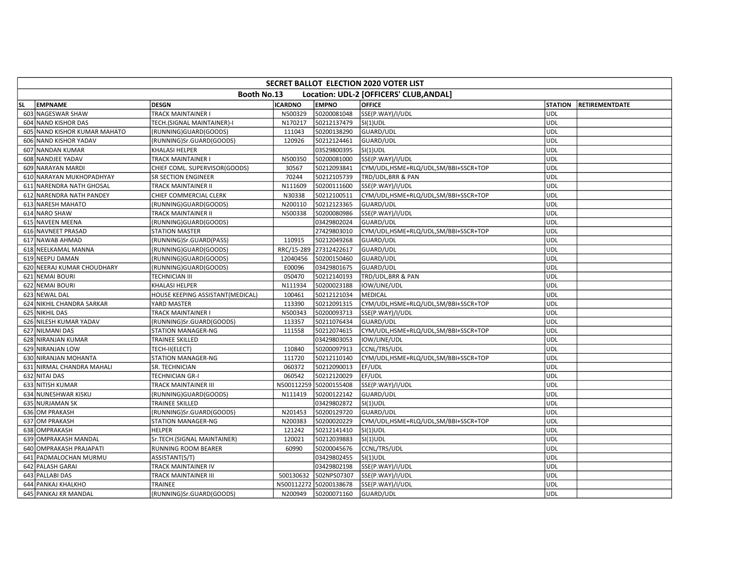| SECRET BALLOT ELECTION 2020 VOTER LIST | | | | | | | |
|---|---|---|---|---|---|---|---|
| Booth No.13 Location: UDL-2 [OFFICERS' CLUB,ANDAL] | | | | | | | |
| SL | EMPNAME | DESGN | ICARDNO | EMPNO | OFFICE | STATION | RETIREMENTDATE |
| 603 | NAGESWAR SHAW | TRACK MAINTAINER I | N500329 | 50200081048 | SSE(P.WAY)/I/UDL | UDL | |
| 604 | NAND KISHOR DAS | TECH.(SIGNAL MAINTAINER)-I | N170217 | 50212137479 | SI(1)UDL | UDL | |
| 605 | NAND KISHOR KUMAR MAHATO | (RUNNING)GUARD(GOODS) | 111043 | 50200138290 | GUARD/UDL | UDL | |
| 606 | NAND KISHOR YADAV | (RUNNING)Sr.GUARD(GOODS) | 120926 | 50212124461 | GUARD/UDL | UDL | |
| 607 | NANDAN KUMAR | KHALASI HELPER | | 03529800395 | SI(1)UDL | UDL | |
| 608 | NANDJEE YADAV | TRACK MAINTAINER I | N500350 | 50200081000 | SSE(P.WAY)/I/UDL | UDL | |
| 609 | NARAYAN MARDI | CHIEF COML. SUPERVISOR(GOODS) | 30567 | 50212093841 | CYM/UDL,HSME+RLQ/UDL,SM/BBI+SSCR+TOP | UDL | |
| 610 | NARAYAN MUKHOPADHYAY | SR SECTION ENGINEER | 70244 | 50212105739 | TRD/UDL,BRR & PAN | UDL | |
| 611 | NARENDRA NATH GHOSAL | TRACK MAINTAINER II | N111609 | 50200111600 | SSE(P.WAY)/I/UDL | UDL | |
| 612 | NARENDRA NATH PANDEY | CHIEF COMMERCIAL CLERK | N30338 | 50212100511 | CYM/UDL,HSME+RLQ/UDL,SM/BBI+SSCR+TOP | UDL | |
| 613 | NARESH MAHATO | (RUNNING)GUARD(GOODS) | N200110 | 50212123365 | GUARD/UDL | UDL | |
| 614 | NARO SHAW | TRACK MAINTAINER II | N500338 | 50200080986 | SSE(P.WAY)/I/UDL | UDL | |
| 615 | NAVEEN MEENA | (RUNNING)GUARD(GOODS) | | 03429802024 | GUARD/UDL | UDL | |
| 616 | NAVNEET PRASAD | STATION MASTER | | 27429803010 | CYM/UDL,HSME+RLQ/UDL,SM/BBI+SSCR+TOP | UDL | |
| 617 | NAWAB AHMAD | (RUNNING)Sr.GUARD(PASS) | 110915 | 50212049268 | GUARD/UDL | UDL | |
| 618 | NEELKAMAL MANNA | (RUNNING)GUARD(GOODS) | RRC/15-289 | 27312422617 | GUARD/UDL | UDL | |
| 619 | NEEPU DAMAN | (RUNNING)GUARD(GOODS) | 12040456 | 50200150460 | GUARD/UDL | UDL | |
| 620 | NEERAJ KUMAR CHOUDHARY | (RUNNING)GUARD(GOODS) | E00096 | 03429801675 | GUARD/UDL | UDL | |
| 621 | NEMAI BOURI | TECHNICIAN III | 050470 | 50212140193 | TRD/UDL,BRR & PAN | UDL | |
| 622 | NEMAI BOURI | KHALASI HELPER | N111934 | 50200023188 | IOW/LINE/UDL | UDL | |
| 623 | NEWAL DAL | HOUSE KEEPING ASSISTANT(MEDICAL) | 100461 | 50212121034 | MEDICAL | UDL | |
| 624 | NIKHIL CHANDRA SARKAR | YARD MASTER | 113390 | 50212091315 | CYM/UDL,HSME+RLQ/UDL,SM/BBI+SSCR+TOP | UDL | |
| 625 | NIKHIL DAS | TRACK MAINTAINER I | N500343 | 50200093713 | SSE(P.WAY)/I/UDL | UDL | |
| 626 | NILESH KUMAR YADAV | (RUNNING)Sr.GUARD(GOODS) | 113357 | 50211076434 | GUARD/UDL | UDL | |
| 627 | NILMANI DAS | STATION MANAGER-NG | 111558 | 50212074615 | CYM/UDL,HSME+RLQ/UDL,SM/BBI+SSCR+TOP | UDL | |
| 628 | NIRANJAN KUMAR | TRAINEE SKILLED | | 03429803053 | IOW/LINE/UDL | UDL | |
| 629 | NIRANJAN LOW | TECH-II(ELECT) | 110840 | 50200097913 | CCNL/TRS/UDL | UDL | |
| 630 | NIRANJAN MOHANTA | STATION MANAGER-NG | 111720 | 50212110140 | CYM/UDL,HSME+RLQ/UDL,SM/BBI+SSCR+TOP | UDL | |
| 631 | NIRMAL CHANDRA MAHALI | SR. TECHNICIAN | 060372 | 50212090013 | EF/UDL | UDL | |
| 632 | NITAI DAS | TECHNICIAN GR-I | 060542 | 50212120029 | EF/UDL | UDL | |
| 633 | NITISH KUMAR | TRACK MAINTAINER III | N500112259 | 50200155408 | SSE(P.WAY)/I/UDL | UDL | |
| 634 | NUNESHWAR KISKU | (RUNNING)GUARD(GOODS) | N111419 | 50200122142 | GUARD/UDL | UDL | |
| 635 | NURJAMAN SK | TRAINEE SKILLED | | 03429802872 | SI(1)UDL | UDL | |
| 636 | OM PRAKASH | (RUNNING)Sr.GUARD(GOODS) | N201453 | 50200129720 | GUARD/UDL | UDL | |
| 637 | OM PRAKASH | STATION MANAGER-NG | N200383 | 50200020229 | CYM/UDL,HSME+RLQ/UDL,SM/BBI+SSCR+TOP | UDL | |
| 638 | OMPRAKASH | HELPER | 121242 | 50212141410 | SI(1)UDL | UDL | |
| 639 | OMPRAKASH MANDAL | Sr.TECH.(SIGNAL MAINTAINER) | 120021 | 50212039883 | SI(1)UDL | UDL | |
| 640 | OMPRAKASH PRAJAPATI | RUNNING ROOM BEARER | 60990 | 50200045676 | CCNL/TRS/UDL | UDL | |
| 641 | PADMALOCHAN MURMU | ASSISTANT(S/T) | | 03429802455 | SI(1)UDL | UDL | |
| 642 | PALASH GARAI | TRACK MAINTAINER IV | | 03429802198 | SSE(P.WAY)/I/UDL | UDL | |
| 643 | PALLABI DAS | TRACK MAINTAINER III | 500130632 | 502NPS07307 | SSE(P.WAY)/I/UDL | UDL | |
| 644 | PANKAJ KHALKHO | TRAINEE | N500112272 | 50200138678 | SSE(P.WAY)/I/UDL | UDL | |
| 645 | PANKAJ KR MANDAL | (RUNNING)Sr.GUARD(GOODS) | N200949 | 50200071160 | GUARD/UDL | UDL | |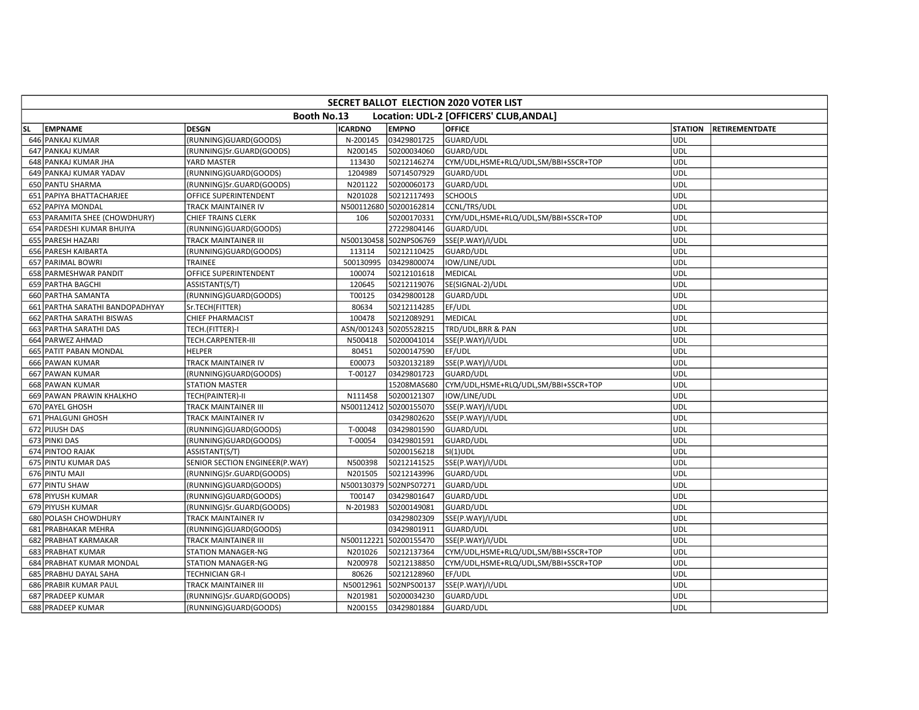| SECRET BALLOT ELECTION 2020 VOTER LIST | | | | | | | |
|---|---|---|---|---|---|---|---|
| Booth No.13 Location: UDL-2 [OFFICERS' CLUB,ANDAL] | | | | | | | |
| SL | EMPNAME | DESGN | ICARDNO | EMPNO | OFFICE | STATION | RETIREMENTDATE |
| 646 | PANKAJ KUMAR | (RUNNING)GUARD(GOODS) | N-200145 | 03429801725 | GUARD/UDL | UDL | |
| 647 | PANKAJ KUMAR | (RUNNING)Sr.GUARD(GOODS) | N200145 | 50200034060 | GUARD/UDL | UDL | |
| 648 | PANKAJ KUMAR JHA | YARD MASTER | 113430 | 50212146274 | CYM/UDL,HSME+RLQ/UDL,SM/BBI+SSCR+TOP | UDL | |
| 649 | PANKAJ KUMAR YADAV | (RUNNING)GUARD(GOODS) | 1204989 | 50714507929 | GUARD/UDL | UDL | |
| 650 | PANTU SHARMA | (RUNNING)Sr.GUARD(GOODS) | N201122 | 50200060173 | GUARD/UDL | UDL | |
| 651 | PAPIYA BHATTACHARJEE | OFFICE SUPERINTENDENT | N201028 | 50212117493 | SCHOOLS | UDL | |
| 652 | PAPIYA MONDAL | TRACK MAINTAINER IV | N500112680 | 50200162814 | CCNL/TRS/UDL | UDL | |
| 653 | PARAMITA SHEE (CHOWDHURY) | CHIEF TRAINS CLERK | 106 | 50200170331 | CYM/UDL,HSME+RLQ/UDL,SM/BBI+SSCR+TOP | UDL | |
| 654 | PARDESHI KUMAR BHUIYA | (RUNNING)GUARD(GOODS) | | 27229804146 | GUARD/UDL | UDL | |
| 655 | PARESH HAZARI | TRACK MAINTAINER III | N500130458 | 502NPS06769 | SSE(P.WAY)/I/UDL | UDL | |
| 656 | PARESH KAIBARTA | (RUNNING)GUARD(GOODS) | 113114 | 50212110425 | GUARD/UDL | UDL | |
| 657 | PARIMAL BOWRI | TRAINEE | 500130995 | 03429800074 | IOW/LINE/UDL | UDL | |
| 658 | PARMESHWAR PANDIT | OFFICE SUPERINTENDENT | 100074 | 50212101618 | MEDICAL | UDL | |
| 659 | PARTHA BAGCHI | ASSISTANT(S/T) | 120645 | 50212119076 | SE(SIGNAL-2)/UDL | UDL | |
| 660 | PARTHA SAMANTA | (RUNNING)GUARD(GOODS) | T00125 | 03429800128 | GUARD/UDL | UDL | |
| 661 | PARTHA SARATHI BANDOPADHYAY | Sr.TECH(FITTER) | 80634 | 50212114285 | EF/UDL | UDL | |
| 662 | PARTHA SARATHI BISWAS | CHIEF PHARMACIST | 100478 | 50212089291 | MEDICAL | UDL | |
| 663 | PARTHA SARATHI DAS | TECH.(FITTER)-I | ASN/001243 | 50205528215 | TRD/UDL,BRR & PAN | UDL | |
| 664 | PARWEZ AHMAD | TECH.CARPENTER-III | N500418 | 50200041014 | SSE(P.WAY)/I/UDL | UDL | |
| 665 | PATIT PABAN MONDAL | HELPER | 80451 | 50200147590 | EF/UDL | UDL | |
| 666 | PAWAN KUMAR | TRACK MAINTAINER IV | E00073 | 50320132189 | SSE(P.WAY)/I/UDL | UDL | |
| 667 | PAWAN KUMAR | (RUNNING)GUARD(GOODS) | T-00127 | 03429801723 | GUARD/UDL | UDL | |
| 668 | PAWAN KUMAR | STATION MASTER | | 15208MAS680 | CYM/UDL,HSME+RLQ/UDL,SM/BBI+SSCR+TOP | UDL | |
| 669 | PAWAN PRAWIN KHALKHO | TECH(PAINTER)-II | N111458 | 50200121307 | IOW/LINE/UDL | UDL | |
| 670 | PAYEL GHOSH | TRACK MAINTAINER III | N500112412 | 50200155070 | SSE(P.WAY)/I/UDL | UDL | |
| 671 | PHALGUNI GHOSH | TRACK MAINTAINER IV | | 03429802620 | SSE(P.WAY)/I/UDL | UDL | |
| 672 | PIJUSH DAS | (RUNNING)GUARD(GOODS) | T-00048 | 03429801590 | GUARD/UDL | UDL | |
| 673 | PINKI DAS | (RUNNING)GUARD(GOODS) | T-00054 | 03429801591 | GUARD/UDL | UDL | |
| 674 | PINTOO RAJAK | ASSISTANT(S/T) | | 50200156218 | SI(1)UDL | UDL | |
| 675 | PINTU KUMAR DAS | SENIOR SECTION ENGINEER(P.WAY) | N500398 | 50212141525 | SSE(P.WAY)/I/UDL | UDL | |
| 676 | PINTU MAJI | (RUNNING)Sr.GUARD(GOODS) | N201505 | 50212143996 | GUARD/UDL | UDL | |
| 677 | PINTU SHAW | (RUNNING)GUARD(GOODS) | N500130379 | 502NPS07271 | GUARD/UDL | UDL | |
| 678 | PIYUSH KUMAR | (RUNNING)GUARD(GOODS) | T00147 | 03429801647 | GUARD/UDL | UDL | |
| 679 | PIYUSH KUMAR | (RUNNING)Sr.GUARD(GOODS) | N-201983 | 50200149081 | GUARD/UDL | UDL | |
| 680 | POLASH CHOWDHURY | TRACK MAINTAINER IV | | 03429802309 | SSE(P.WAY)/I/UDL | UDL | |
| 681 | PRABHAKAR MEHRA | (RUNNING)GUARD(GOODS) | | 03429801911 | GUARD/UDL | UDL | |
| 682 | PRABHAT KARMAKAR | TRACK MAINTAINER III | N500112221 | 50200155470 | SSE(P.WAY)/I/UDL | UDL | |
| 683 | PRABHAT KUMAR | STATION MANAGER-NG | N201026 | 50212137364 | CYM/UDL,HSME+RLQ/UDL,SM/BBI+SSCR+TOP | UDL | |
| 684 | PRABHAT KUMAR MONDAL | STATION MANAGER-NG | N200978 | 50212138850 | CYM/UDL,HSME+RLQ/UDL,SM/BBI+SSCR+TOP | UDL | |
| 685 | PRABHU DAYAL SAHA | TECHNICIAN GR-I | 80626 | 50212128960 | EF/UDL | UDL | |
| 686 | PRABIR KUMAR PAUL | TRACK MAINTAINER III | N50012961 | 502NPS00137 | SSE(P.WAY)/I/UDL | UDL | |
| 687 | PRADEEP KUMAR | (RUNNING)Sr.GUARD(GOODS) | N201981 | 50200034230 | GUARD/UDL | UDL | |
| 688 | PRADEEP KUMAR | (RUNNING)GUARD(GOODS) | N200155 | 03429801884 | GUARD/UDL | UDL | |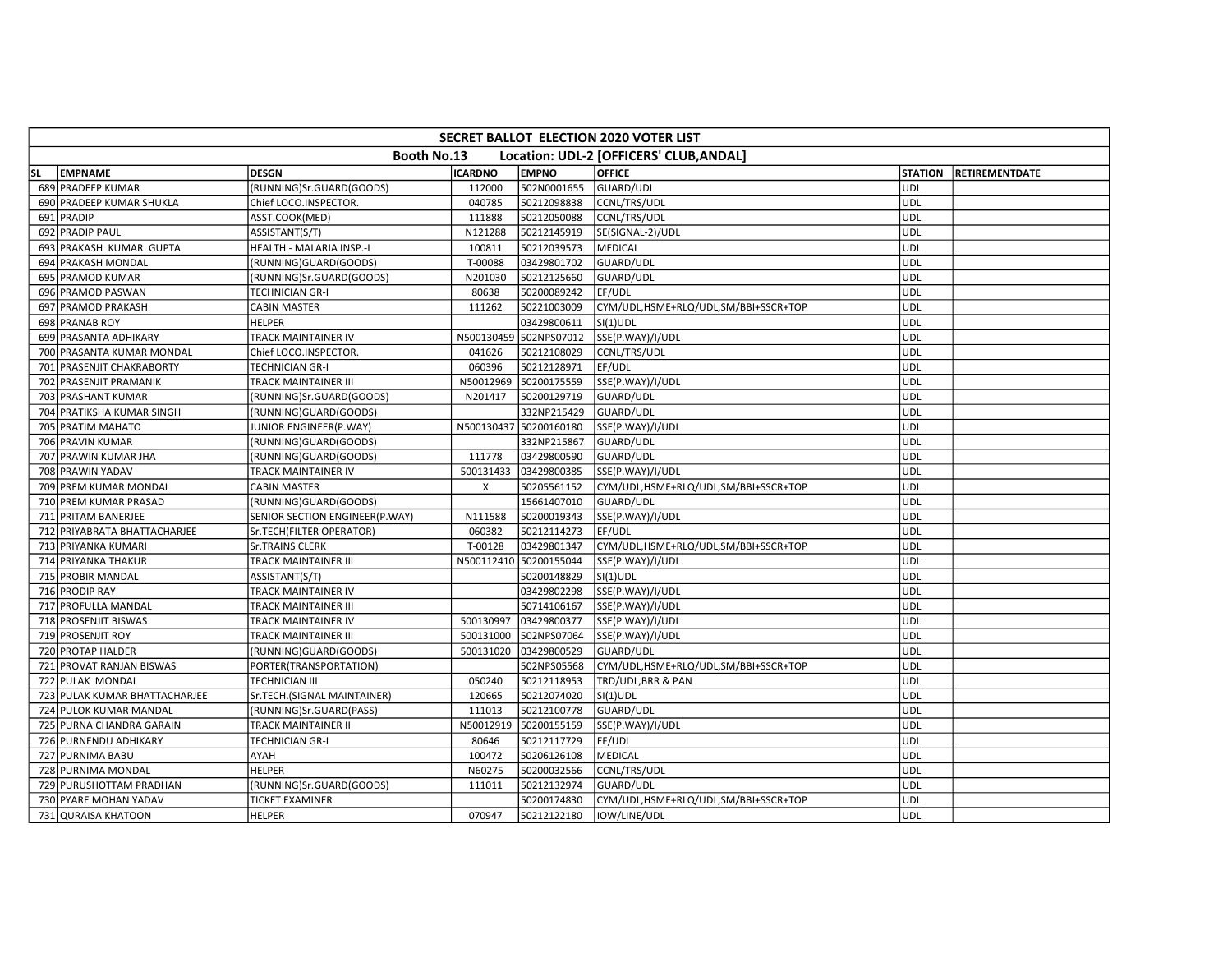| SECRET BALLOT ELECTION 2020 VOTER LIST | | | | | | | |
|---|---|---|---|---|---|---|---|
| Booth No.13 Location: UDL-2 [OFFICERS' CLUB,ANDAL] | | | | | | | |
| SL | EMPNAME | DESGN | ICARDNO | EMPNO | OFFICE | STATION | RETIREMENTDATE |
| 689 | PRADEEP KUMAR | (RUNNING)Sr.GUARD(GOODS) | 112000 | 502N0001655 | GUARD/UDL | UDL | |
| 690 | PRADEEP KUMAR SHUKLA | Chief LOCO.INSPECTOR. | 040785 | 50212098838 | CCNL/TRS/UDL | UDL | |
| 691 | PRADIP | ASST.COOK(MED) | 111888 | 50212050088 | CCNL/TRS/UDL | UDL | |
| 692 | PRADIP PAUL | ASSISTANT(S/T) | N121288 | 50212145919 | SE(SIGNAL-2)/UDL | UDL | |
| 693 | PRAKASH KUMAR GUPTA | HEALTH - MALARIA INSP.-I | 100811 | 50212039573 | MEDICAL | UDL | |
| 694 | PRAKASH MONDAL | (RUNNING)GUARD(GOODS) | T-00088 | 03429801702 | GUARD/UDL | UDL | |
| 695 | PRAMOD KUMAR | (RUNNING)Sr.GUARD(GOODS) | N201030 | 50212125660 | GUARD/UDL | UDL | |
| 696 | PRAMOD PASWAN | TECHNICIAN GR-I | 80638 | 50200089242 | EF/UDL | UDL | |
| 697 | PRAMOD PRAKASH | CABIN MASTER | 111262 | 50221003009 | CYM/UDL,HSME+RLQ/UDL,SM/BBI+SSCR+TOP | UDL | |
| 698 | PRANAB ROY | HELPER | | 03429800611 | SI(1)UDL | UDL | |
| 699 | PRASANTA ADHIKARY | TRACK MAINTAINER IV | N500130459 | 502NPS07012 | SSE(P.WAY)/I/UDL | UDL | |
| 700 | PRASANTA KUMAR MONDAL | Chief LOCO.INSPECTOR. | 041626 | 50212108029 | CCNL/TRS/UDL | UDL | |
| 701 | PRASENJIT CHAKRABORTY | TECHNICIAN GR-I | 060396 | 50212128971 | EF/UDL | UDL | |
| 702 | PRASENJIT PRAMANIK | TRACK MAINTAINER III | N50012969 | 50200175559 | SSE(P.WAY)/I/UDL | UDL | |
| 703 | PRASHANT KUMAR | (RUNNING)Sr.GUARD(GOODS) | N201417 | 50200129719 | GUARD/UDL | UDL | |
| 704 | PRATIKSHA KUMAR SINGH | (RUNNING)GUARD(GOODS) | | 332NP215429 | GUARD/UDL | UDL | |
| 705 | PRATIM MAHATO | JUNIOR ENGINEER(P.WAY) | N500130437 | 50200160180 | SSE(P.WAY)/I/UDL | UDL | |
| 706 | PRAVIN KUMAR | (RUNNING)GUARD(GOODS) | | 332NP215867 | GUARD/UDL | UDL | |
| 707 | PRAWIN KUMAR JHA | (RUNNING)GUARD(GOODS) | 111778 | 03429800590 | GUARD/UDL | UDL | |
| 708 | PRAWIN YADAV | TRACK MAINTAINER IV | 500131433 | 03429800385 | SSE(P.WAY)/I/UDL | UDL | |
| 709 | PREM KUMAR MONDAL | CABIN MASTER | X | 50205561152 | CYM/UDL,HSME+RLQ/UDL,SM/BBI+SSCR+TOP | UDL | |
| 710 | PREM KUMAR PRASAD | (RUNNING)GUARD(GOODS) | | 15661407010 | GUARD/UDL | UDL | |
| 711 | PRITAM BANERJEE | SENIOR SECTION ENGINEER(P.WAY) | N111588 | 50200019343 | SSE(P.WAY)/I/UDL | UDL | |
| 712 | PRIYABRATA BHATTACHARJEE | Sr.TECH(FILTER OPERATOR) | 060382 | 50212114273 | EF/UDL | UDL | |
| 713 | PRIYANKA KUMARI | Sr.TRAINS CLERK | T-00128 | 03429801347 | CYM/UDL,HSME+RLQ/UDL,SM/BBI+SSCR+TOP | UDL | |
| 714 | PRIYANKA THAKUR | TRACK MAINTAINER III | N500112410 | 50200155044 | SSE(P.WAY)/I/UDL | UDL | |
| 715 | PROBIR MANDAL | ASSISTANT(S/T) | | 50200148829 | SI(1)UDL | UDL | |
| 716 | PRODIP RAY | TRACK MAINTAINER IV | | 03429802298 | SSE(P.WAY)/I/UDL | UDL | |
| 717 | PROFULLA MANDAL | TRACK MAINTAINER III | | 50714106167 | SSE(P.WAY)/I/UDL | UDL | |
| 718 | PROSENJIT BISWAS | TRACK MAINTAINER IV | 500130997 | 03429800377 | SSE(P.WAY)/I/UDL | UDL | |
| 719 | PROSENJIT ROY | TRACK MAINTAINER III | 500131000 | 502NPS07064 | SSE(P.WAY)/I/UDL | UDL | |
| 720 | PROTAP HALDER | (RUNNING)GUARD(GOODS) | 500131020 | 03429800529 | GUARD/UDL | UDL | |
| 721 | PROVAT RANJAN BISWAS | PORTER(TRANSPORTATION) | | 502NPS05568 | CYM/UDL,HSME+RLQ/UDL,SM/BBI+SSCR+TOP | UDL | |
| 722 | PULAK MONDAL | TECHNICIAN III | 050240 | 50212118953 | TRD/UDL,BRR & PAN | UDL | |
| 723 | PULAK KUMAR BHATTACHARJEE | Sr.TECH.(SIGNAL MAINTAINER) | 120665 | 50212074020 | SI(1)UDL | UDL | |
| 724 | PULOK KUMAR MANDAL | (RUNNING)Sr.GUARD(PASS) | 111013 | 50212100778 | GUARD/UDL | UDL | |
| 725 | PURNA CHANDRA GARAIN | TRACK MAINTAINER II | N50012919 | 50200155159 | SSE(P.WAY)/I/UDL | UDL | |
| 726 | PURNENDU ADHIKARY | TECHNICIAN GR-I | 80646 | 50212117729 | EF/UDL | UDL | |
| 727 | PURNIMA BABU | AYAH | 100472 | 50206126108 | MEDICAL | UDL | |
| 728 | PURNIMA MONDAL | HELPER | N60275 | 50200032566 | CCNL/TRS/UDL | UDL | |
| 729 | PURUSHOTTAM PRADHAN | (RUNNING)Sr.GUARD(GOODS) | 111011 | 50212132974 | GUARD/UDL | UDL | |
| 730 | PYARE MOHAN YADAV | TICKET EXAMINER | | 50200174830 | CYM/UDL,HSME+RLQ/UDL,SM/BBI+SSCR+TOP | UDL | |
| 731 | QURAISA KHATOON | HELPER | 070947 | 50212122180 | IOW/LINE/UDL | UDL | |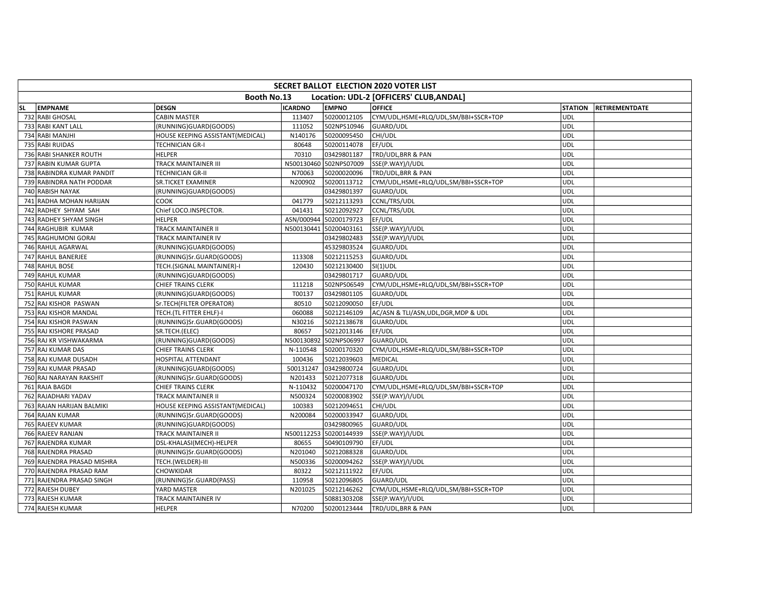| SECRET BALLOT ELECTION 2020 VOTER LIST | | | | | | | |
|---|---|---|---|---|---|---|---|
| Booth No.13 Location: UDL-2 [OFFICERS' CLUB,ANDAL] | | | | | | | |
| SL | EMPNAME | DESGN | ICARDNO | EMPNO | OFFICE | STATION | RETIREMENTDATE |
| 732 | RABI GHOSAL | CABIN MASTER | 113407 | 50200012105 | CYM/UDL,HSME+RLQ/UDL,SM/BBI+SSCR+TOP | UDL | |
| 733 | RABI KANT LALL | (RUNNING)GUARD(GOODS) | 111052 | 502NPS10946 | GUARD/UDL | UDL | |
| 734 | RABI MANJHI | HOUSE KEEPING ASSISTANT(MEDICAL) | N140176 | 50200095450 | CHI/UDL | UDL | |
| 735 | RABI RUIDAS | TECHNICIAN GR-I | 80648 | 50200114078 | EF/UDL | UDL | |
| 736 | RABI SHANKER ROUTH | HELPER | 70310 | 03429801187 | TRD/UDL,BRR & PAN | UDL | |
| 737 | RABIN KUMAR GUPTA | TRACK MAINTAINER III | N500130460 | 502NPS07009 | SSE(P.WAY)/I/UDL | UDL | |
| 738 | RABINDRA KUMAR PANDIT | TECHNICIAN GR-II | N70063 | 50200020096 | TRD/UDL,BRR & PAN | UDL | |
| 739 | RABINDRA NATH PODDAR | SR.TICKET EXAMINER | N200902 | 50200113712 | CYM/UDL,HSME+RLQ/UDL,SM/BBI+SSCR+TOP | UDL | |
| 740 | RABISH NAYAK | (RUNNING)GUARD(GOODS) | | 03429801397 | GUARD/UDL | UDL | |
| 741 | RADHA MOHAN HARIJAN | COOK | 041779 | 50212113293 | CCNL/TRS/UDL | UDL | |
| 742 | RADHEY SHYAM SAH | Chief LOCO.INSPECTOR. | 041431 | 50212092927 | CCNL/TRS/UDL | UDL | |
| 743 | RADHEY SHYAM SINGH | HELPER | ASN/000944 | 50200179723 | EF/UDL | UDL | |
| 744 | RAGHUBIR KUMAR | TRACK MAINTAINER II | N500130441 | 50200403161 | SSE(P.WAY)/I/UDL | UDL | |
| 745 | RAGHUMONI GORAI | TRACK MAINTAINER IV | | 03429802483 | SSE(P.WAY)/I/UDL | UDL | |
| 746 | RAHUL AGARWAL | (RUNNING)GUARD(GOODS) | | 45329803524 | GUARD/UDL | UDL | |
| 747 | RAHUL BANERJEE | (RUNNING)Sr.GUARD(GOODS) | 113308 | 50212115253 | GUARD/UDL | UDL | |
| 748 | RAHUL BOSE | TECH.(SIGNAL MAINTAINER)-I | 120430 | 50212130400 | SI(1)UDL | UDL | |
| 749 | RAHUL KUMAR | (RUNNING)GUARD(GOODS) | | 03429801717 | GUARD/UDL | UDL | |
| 750 | RAHUL KUMAR | CHIEF TRAINS CLERK | 111218 | 502NPS06549 | CYM/UDL,HSME+RLQ/UDL,SM/BBI+SSCR+TOP | UDL | |
| 751 | RAHUL KUMAR | (RUNNING)GUARD(GOODS) | T00137 | 03429801105 | GUARD/UDL | UDL | |
| 752 | RAJ KISHOR PASWAN | Sr.TECH(FILTER OPERATOR) | 80510 | 50212090050 | EF/UDL | UDL | |
| 753 | RAJ KISHOR MANDAL | TECH.(TL FITTER EHLF)-I | 060088 | 50212146109 | AC/ASN & TLI/ASN,UDL,DGR,MDP & UDL | UDL | |
| 754 | RAJ KISHOR PASWAN | (RUNNING)Sr.GUARD(GOODS) | N30216 | 50212138678 | GUARD/UDL | UDL | |
| 755 | RAJ KISHORE PRASAD | SR.TECH.(ELEC) | 80657 | 50212013146 | EF/UDL | UDL | |
| 756 | RAJ KR VISHWAKARMA | (RUNNING)GUARD(GOODS) | N500130892 | 502NPS06997 | GUARD/UDL | UDL | |
| 757 | RAJ KUMAR DAS | CHIEF TRAINS CLERK | N-110548 | 50200170320 | CYM/UDL,HSME+RLQ/UDL,SM/BBI+SSCR+TOP | UDL | |
| 758 | RAJ KUMAR DUSADH | HOSPITAL ATTENDANT | 100436 | 50212039603 | MEDICAL | UDL | |
| 759 | RAJ KUMAR PRASAD | (RUNNING)GUARD(GOODS) | 500131247 | 03429800724 | GUARD/UDL | UDL | |
| 760 | RAJ NARAYAN RAKSHIT | (RUNNING)Sr.GUARD(GOODS) | N201433 | 50212077318 | GUARD/UDL | UDL | |
| 761 | RAJA BAGDI | CHIEF TRAINS CLERK | N-110432 | 50200047170 | CYM/UDL,HSME+RLQ/UDL,SM/BBI+SSCR+TOP | UDL | |
| 762 | RAJADHARI YADAV | TRACK MAINTAINER II | N500324 | 50200083902 | SSE(P.WAY)/I/UDL | UDL | |
| 763 | RAJAN HARIJAN BALMIKI | HOUSE KEEPING ASSISTANT(MEDICAL) | 100383 | 50212094651 | CHI/UDL | UDL | |
| 764 | RAJAN KUMAR | (RUNNING)Sr.GUARD(GOODS) | N200084 | 50200033947 | GUARD/UDL | UDL | |
| 765 | RAJEEV KUMAR | (RUNNING)GUARD(GOODS) | | 03429800965 | GUARD/UDL | UDL | |
| 766 | RAJEEV RANJAN | TRACK MAINTAINER II | N500112253 | 50200144939 | SSE(P.WAY)/I/UDL | UDL | |
| 767 | RAJENDRA KUMAR | DSL-KHALASI(MECH)-HELPER | 80655 | 50490109790 | EF/UDL | UDL | |
| 768 | RAJENDRA PRASAD | (RUNNING)Sr.GUARD(GOODS) | N201040 | 50212088328 | GUARD/UDL | UDL | |
| 769 | RAJENDRA PRASAD MISHRA | TECH.(WELDER)-III | N500336 | 50200094262 | SSE(P.WAY)/I/UDL | UDL | |
| 770 | RAJENDRA PRASAD RAM | CHOWKIDAR | 80322 | 50212111922 | EF/UDL | UDL | |
| 771 | RAJENDRA PRASAD SINGH | (RUNNING)Sr.GUARD(PASS) | 110958 | 50212096805 | GUARD/UDL | UDL | |
| 772 | RAJESH DUBEY | YARD MASTER | N201025 | 50212146262 | CYM/UDL,HSME+RLQ/UDL,SM/BBI+SSCR+TOP | UDL | |
| 773 | RAJESH KUMAR | TRACK MAINTAINER IV | | 50881303208 | SSE(P.WAY)/I/UDL | UDL | |
| 774 | RAJESH KUMAR | HELPER | N70200 | 50200123444 | TRD/UDL,BRR & PAN | UDL | |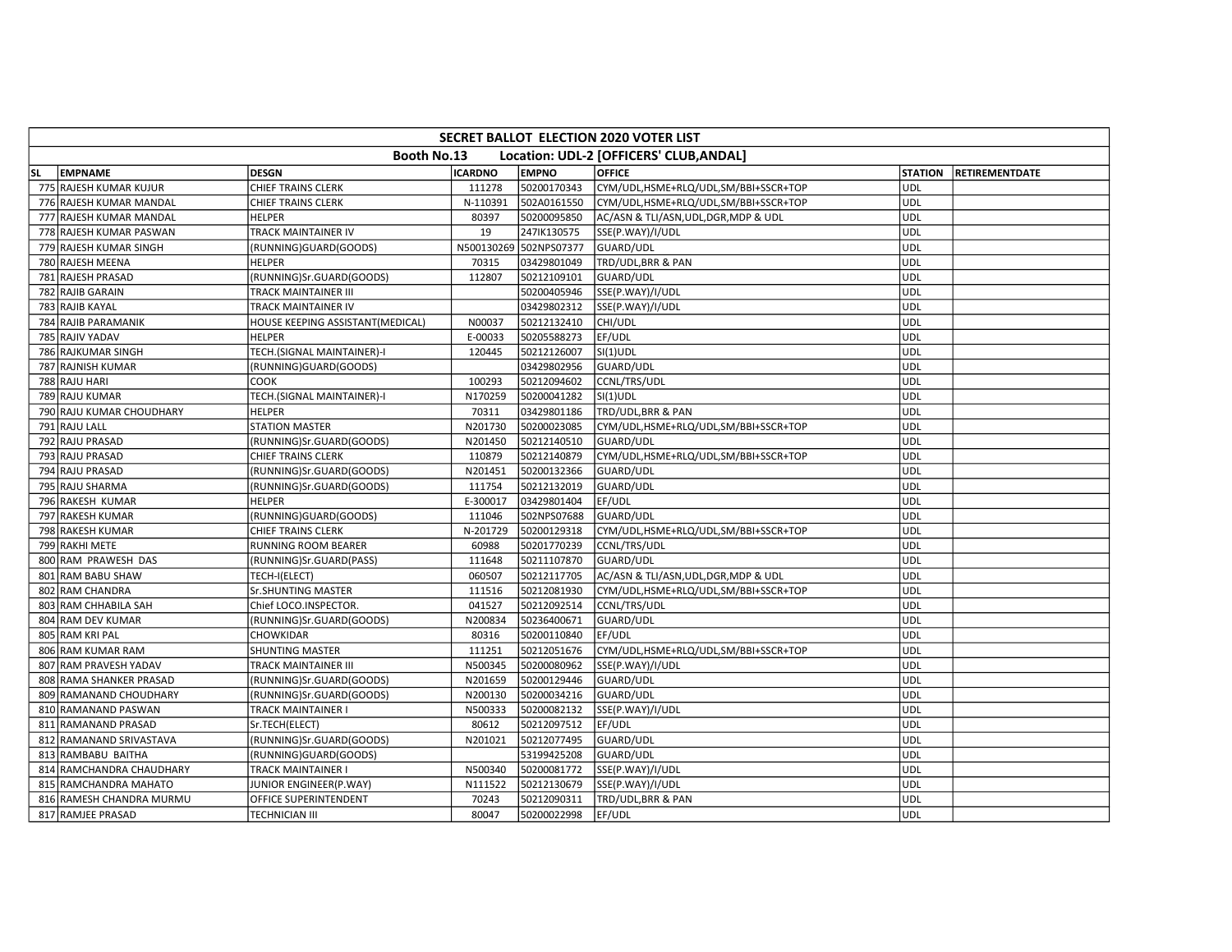| SECRET BALLOT ELECTION 2020 VOTER LIST | | | | | | | |
|---|---|---|---|---|---|---|---|
| Booth No.13 Location: UDL-2 [OFFICERS' CLUB,ANDAL] | | | | | | | |
| SL | EMPNAME | DESGN | ICARDNO | EMPNO | OFFICE | STATION | RETIREMENTDATE |
| 775 | RAJESH KUMAR KUJUR | CHIEF TRAINS CLERK | 111278 | 50200170343 | CYM/UDL,HSME+RLQ/UDL,SM/BBI+SSCR+TOP | UDL | |
| 776 | RAJESH KUMAR MANDAL | CHIEF TRAINS CLERK | N-110391 | 502A0161550 | CYM/UDL,HSME+RLQ/UDL,SM/BBI+SSCR+TOP | UDL | |
| 777 | RAJESH KUMAR MANDAL | HELPER | 80397 | 50200095850 | AC/ASN & TLI/ASN,UDL,DGR,MDP & UDL | UDL | |
| 778 | RAJESH KUMAR PASWAN | TRACK MAINTAINER IV | 19 | 247IK130575 | SSE(P.WAY)/I/UDL | UDL | |
| 779 | RAJESH KUMAR SINGH | (RUNNING)GUARD(GOODS) | N500130269 | 502NPS07377 | GUARD/UDL | UDL | |
| 780 | RAJESH MEENA | HELPER | 70315 | 03429801049 | TRD/UDL,BRR & PAN | UDL | |
| 781 | RAJESH PRASAD | (RUNNING)Sr.GUARD(GOODS) | 112807 | 50212109101 | GUARD/UDL | UDL | |
| 782 | RAJIB GARAIN | TRACK MAINTAINER III | | 50200405946 | SSE(P.WAY)/I/UDL | UDL | |
| 783 | RAJIB KAYAL | TRACK MAINTAINER IV | | 03429802312 | SSE(P.WAY)/I/UDL | UDL | |
| 784 | RAJIB PARAMANIK | HOUSE KEEPING ASSISTANT(MEDICAL) | N00037 | 50212132410 | CHI/UDL | UDL | |
| 785 | RAJIV YADAV | HELPER | E-00033 | 50205588273 | EF/UDL | UDL | |
| 786 | RAJKUMAR SINGH | TECH.(SIGNAL MAINTAINER)-I | 120445 | 50212126007 | SI(1)UDL | UDL | |
| 787 | RAJNISH KUMAR | (RUNNING)GUARD(GOODS) | | 03429802956 | GUARD/UDL | UDL | |
| 788 | RAJU HARI | COOK | 100293 | 50212094602 | CCNL/TRS/UDL | UDL | |
| 789 | RAJU KUMAR | TECH.(SIGNAL MAINTAINER)-I | N170259 | 50200041282 | SI(1)UDL | UDL | |
| 790 | RAJU KUMAR CHOUDHARY | HELPER | 70311 | 03429801186 | TRD/UDL,BRR & PAN | UDL | |
| 791 | RAJU LALL | STATION MASTER | N201730 | 50200023085 | CYM/UDL,HSME+RLQ/UDL,SM/BBI+SSCR+TOP | UDL | |
| 792 | RAJU PRASAD | (RUNNING)Sr.GUARD(GOODS) | N201450 | 50212140510 | GUARD/UDL | UDL | |
| 793 | RAJU PRASAD | CHIEF TRAINS CLERK | 110879 | 50212140879 | CYM/UDL,HSME+RLQ/UDL,SM/BBI+SSCR+TOP | UDL | |
| 794 | RAJU PRASAD | (RUNNING)Sr.GUARD(GOODS) | N201451 | 50200132366 | GUARD/UDL | UDL | |
| 795 | RAJU SHARMA | (RUNNING)Sr.GUARD(GOODS) | 111754 | 50212132019 | GUARD/UDL | UDL | |
| 796 | RAKESH KUMAR | HELPER | E-300017 | 03429801404 | EF/UDL | UDL | |
| 797 | RAKESH KUMAR | (RUNNING)GUARD(GOODS) | 111046 | 502NPS07688 | GUARD/UDL | UDL | |
| 798 | RAKESH KUMAR | CHIEF TRAINS CLERK | N-201729 | 50200129318 | CYM/UDL,HSME+RLQ/UDL,SM/BBI+SSCR+TOP | UDL | |
| 799 | RAKHI METE | RUNNING ROOM BEARER | 60988 | 50201770239 | CCNL/TRS/UDL | UDL | |
| 800 | RAM PRAWESH DAS | (RUNNING)Sr.GUARD(PASS) | 111648 | 50211107870 | GUARD/UDL | UDL | |
| 801 | RAM BABU SHAW | TECH-I(ELECT) | 060507 | 50212117705 | AC/ASN & TLI/ASN,UDL,DGR,MDP & UDL | UDL | |
| 802 | RAM CHANDRA | Sr.SHUNTING MASTER | 111516 | 50212081930 | CYM/UDL,HSME+RLQ/UDL,SM/BBI+SSCR+TOP | UDL | |
| 803 | RAM CHHABILA SAH | Chief LOCO.INSPECTOR. | 041527 | 50212092514 | CCNL/TRS/UDL | UDL | |
| 804 | RAM DEV KUMAR | (RUNNING)Sr.GUARD(GOODS) | N200834 | 50236400671 | GUARD/UDL | UDL | |
| 805 | RAM KRI PAL | CHOWKIDAR | 80316 | 50200110840 | EF/UDL | UDL | |
| 806 | RAM KUMAR RAM | SHUNTING MASTER | 111251 | 50212051676 | CYM/UDL,HSME+RLQ/UDL,SM/BBI+SSCR+TOP | UDL | |
| 807 | RAM PRAVESH YADAV | TRACK MAINTAINER III | N500345 | 50200080962 | SSE(P.WAY)/I/UDL | UDL | |
| 808 | RAMA SHANKER PRASAD | (RUNNING)Sr.GUARD(GOODS) | N201659 | 50200129446 | GUARD/UDL | UDL | |
| 809 | RAMANAND CHOUDHARY | (RUNNING)Sr.GUARD(GOODS) | N200130 | 50200034216 | GUARD/UDL | UDL | |
| 810 | RAMANAND PASWAN | TRACK MAINTAINER I | N500333 | 50200082132 | SSE(P.WAY)/I/UDL | UDL | |
| 811 | RAMANAND PRASAD | Sr.TECH(ELECT) | 80612 | 50212097512 | EF/UDL | UDL | |
| 812 | RAMANAND SRIVASTAVA | (RUNNING)Sr.GUARD(GOODS) | N201021 | 50212077495 | GUARD/UDL | UDL | |
| 813 | RAMBABU BAITHA | (RUNNING)GUARD(GOODS) | | 53199425208 | GUARD/UDL | UDL | |
| 814 | RAMCHANDRA CHAUDHARY | TRACK MAINTAINER I | N500340 | 50200081772 | SSE(P.WAY)/I/UDL | UDL | |
| 815 | RAMCHANDRA MAHATO | JUNIOR ENGINEER(P.WAY) | N111522 | 50212130679 | SSE(P.WAY)/I/UDL | UDL | |
| 816 | RAMESH CHANDRA MURMU | OFFICE SUPERINTENDENT | 70243 | 50212090311 | TRD/UDL,BRR & PAN | UDL | |
| 817 | RAMJEE PRASAD | TECHNICIAN III | 80047 | 50200022998 | EF/UDL | UDL | |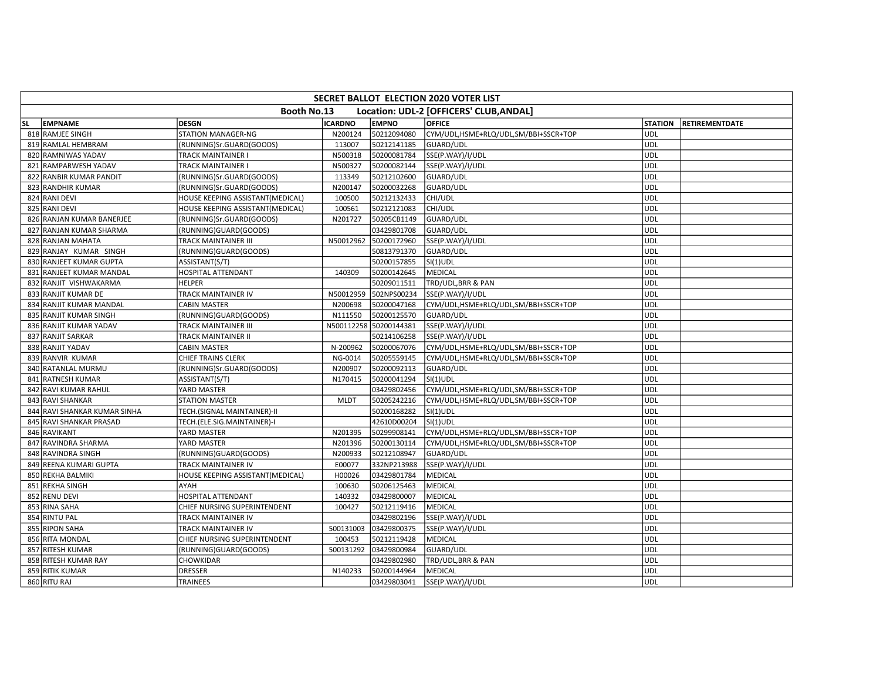| SECRET BALLOT ELECTION 2020 VOTER LIST | | | | | | | |
|---|---|---|---|---|---|---|---|
| Booth No.13 Location: UDL-2 [OFFICERS' CLUB,ANDAL] | | | | | | | |
| SL | EMPNAME | DESGN | ICARDNO | EMPNO | OFFICE | STATION | RETIREMENTDATE |
| 818 | RAMJEE SINGH | STATION MANAGER-NG | N200124 | 50212094080 | CYM/UDL,HSME+RLQ/UDL,SM/BBI+SSCR+TOP | UDL | |
| 819 | RAMLAL HEMBRAM | (RUNNING)Sr.GUARD(GOODS) | 113007 | 50212141185 | GUARD/UDL | UDL | |
| 820 | RAMNIWAS YADAV | TRACK MAINTAINER I | N500318 | 50200081784 | SSE(P.WAY)/I/UDL | UDL | |
| 821 | RAMPARWESH YADAV | TRACK MAINTAINER I | N500327 | 50200082144 | SSE(P.WAY)/I/UDL | UDL | |
| 822 | RANBIR KUMAR PANDIT | (RUNNING)Sr.GUARD(GOODS) | 113349 | 50212102600 | GUARD/UDL | UDL | |
| 823 | RANDHIR KUMAR | (RUNNING)Sr.GUARD(GOODS) | N200147 | 50200032268 | GUARD/UDL | UDL | |
| 824 | RANI DEVI | HOUSE KEEPING ASSISTANT(MEDICAL) | 100500 | 50212132433 | CHI/UDL | UDL | |
| 825 | RANI DEVI | HOUSE KEEPING ASSISTANT(MEDICAL) | 100561 | 50212121083 | CHI/UDL | UDL | |
| 826 | RANJAN KUMAR BANERJEE | (RUNNING)Sr.GUARD(GOODS) | N201727 | 50205CB1149 | GUARD/UDL | UDL | |
| 827 | RANJAN KUMAR SHARMA | (RUNNING)GUARD(GOODS) | | 03429801708 | GUARD/UDL | UDL | |
| 828 | RANJAN MAHATA | TRACK MAINTAINER III | N50012962 | 50200172960 | SSE(P.WAY)/I/UDL | UDL | |
| 829 | RANJAY KUMAR SINGH | (RUNNING)GUARD(GOODS) | | 50813791370 | GUARD/UDL | UDL | |
| 830 | RANJEET KUMAR GUPTA | ASSISTANT(S/T) | | 50200157855 | SI(1)UDL | UDL | |
| 831 | RANJEET KUMAR MANDAL | HOSPITAL ATTENDANT | 140309 | 50200142645 | MEDICAL | UDL | |
| 832 | RANJIT VISHWAKARMA | HELPER | | 50209011511 | TRD/UDL,BRR & PAN | UDL | |
| 833 | RANJIT KUMAR DE | TRACK MAINTAINER IV | N50012959 | 502NPS00234 | SSE(P.WAY)/I/UDL | UDL | |
| 834 | RANJIT KUMAR MANDAL | CABIN MASTER | N200698 | 50200047168 | CYM/UDL,HSME+RLQ/UDL,SM/BBI+SSCR+TOP | UDL | |
| 835 | RANJIT KUMAR SINGH | (RUNNING)GUARD(GOODS) | N111550 | 50200125570 | GUARD/UDL | UDL | |
| 836 | RANJIT KUMAR YADAV | TRACK MAINTAINER III | N500112258 | 50200144381 | SSE(P.WAY)/I/UDL | UDL | |
| 837 | RANJIT SARKAR | TRACK MAINTAINER II | | 50214106258 | SSE(P.WAY)/I/UDL | UDL | |
| 838 | RANJIT YADAV | CABIN MASTER | N-200962 | 50200067076 | CYM/UDL,HSME+RLQ/UDL,SM/BBI+SSCR+TOP | UDL | |
| 839 | RANVIR KUMAR | CHIEF TRAINS CLERK | NG-0014 | 50205559145 | CYM/UDL,HSME+RLQ/UDL,SM/BBI+SSCR+TOP | UDL | |
| 840 | RATANLAL MURMU | (RUNNING)Sr.GUARD(GOODS) | N200907 | 50200092113 | GUARD/UDL | UDL | |
| 841 | RATNESH KUMAR | ASSISTANT(S/T) | N170415 | 50200041294 | SI(1)UDL | UDL | |
| 842 | RAVI KUMAR RAHUL | YARD MASTER | | 03429802456 | CYM/UDL,HSME+RLQ/UDL,SM/BBI+SSCR+TOP | UDL | |
| 843 | RAVI SHANKAR | STATION MASTER | MLDT | 50205242216 | CYM/UDL,HSME+RLQ/UDL,SM/BBI+SSCR+TOP | UDL | |
| 844 | RAVI SHANKAR KUMAR SINHA | TECH.(SIGNAL MAINTAINER)-II | | 50200168282 | SI(1)UDL | UDL | |
| 845 | RAVI SHANKAR PRASAD | TECH.(ELE.SIG.MAINTAINER)-I | | 42610D000204 | SI(1)UDL | UDL | |
| 846 | RAVIKANT | YARD MASTER | N201395 | 50299908141 | CYM/UDL,HSME+RLQ/UDL,SM/BBI+SSCR+TOP | UDL | |
| 847 | RAVINDRA SHARMA | YARD MASTER | N201396 | 50200130114 | CYM/UDL,HSME+RLQ/UDL,SM/BBI+SSCR+TOP | UDL | |
| 848 | RAVINDRA SINGH | (RUNNING)GUARD(GOODS) | N200933 | 50212108947 | GUARD/UDL | UDL | |
| 849 | REENA KUMARI GUPTA | TRACK MAINTAINER IV | E00077 | 332NP213988 | SSE(P.WAY)/I/UDL | UDL | |
| 850 | REKHA BALMIKI | HOUSE KEEPING ASSISTANT(MEDICAL) | H00026 | 03429801784 | MEDICAL | UDL | |
| 851 | REKHA SINGH | AYAH | 100630 | 50206125463 | MEDICAL | UDL | |
| 852 | RENU DEVI | HOSPITAL ATTENDANT | 140332 | 03429800007 | MEDICAL | UDL | |
| 853 | RINA SAHA | CHIEF NURSING SUPERINTENDENT | 100427 | 50212119416 | MEDICAL | UDL | |
| 854 | RINTU PAL | TRACK MAINTAINER IV | | 03429802196 | SSE(P.WAY)/I/UDL | UDL | |
| 855 | RIPON SAHA | TRACK MAINTAINER IV | 500131003 | 03429800375 | SSE(P.WAY)/I/UDL | UDL | |
| 856 | RITA MONDAL | CHIEF NURSING SUPERINTENDENT | 100453 | 50212119428 | MEDICAL | UDL | |
| 857 | RITESH KUMAR | (RUNNING)GUARD(GOODS) | 500131292 | 03429800984 | GUARD/UDL | UDL | |
| 858 | RITESH KUMAR RAY | CHOWKIDAR | | 03429802980 | TRD/UDL,BRR & PAN | UDL | |
| 859 | RITIK KUMAR | DRESSER | N140233 | 50200144964 | MEDICAL | UDL | |
| 860 | RITU RAJ | TRAINEES | | 03429803041 | SSE(P.WAY)/I/UDL | UDL | |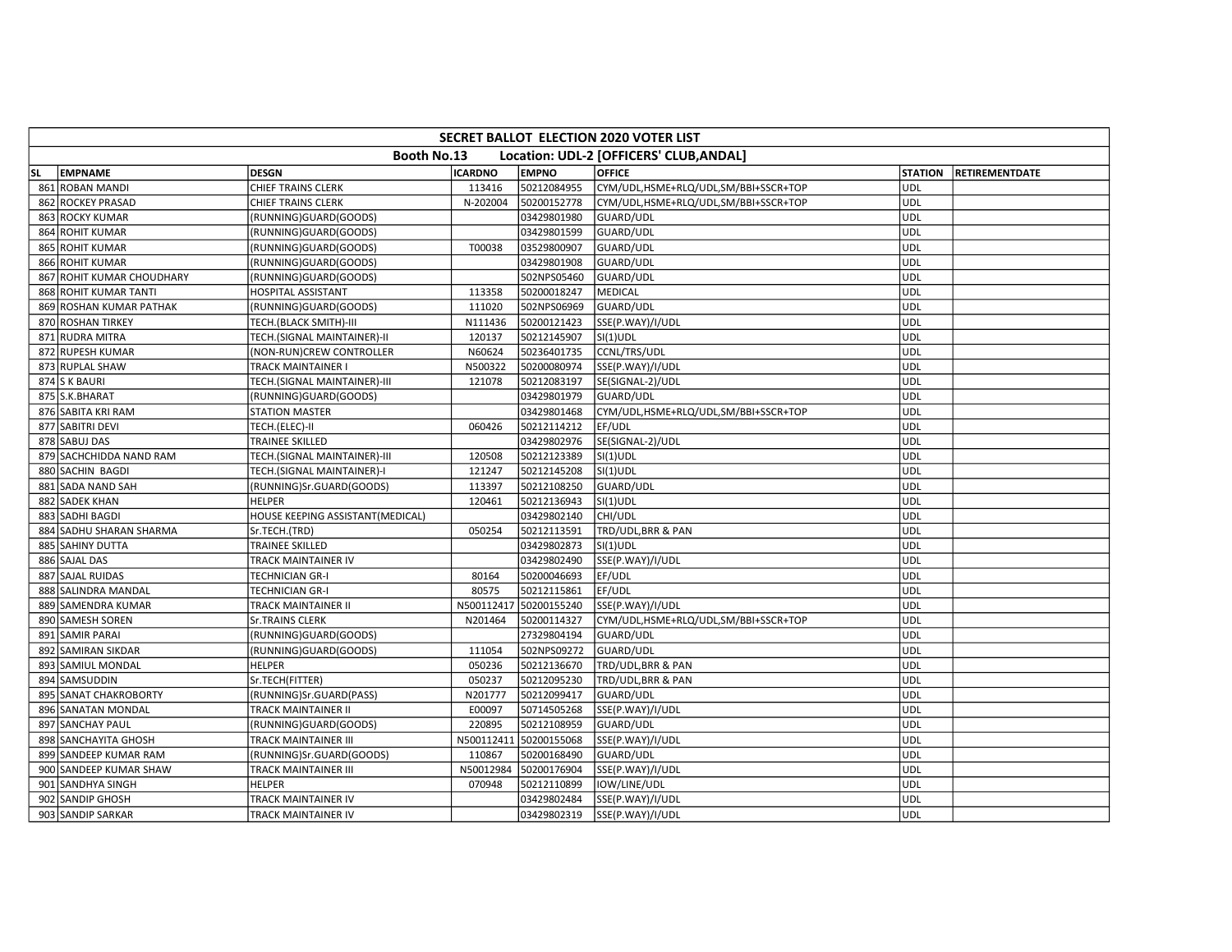| SECRET BALLOT ELECTION 2020 VOTER LIST | | | | | | | |
|---|---|---|---|---|---|---|---|
| Booth No.13 Location: UDL-2 [OFFICERS' CLUB,ANDAL] | | | | | | | |
| SL | EMPNAME | DESGN | ICARDNO | EMPNO | OFFICE | STATION | RETIREMENTDATE |
| 861 | ROBAN MANDI | CHIEF TRAINS CLERK | 113416 | 50212084955 | CYM/UDL,HSME+RLQ/UDL,SM/BBI+SSCR+TOP | UDL | |
| 862 | ROCKEY PRASAD | CHIEF TRAINS CLERK | N-202004 | 50200152778 | CYM/UDL,HSME+RLQ/UDL,SM/BBI+SSCR+TOP | UDL | |
| 863 | ROCKY KUMAR | (RUNNING)GUARD(GOODS) | | 03429801980 | GUARD/UDL | UDL | |
| 864 | ROHIT KUMAR | (RUNNING)GUARD(GOODS) | | 03429801599 | GUARD/UDL | UDL | |
| 865 | ROHIT KUMAR | (RUNNING)GUARD(GOODS) | T00038 | 03529800907 | GUARD/UDL | UDL | |
| 866 | ROHIT KUMAR | (RUNNING)GUARD(GOODS) | | 03429801908 | GUARD/UDL | UDL | |
| 867 | ROHIT KUMAR CHOUDHARY | (RUNNING)GUARD(GOODS) | | 502NPS05460 | GUARD/UDL | UDL | |
| 868 | ROHIT KUMAR TANTI | HOSPITAL ASSISTANT | 113358 | 50200018247 | MEDICAL | UDL | |
| 869 | ROSHAN KUMAR PATHAK | (RUNNING)GUARD(GOODS) | 111020 | 502NPS06969 | GUARD/UDL | UDL | |
| 870 | ROSHAN TIRKEY | TECH.(BLACK SMITH)-III | N111436 | 50200121423 | SSE(P.WAY)/I/UDL | UDL | |
| 871 | RUDRA MITRA | TECH.(SIGNAL MAINTAINER)-II | 120137 | 50212145907 | SI(1)UDL | UDL | |
| 872 | RUPESH KUMAR | (NON-RUN)CREW CONTROLLER | N60624 | 50236401735 | CCNL/TRS/UDL | UDL | |
| 873 | RUPLAL SHAW | TRACK MAINTAINER I | N500322 | 50200080974 | SSE(P.WAY)/I/UDL | UDL | |
| 874 | S K BAURI | TECH.(SIGNAL MAINTAINER)-III | 121078 | 50212083197 | SE(SIGNAL-2)/UDL | UDL | |
| 875 | S.K.BHARAT | (RUNNING)GUARD(GOODS) | | 03429801979 | GUARD/UDL | UDL | |
| 876 | SABITA KRI RAM | STATION MASTER | | 03429801468 | CYM/UDL,HSME+RLQ/UDL,SM/BBI+SSCR+TOP | UDL | |
| 877 | SABITRI DEVI | TECH.(ELEC)-II | 060426 | 50212114212 | EF/UDL | UDL | |
| 878 | SABUJ DAS | TRAINEE SKILLED | | 03429802976 | SE(SIGNAL-2)/UDL | UDL | |
| 879 | SACHCHIDDA NAND RAM | TECH.(SIGNAL MAINTAINER)-III | 120508 | 50212123389 | SI(1)UDL | UDL | |
| 880 | SACHIN BAGDI | TECH.(SIGNAL MAINTAINER)-I | 121247 | 50212145208 | SI(1)UDL | UDL | |
| 881 | SADA NAND SAH | (RUNNING)Sr.GUARD(GOODS) | 113397 | 50212108250 | GUARD/UDL | UDL | |
| 882 | SADEK KHAN | HELPER | 120461 | 50212136943 | SI(1)UDL | UDL | |
| 883 | SADHI BAGDI | HOUSE KEEPING ASSISTANT(MEDICAL) | | 03429802140 | CHI/UDL | UDL | |
| 884 | SADHU SHARAN SHARMA | Sr.TECH.(TRD) | 050254 | 50212113591 | TRD/UDL,BRR & PAN | UDL | |
| 885 | SAHINY DUTTA | TRAINEE SKILLED | | 03429802873 | SI(1)UDL | UDL | |
| 886 | SAJAL DAS | TRACK MAINTAINER IV | | 03429802490 | SSE(P.WAY)/I/UDL | UDL | |
| 887 | SAJAL RUIDAS | TECHNICIAN GR-I | 80164 | 50200046693 | EF/UDL | UDL | |
| 888 | SALINDRA MANDAL | TECHNICIAN GR-I | 80575 | 50212115861 | EF/UDL | UDL | |
| 889 | SAMENDRA KUMAR | TRACK MAINTAINER II | N500112417 | 50200155240 | SSE(P.WAY)/I/UDL | UDL | |
| 890 | SAMESH SOREN | Sr.TRAINS CLERK | N201464 | 50200114327 | CYM/UDL,HSME+RLQ/UDL,SM/BBI+SSCR+TOP | UDL | |
| 891 | SAMIR PARAI | (RUNNING)GUARD(GOODS) | | 27329804194 | GUARD/UDL | UDL | |
| 892 | SAMIRAN SIKDAR | (RUNNING)GUARD(GOODS) | 111054 | 502NPS09272 | GUARD/UDL | UDL | |
| 893 | SAMIUL MONDAL | HELPER | 050236 | 50212136670 | TRD/UDL,BRR & PAN | UDL | |
| 894 | SAMSUDDIN | Sr.TECH(FITTER) | 050237 | 50212095230 | TRD/UDL,BRR & PAN | UDL | |
| 895 | SANAT CHAKROBORTY | (RUNNING)Sr.GUARD(PASS) | N201777 | 50212099417 | GUARD/UDL | UDL | |
| 896 | SANATAN MONDAL | TRACK MAINTAINER II | E00097 | 50714505268 | SSE(P.WAY)/I/UDL | UDL | |
| 897 | SANCHAY PAUL | (RUNNING)GUARD(GOODS) | 220895 | 50212108959 | GUARD/UDL | UDL | |
| 898 | SANCHAYITA GHOSH | TRACK MAINTAINER III | N500112411 | 50200155068 | SSE(P.WAY)/I/UDL | UDL | |
| 899 | SANDEEP KUMAR RAM | (RUNNING)Sr.GUARD(GOODS) | 110867 | 50200168490 | GUARD/UDL | UDL | |
| 900 | SANDEEP KUMAR SHAW | TRACK MAINTAINER III | N50012984 | 50200176904 | SSE(P.WAY)/I/UDL | UDL | |
| 901 | SANDHYA SINGH | HELPER | 070948 | 50212110899 | IOW/LINE/UDL | UDL | |
| 902 | SANDIP GHOSH | TRACK MAINTAINER IV | | 03429802484 | SSE(P.WAY)/I/UDL | UDL | |
| 903 | SANDIP SARKAR | TRACK MAINTAINER IV | | 03429802319 | SSE(P.WAY)/I/UDL | UDL | |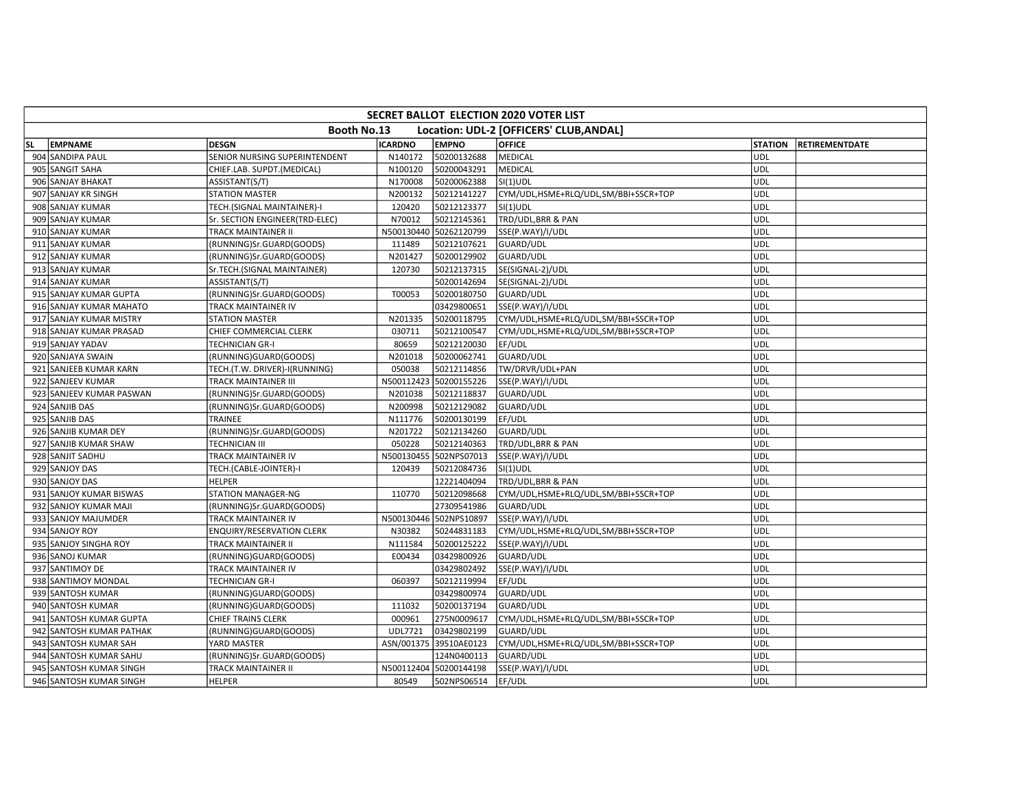| SECRET BALLOT ELECTION 2020 VOTER LIST | | | | | | | |
|---|---|---|---|---|---|---|---|
| Booth No.13 Location: UDL-2 [OFFICERS' CLUB,ANDAL] | | | | | | | |
| SL | EMPNAME | DESGN | ICARDNO | EMPNO | OFFICE | STATION | RETIREMENTDATE |
| 904 | SANDIPA PAUL | SENIOR NURSING SUPERINTENDENT | N140172 | 50200132688 | MEDICAL | UDL | |
| 905 | SANGIT SAHA | CHIEF.LAB. SUPDT.(MEDICAL) | N100120 | 50200043291 | MEDICAL | UDL | |
| 906 | SANJAY BHAKAT | ASSISTANT(S/T) | N170008 | 50200062388 | SI(1)UDL | UDL | |
| 907 | SANJAY KR SINGH | STATION MASTER | N200132 | 50212141227 | CYM/UDL,HSME+RLQ/UDL,SM/BBI+SSCR+TOP | UDL | |
| 908 | SANJAY KUMAR | TECH.(SIGNAL MAINTAINER)-I | 120420 | 50212123377 | SI(1)UDL | UDL | |
| 909 | SANJAY KUMAR | Sr. SECTION ENGINEER(TRD-ELEC) | N70012 | 50212145361 | TRD/UDL,BRR & PAN | UDL | |
| 910 | SANJAY KUMAR | TRACK MAINTAINER II | N500130440 | 50262120799 | SSE(P.WAY)/I/UDL | UDL | |
| 911 | SANJAY KUMAR | (RUNNING)Sr.GUARD(GOODS) | 111489 | 50212107621 | GUARD/UDL | UDL | |
| 912 | SANJAY KUMAR | (RUNNING)Sr.GUARD(GOODS) | N201427 | 50200129902 | GUARD/UDL | UDL | |
| 913 | SANJAY KUMAR | Sr.TECH.(SIGNAL MAINTAINER) | 120730 | 50212137315 | SE(SIGNAL-2)/UDL | UDL | |
| 914 | SANJAY KUMAR | ASSISTANT(S/T) | | 50200142694 | SE(SIGNAL-2)/UDL | UDL | |
| 915 | SANJAY KUMAR GUPTA | (RUNNING)Sr.GUARD(GOODS) | T00053 | 50200180750 | GUARD/UDL | UDL | |
| 916 | SANJAY KUMAR MAHATO | TRACK MAINTAINER IV | | 03429800651 | SSE(P.WAY)/I/UDL | UDL | |
| 917 | SANJAY KUMAR MISTRY | STATION MASTER | N201335 | 50200118795 | CYM/UDL,HSME+RLQ/UDL,SM/BBI+SSCR+TOP | UDL | |
| 918 | SANJAY KUMAR PRASAD | CHIEF COMMERCIAL CLERK | 030711 | 50212100547 | CYM/UDL,HSME+RLQ/UDL,SM/BBI+SSCR+TOP | UDL | |
| 919 | SANJAY YADAV | TECHNICIAN GR-I | 80659 | 50212120030 | EF/UDL | UDL | |
| 920 | SANJAYA SWAIN | (RUNNING)GUARD(GOODS) | N201018 | 50200062741 | GUARD/UDL | UDL | |
| 921 | SANJEEB KUMAR KARN | TECH.(T.W. DRIVER)-I(RUNNING) | 050038 | 50212114856 | TW/DRVR/UDL+PAN | UDL | |
| 922 | SANJEEV KUMAR | TRACK MAINTAINER III | N500112423 | 50200155226 | SSE(P.WAY)/I/UDL | UDL | |
| 923 | SANJEEV KUMAR PASWAN | (RUNNING)Sr.GUARD(GOODS) | N201038 | 50212118837 | GUARD/UDL | UDL | |
| 924 | SANJIB DAS | (RUNNING)Sr.GUARD(GOODS) | N200998 | 50212129082 | GUARD/UDL | UDL | |
| 925 | SANJIB DAS | TRAINEE | N111776 | 50200130199 | EF/UDL | UDL | |
| 926 | SANJIB KUMAR DEY | (RUNNING)Sr.GUARD(GOODS) | N201722 | 50212134260 | GUARD/UDL | UDL | |
| 927 | SANJIB KUMAR SHAW | TECHNICIAN III | 050228 | 50212140363 | TRD/UDL,BRR & PAN | UDL | |
| 928 | SANJIT SADHU | TRACK MAINTAINER IV | N500130455 | 502NPS07013 | SSE(P.WAY)/I/UDL | UDL | |
| 929 | SANJOY DAS | TECH.(CABLE-JOINTER)-I | 120439 | 50212084736 | SI(1)UDL | UDL | |
| 930 | SANJOY DAS | HELPER | | 12221404094 | TRD/UDL,BRR & PAN | UDL | |
| 931 | SANJOY KUMAR BISWAS | STATION MANAGER-NG | 110770 | 50212098668 | CYM/UDL,HSME+RLQ/UDL,SM/BBI+SSCR+TOP | UDL | |
| 932 | SANJOY KUMAR MAJI | (RUNNING)Sr.GUARD(GOODS) | | 27309541986 | GUARD/UDL | UDL | |
| 933 | SANJOY MAJUMDER | TRACK MAINTAINER IV | N500130446 | 502NPS10897 | SSE(P.WAY)/I/UDL | UDL | |
| 934 | SANJOY ROY | ENQUIRY/RESERVATION CLERK | N30382 | 50244831183 | CYM/UDL,HSME+RLQ/UDL,SM/BBI+SSCR+TOP | UDL | |
| 935 | SANJOY SINGHA ROY | TRACK MAINTAINER II | N111584 | 50200125222 | SSE(P.WAY)/I/UDL | UDL | |
| 936 | SANOJ KUMAR | (RUNNING)GUARD(GOODS) | E00434 | 03429800926 | GUARD/UDL | UDL | |
| 937 | SANTIMOY DE | TRACK MAINTAINER IV | | 03429802492 | SSE(P.WAY)/I/UDL | UDL | |
| 938 | SANTIMOY MONDAL | TECHNICIAN GR-I | 060397 | 50212119994 | EF/UDL | UDL | |
| 939 | SANTOSH KUMAR | (RUNNING)GUARD(GOODS) | | 03429800974 | GUARD/UDL | UDL | |
| 940 | SANTOSH KUMAR | (RUNNING)GUARD(GOODS) | 111032 | 50200137194 | GUARD/UDL | UDL | |
| 941 | SANTOSH KUMAR GUPTA | CHIEF TRAINS CLERK | 000961 | 275N0009617 | CYM/UDL,HSME+RLQ/UDL,SM/BBI+SSCR+TOP | UDL | |
| 942 | SANTOSH KUMAR PATHAK | (RUNNING)GUARD(GOODS) | UDL7721 | 03429802199 | GUARD/UDL | UDL | |
| 943 | SANTOSH KUMAR SAH | YARD MASTER | ASN/001375 | 39510AE0123 | CYM/UDL,HSME+RLQ/UDL,SM/BBI+SSCR+TOP | UDL | |
| 944 | SANTOSH KUMAR SAHU | (RUNNING)Sr.GUARD(GOODS) | | 124N0400113 | GUARD/UDL | UDL | |
| 945 | SANTOSH KUMAR SINGH | TRACK MAINTAINER II | N500112404 | 50200144198 | SSE(P.WAY)/I/UDL | UDL | |
| 946 | SANTOSH KUMAR SINGH | HELPER | 80549 | 502NPS06514 | EF/UDL | UDL | |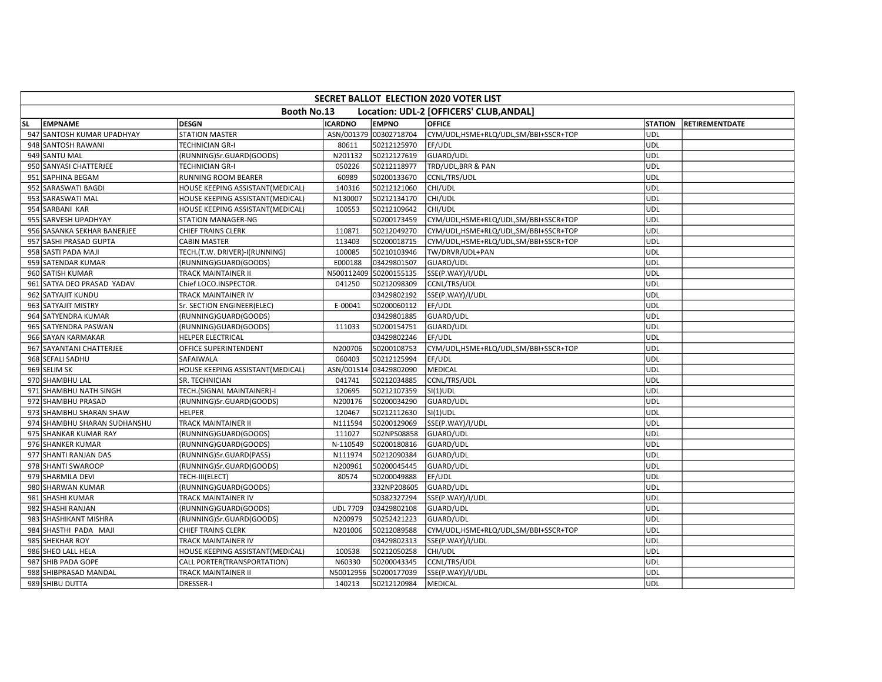| SECRET BALLOT ELECTION 2020 VOTER LIST | | | | | | | |
|---|---|---|---|---|---|---|---|
| Booth No.13 Location: UDL-2 [OFFICERS' CLUB,ANDAL] | | | | | | | |
| SL | EMPNAME | DESGN | ICARDNO | EMPNO | OFFICE | STATION | RETIREMENTDATE |
| 947 | SANTOSH KUMAR UPADHYAY | STATION MASTER | ASN/001379 | 00302718704 | CYM/UDL,HSME+RLQ/UDL,SM/BBI+SSCR+TOP | UDL | |
| 948 | SANTOSH RAWANI | TECHNICIAN GR-I | 80611 | 50212125970 | EF/UDL | UDL | |
| 949 | SANTU MAL | (RUNNING)Sr.GUARD(GOODS) | N201132 | 50212127619 | GUARD/UDL | UDL | |
| 950 | SANYASI CHATTERJEE | TECHNICIAN GR-I | 050226 | 50212118977 | TRD/UDL,BRR & PAN | UDL | |
| 951 | SAPHINA BEGAM | RUNNING ROOM BEARER | 60989 | 50200133670 | CCNL/TRS/UDL | UDL | |
| 952 | SARASWATI BAGDI | HOUSE KEEPING ASSISTANT(MEDICAL) | 140316 | 50212121060 | CHI/UDL | UDL | |
| 953 | SARASWATI MAL | HOUSE KEEPING ASSISTANT(MEDICAL) | N130007 | 50212134170 | CHI/UDL | UDL | |
| 954 | SARBANI KAR | HOUSE KEEPING ASSISTANT(MEDICAL) | 100553 | 50212109642 | CHI/UDL | UDL | |
| 955 | SARVESH UPADHYAY | STATION MANAGER-NG | | 50200173459 | CYM/UDL,HSME+RLQ/UDL,SM/BBI+SSCR+TOP | UDL | |
| 956 | SASANKA SEKHAR BANERJEE | CHIEF TRAINS CLERK | 110871 | 50212049270 | CYM/UDL,HSME+RLQ/UDL,SM/BBI+SSCR+TOP | UDL | |
| 957 | SASHI PRASAD GUPTA | CABIN MASTER | 113403 | 50200018715 | CYM/UDL,HSME+RLQ/UDL,SM/BBI+SSCR+TOP | UDL | |
| 958 | SASTI PADA MAJI | TECH.(T.W. DRIVER)-I(RUNNING) | 100085 | 50210103946 | TW/DRVR/UDL+PAN | UDL | |
| 959 | SATENDAR KUMAR | (RUNNING)GUARD(GOODS) | E000188 | 03429801507 | GUARD/UDL | UDL | |
| 960 | SATISH KUMAR | TRACK MAINTAINER II | N500112409 | 50200155135 | SSE(P.WAY)/I/UDL | UDL | |
| 961 | SATYA DEO PRASAD YADAV | Chief LOCO.INSPECTOR. | 041250 | 50212098309 | CCNL/TRS/UDL | UDL | |
| 962 | SATYAJIT KUNDU | TRACK MAINTAINER IV | | 03429802192 | SSE(P.WAY)/I/UDL | UDL | |
| 963 | SATYAJIT MISTRY | Sr. SECTION ENGINEER(ELEC) | E-00041 | 50200060112 | EF/UDL | UDL | |
| 964 | SATYENDRA KUMAR | (RUNNING)GUARD(GOODS) | | 03429801885 | GUARD/UDL | UDL | |
| 965 | SATYENDRA PASWAN | (RUNNING)GUARD(GOODS) | 111033 | 50200154751 | GUARD/UDL | UDL | |
| 966 | SAYAN KARMAKAR | HELPER ELECTRICAL | | 03429802246 | EF/UDL | UDL | |
| 967 | SAYANTANI CHATTERJEE | OFFICE SUPERINTENDENT | N200706 | 50200108753 | CYM/UDL,HSME+RLQ/UDL,SM/BBI+SSCR+TOP | UDL | |
| 968 | SEFALI SADHU | SAFAIWALA | 060403 | 50212125994 | EF/UDL | UDL | |
| 969 | SELIM SK | HOUSE KEEPING ASSISTANT(MEDICAL) | ASN/001514 | 03429802090 | MEDICAL | UDL | |
| 970 | SHAMBHU LAL | SR. TECHNICIAN | 041741 | 50212034885 | CCNL/TRS/UDL | UDL | |
| 971 | SHAMBHU NATH SINGH | TECH.(SIGNAL MAINTAINER)-I | 120695 | 50212107359 | SI(1)UDL | UDL | |
| 972 | SHAMBHU PRASAD | (RUNNING)Sr.GUARD(GOODS) | N200176 | 50200034290 | GUARD/UDL | UDL | |
| 973 | SHAMBHU SHARAN SHAW | HELPER | 120467 | 50212112630 | SI(1)UDL | UDL | |
| 974 | SHAMBHU SHARAN SUDHANSHU | TRACK MAINTAINER II | N111594 | 50200129069 | SSE(P.WAY)/I/UDL | UDL | |
| 975 | SHANKAR KUMAR RAY | (RUNNING)GUARD(GOODS) | 111027 | 502NPS08858 | GUARD/UDL | UDL | |
| 976 | SHANKER KUMAR | (RUNNING)GUARD(GOODS) | N-110549 | 50200180816 | GUARD/UDL | UDL | |
| 977 | SHANTI RANJAN DAS | (RUNNING)Sr.GUARD(PASS) | N111974 | 50212090384 | GUARD/UDL | UDL | |
| 978 | SHANTI SWAROOP | (RUNNING)Sr.GUARD(GOODS) | N200961 | 50200045445 | GUARD/UDL | UDL | |
| 979 | SHARMILA DEVI | TECH-III(ELECT) | 80574 | 50200049888 | EF/UDL | UDL | |
| 980 | SHARWAN KUMAR | (RUNNING)GUARD(GOODS) | | 332NP208605 | GUARD/UDL | UDL | |
| 981 | SHASHI KUMAR | TRACK MAINTAINER IV | | 50382327294 | SSE(P.WAY)/I/UDL | UDL | |
| 982 | SHASHI RANJAN | (RUNNING)GUARD(GOODS) | UDL 7709 | 03429802108 | GUARD/UDL | UDL | |
| 983 | SHASHIKANT MISHRA | (RUNNING)Sr.GUARD(GOODS) | N200979 | 50252421223 | GUARD/UDL | UDL | |
| 984 | SHASTHI PADA MAJI | CHIEF TRAINS CLERK | N201006 | 50212089588 | CYM/UDL,HSME+RLQ/UDL,SM/BBI+SSCR+TOP | UDL | |
| 985 | SHEKHAR ROY | TRACK MAINTAINER IV | | 03429802313 | SSE(P.WAY)/I/UDL | UDL | |
| 986 | SHEO LALL HELA | HOUSE KEEPING ASSISTANT(MEDICAL) | 100538 | 50212050258 | CHI/UDL | UDL | |
| 987 | SHIB PADA GOPE | CALL PORTER(TRANSPORTATION) | N60330 | 50200043345 | CCNL/TRS/UDL | UDL | |
| 988 | SHIBPRASAD MANDAL | TRACK MAINTAINER II | N50012956 | 50200177039 | SSE(P.WAY)/I/UDL | UDL | |
| 989 | SHIBU DUTTA | DRESSER-I | 140213 | 50212120984 | MEDICAL | UDL | |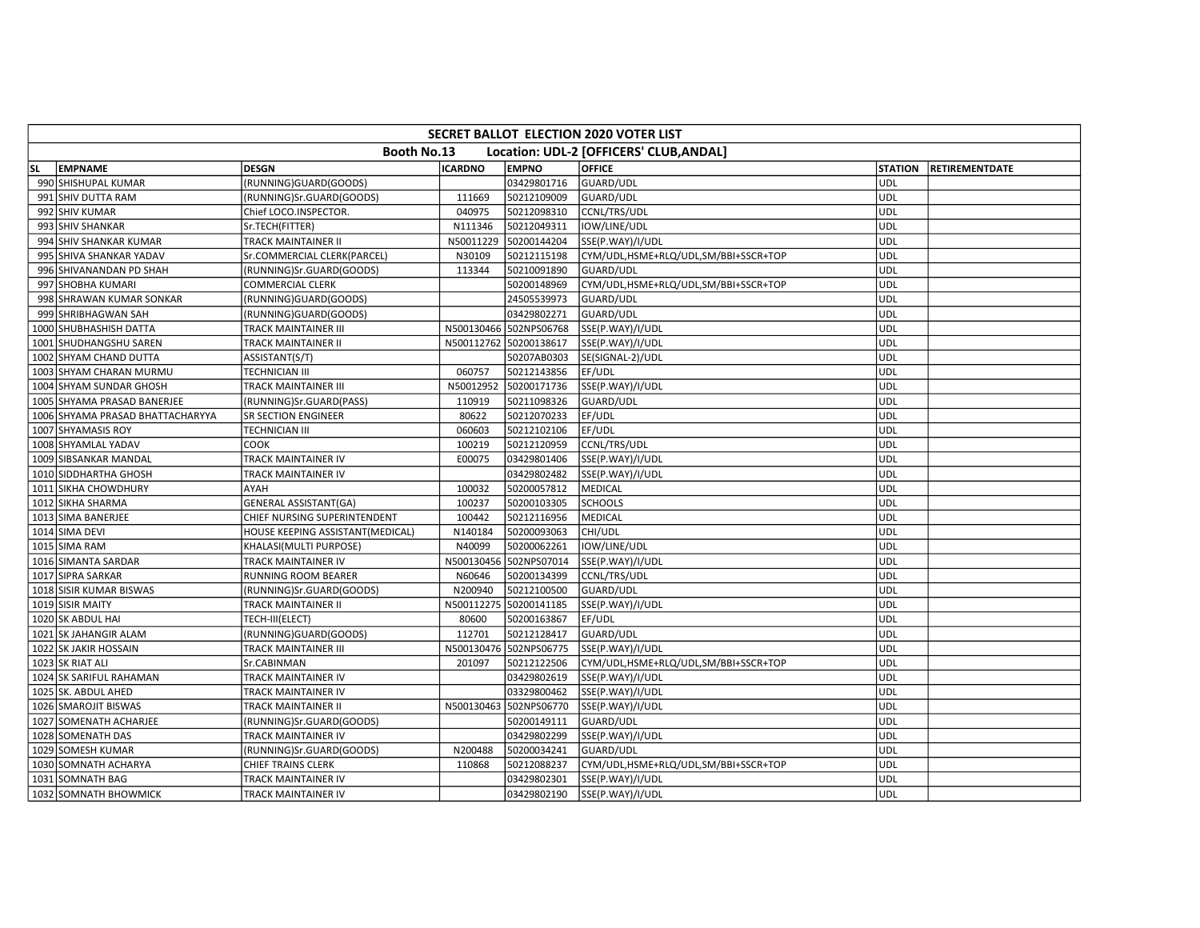| SECRET BALLOT ELECTION 2020 VOTER LIST | | | | | | | |
|---|---|---|---|---|---|---|---|
| Booth No.13 Location: UDL-2 [OFFICERS' CLUB,ANDAL] | | | | | | | |
| SL | EMPNAME | DESGN | ICARDNO | EMPNO | OFFICE | STATION | RETIREMENTDATE |
| 990 | SHISHUPAL KUMAR | (RUNNING)GUARD(GOODS) | | 03429801716 | GUARD/UDL | UDL | |
| 991 | SHIV DUTTA RAM | (RUNNING)Sr.GUARD(GOODS) | 111669 | 50212109009 | GUARD/UDL | UDL | |
| 992 | SHIV KUMAR | Chief LOCO.INSPECTOR. | 040975 | 50212098310 | CCNL/TRS/UDL | UDL | |
| 993 | SHIV SHANKAR | Sr.TECH(FITTER) | N111346 | 50212049311 | IOW/LINE/UDL | UDL | |
| 994 | SHIV SHANKAR KUMAR | TRACK MAINTAINER II | N50011229 | 50200144204 | SSE(P.WAY)/I/UDL | UDL | |
| 995 | SHIVA SHANKAR YADAV | Sr.COMMERCIAL CLERK(PARCEL) | N30109 | 50212115198 | CYM/UDL,HSME+RLQ/UDL,SM/BBI+SSCR+TOP | UDL | |
| 996 | SHIVANANDAN PD SHAH | (RUNNING)Sr.GUARD(GOODS) | 113344 | 50210091890 | GUARD/UDL | UDL | |
| 997 | SHOBHA KUMARI | COMMERCIAL CLERK | | 50200148969 | CYM/UDL,HSME+RLQ/UDL,SM/BBI+SSCR+TOP | UDL | |
| 998 | SHRAWAN KUMAR SONKAR | (RUNNING)GUARD(GOODS) | | 24505539973 | GUARD/UDL | UDL | |
| 999 | SHRIBHAGWAN SAH | (RUNNING)GUARD(GOODS) | | 03429802271 | GUARD/UDL | UDL | |
| 1000 | SHUBHASHISH DATTA | TRACK MAINTAINER III | N500130466 | 502NPS06768 | SSE(P.WAY)/I/UDL | UDL | |
| 1001 | SHUDHANGSHU SAREN | TRACK MAINTAINER II | N500112762 | 50200138617 | SSE(P.WAY)/I/UDL | UDL | |
| 1002 | SHYAM CHAND DUTTA | ASSISTANT(S/T) | | 50207AB0303 | SE(SIGNAL-2)/UDL | UDL | |
| 1003 | SHYAM CHARAN MURMU | TECHNICIAN III | 060757 | 50212143856 | EF/UDL | UDL | |
| 1004 | SHYAM SUNDAR GHOSH | TRACK MAINTAINER III | N50012952 | 50200171736 | SSE(P.WAY)/I/UDL | UDL | |
| 1005 | SHYAMA PRASAD BANERJEE | (RUNNING)Sr.GUARD(PASS) | 110919 | 50211098326 | GUARD/UDL | UDL | |
| 1006 | SHYAMA PRASAD BHATTACHARYYA | SR SECTION ENGINEER | 80622 | 50212070233 | EF/UDL | UDL | |
| 1007 | SHYAMASIS ROY | TECHNICIAN III | 060603 | 50212102106 | EF/UDL | UDL | |
| 1008 | SHYAMLAL YADAV | COOK | 100219 | 50212120959 | CCNL/TRS/UDL | UDL | |
| 1009 | SIBSANKAR MANDAL | TRACK MAINTAINER IV | E00075 | 03429801406 | SSE(P.WAY)/I/UDL | UDL | |
| 1010 | SIDDHARTHA GHOSH | TRACK MAINTAINER IV | | 03429802482 | SSE(P.WAY)/I/UDL | UDL | |
| 1011 | SIKHA CHOWDHURY | AYAH | 100032 | 50200057812 | MEDICAL | UDL | |
| 1012 | SIKHA SHARMA | GENERAL ASSISTANT(GA) | 100237 | 50200103305 | SCHOOLS | UDL | |
| 1013 | SIMA BANERJEE | CHIEF NURSING SUPERINTENDENT | 100442 | 50212116956 | MEDICAL | UDL | |
| 1014 | SIMA DEVI | HOUSE KEEPING ASSISTANT(MEDICAL) | N140184 | 50200093063 | CHI/UDL | UDL | |
| 1015 | SIMA RAM | KHALASI(MULTI PURPOSE) | N40099 | 50200062261 | IOW/LINE/UDL | UDL | |
| 1016 | SIMANTA SARDAR | TRACK MAINTAINER IV | N500130456 | 502NPS07014 | SSE(P.WAY)/I/UDL | UDL | |
| 1017 | SIPRA SARKAR | RUNNING ROOM BEARER | N60646 | 50200134399 | CCNL/TRS/UDL | UDL | |
| 1018 | SISIR KUMAR BISWAS | (RUNNING)Sr.GUARD(GOODS) | N200940 | 50212100500 | GUARD/UDL | UDL | |
| 1019 | SISIR MAITY | TRACK MAINTAINER II | N500112275 | 50200141185 | SSE(P.WAY)/I/UDL | UDL | |
| 1020 | SK ABDUL HAI | TECH-III(ELECT) | 80600 | 50200163867 | EF/UDL | UDL | |
| 1021 | SK JAHANGIR ALAM | (RUNNING)GUARD(GOODS) | 112701 | 50212128417 | GUARD/UDL | UDL | |
| 1022 | SK JAKIR HOSSAIN | TRACK MAINTAINER III | N500130476 | 502NPS06775 | SSE(P.WAY)/I/UDL | UDL | |
| 1023 | SK RIAT ALI | Sr.CABINMAN | 201097 | 50212122506 | CYM/UDL,HSME+RLQ/UDL,SM/BBI+SSCR+TOP | UDL | |
| 1024 | SK SARIFUL RAHAMAN | TRACK MAINTAINER IV | | 03429802619 | SSE(P.WAY)/I/UDL | UDL | |
| 1025 | SK. ABDUL AHED | TRACK MAINTAINER IV | | 03329800462 | SSE(P.WAY)/I/UDL | UDL | |
| 1026 | SMAROJIT BISWAS | TRACK MAINTAINER II | N500130463 | 502NPS06770 | SSE(P.WAY)/I/UDL | UDL | |
| 1027 | SOMENATH ACHARJEE | (RUNNING)Sr.GUARD(GOODS) | | 50200149111 | GUARD/UDL | UDL | |
| 1028 | SOMENATH DAS | TRACK MAINTAINER IV | | 03429802299 | SSE(P.WAY)/I/UDL | UDL | |
| 1029 | SOMESH KUMAR | (RUNNING)Sr.GUARD(GOODS) | N200488 | 50200034241 | GUARD/UDL | UDL | |
| 1030 | SOMNATH ACHARYA | CHIEF TRAINS CLERK | 110868 | 50212088237 | CYM/UDL,HSME+RLQ/UDL,SM/BBI+SSCR+TOP | UDL | |
| 1031 | SOMNATH BAG | TRACK MAINTAINER IV | | 03429802301 | SSE(P.WAY)/I/UDL | UDL | |
| 1032 | SOMNATH BHOWMICK | TRACK MAINTAINER IV | | 03429802190 | SSE(P.WAY)/I/UDL | UDL | |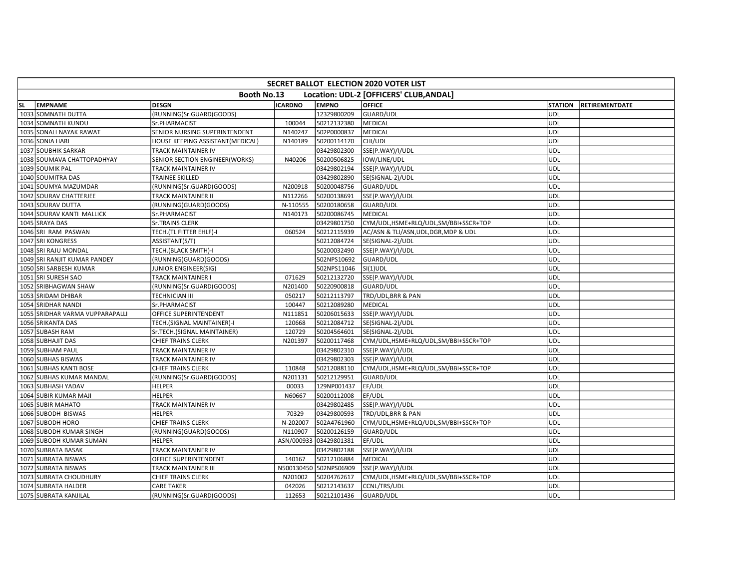| SECRET BALLOT ELECTION 2020 VOTER LIST | | | | | | | |
|---|---|---|---|---|---|---|---|
| Booth No.13 Location: UDL-2 [OFFICERS' CLUB,ANDAL] | | | | | | | |
| SL | EMPNAME | DESGN | ICARDNO | EMPNO | OFFICE | STATION | RETIREMENTDATE |
| 1033 | SOMNATH DUTTA | (RUNNING)Sr.GUARD(GOODS) | | 12329800209 | GUARD/UDL | UDL | |
| 1034 | SOMNATH KUNDU | Sr.PHARMACIST | 100044 | 50212132380 | MEDICAL | UDL | |
| 1035 | SONALI NAYAK RAWAT | SENIOR NURSING SUPERINTENDENT | N140247 | 502P0000837 | MEDICAL | UDL | |
| 1036 | SONIA HARI | HOUSE KEEPING ASSISTANT(MEDICAL) | N140189 | 50200114170 | CHI/UDL | UDL | |
| 1037 | SOUBHIK SARKAR | TRACK MAINTAINER IV | | 03429802300 | SSE(P.WAY)/I/UDL | UDL | |
| 1038 | SOUMAVA CHATTOPADHYAY | SENIOR SECTION ENGINEER(WORKS) | N40206 | 50200506825 | IOW/LINE/UDL | UDL | |
| 1039 | SOUMIK PAL | TRACK MAINTAINER IV | | 03429802194 | SSE(P.WAY)/I/UDL | UDL | |
| 1040 | SOUMITRA DAS | TRAINEE SKILLED | | 03429802890 | SE(SIGNAL-2)/UDL | UDL | |
| 1041 | SOUMYA MAZUMDAR | (RUNNING)Sr.GUARD(GOODS) | N200918 | 50200048756 | GUARD/UDL | UDL | |
| 1042 | SOURAV CHATTERJEE | TRACK MAINTAINER II | N112266 | 50200138691 | SSE(P.WAY)/I/UDL | UDL | |
| 1043 | SOURAV DUTTA | (RUNNING)GUARD(GOODS) | N-110555 | 50200180658 | GUARD/UDL | UDL | |
| 1044 | SOURAV KANTI MALLICK | Sr.PHARMACIST | N140173 | 50200086745 | MEDICAL | UDL | |
| 1045 | SRAYA DAS | Sr.TRAINS CLERK | | 03429801750 | CYM/UDL,HSME+RLQ/UDL,SM/BBI+SSCR+TOP | UDL | |
| 1046 | SRI RAM PASWAN | TECH.(TL FITTER EHLF)-I | 060524 | 50212115939 | AC/ASN & TLI/ASN,UDL,DGR,MDP & UDL | UDL | |
| 1047 | SRI KONGRESS | ASSISTANT(S/T) | | 50212084724 | SE(SIGNAL-2)/UDL | UDL | |
| 1048 | SRI RAJU MONDAL | TECH.(BLACK SMITH)-I | | 50200032490 | SSE(P.WAY)/I/UDL | UDL | |
| 1049 | SRI RANJIT KUMAR PANDEY | (RUNNING)GUARD(GOODS) | | 502NPS10692 | GUARD/UDL | UDL | |
| 1050 | SRI SARBESH KUMAR | JUNIOR ENGINEER(SIG) | | 502NPS11046 | SI(1)UDL | UDL | |
| 1051 | SRI SURESH SAO | TRACK MAINTAINER I | 071629 | 50212132720 | SSE(P.WAY)/I/UDL | UDL | |
| 1052 | SRIBHAGWAN SHAW | (RUNNING)Sr.GUARD(GOODS) | N201400 | 50220900818 | GUARD/UDL | UDL | |
| 1053 | SRIDAM DHIBAR | TECHNICIAN III | 050217 | 50212113797 | TRD/UDL,BRR & PAN | UDL | |
| 1054 | SRIDHAR NANDI | Sr.PHARMACIST | 100447 | 50212089280 | MEDICAL | UDL | |
| 1055 | SRIDHAR VARMA VUPPARAPALLI | OFFICE SUPERINTENDENT | N111851 | 50206015633 | SSE(P.WAY)/I/UDL | UDL | |
| 1056 | SRIKANTA DAS | TECH.(SIGNAL MAINTAINER)-I | 120668 | 50212084712 | SE(SIGNAL-2)/UDL | UDL | |
| 1057 | SUBASH RAM | Sr.TECH.(SIGNAL MAINTAINER) | 120729 | 50204564601 | SE(SIGNAL-2)/UDL | UDL | |
| 1058 | SUBHAJIT DAS | CHIEF TRAINS CLERK | N201397 | 50200117468 | CYM/UDL,HSME+RLQ/UDL,SM/BBI+SSCR+TOP | UDL | |
| 1059 | SUBHAM PAUL | TRACK MAINTAINER IV | | 03429802310 | SSE(P.WAY)/I/UDL | UDL | |
| 1060 | SUBHAS BISWAS | TRACK MAINTAINER IV | | 03429802303 | SSE(P.WAY)/I/UDL | UDL | |
| 1061 | SUBHAS KANTI BOSE | CHIEF TRAINS CLERK | 110848 | 50212088110 | CYM/UDL,HSME+RLQ/UDL,SM/BBI+SSCR+TOP | UDL | |
| 1062 | SUBHAS KUMAR MANDAL | (RUNNING)Sr.GUARD(GOODS) | N201131 | 50212129951 | GUARD/UDL | UDL | |
| 1063 | SUBHASH YADAV | HELPER | 00033 | 129NP001437 | EF/UDL | UDL | |
| 1064 | SUBIR KUMAR MAJI | HELPER | N60667 | 50200112008 | EF/UDL | UDL | |
| 1065 | SUBIR MAHATO | TRACK MAINTAINER IV | | 03429802485 | SSE(P.WAY)/I/UDL | UDL | |
| 1066 | SUBODH BISWAS | HELPER | 70329 | 03429800593 | TRD/UDL,BRR & PAN | UDL | |
| 1067 | SUBODH HORO | CHIEF TRAINS CLERK | N-202007 | 502A4761960 | CYM/UDL,HSME+RLQ/UDL,SM/BBI+SSCR+TOP | UDL | |
| 1068 | SUBODH KUMAR SINGH | (RUNNING)GUARD(GOODS) | N110907 | 50200126159 | GUARD/UDL | UDL | |
| 1069 | SUBODH KUMAR SUMAN | HELPER | ASN/000933 | 03429801381 | EF/UDL | UDL | |
| 1070 | SUBRATA BASAK | TRACK MAINTAINER IV | | 03429802188 | SSE(P.WAY)/I/UDL | UDL | |
| 1071 | SUBRATA BISWAS | OFFICE SUPERINTENDENT | 140167 | 50212106884 | MEDICAL | UDL | |
| 1072 | SUBRATA BISWAS | TRACK MAINTAINER III | N500130450 | 502NPS06909 | SSE(P.WAY)/I/UDL | UDL | |
| 1073 | SUBRATA CHOUDHURY | CHIEF TRAINS CLERK | N201002 | 50204762617 | CYM/UDL,HSME+RLQ/UDL,SM/BBI+SSCR+TOP | UDL | |
| 1074 | SUBRATA HALDER | CARE TAKER | 042026 | 50212143637 | CCNL/TRS/UDL | UDL | |
| 1075 | SUBRATA KANJILAL | (RUNNING)Sr.GUARD(GOODS) | 112653 | 50212101436 | GUARD/UDL | UDL | |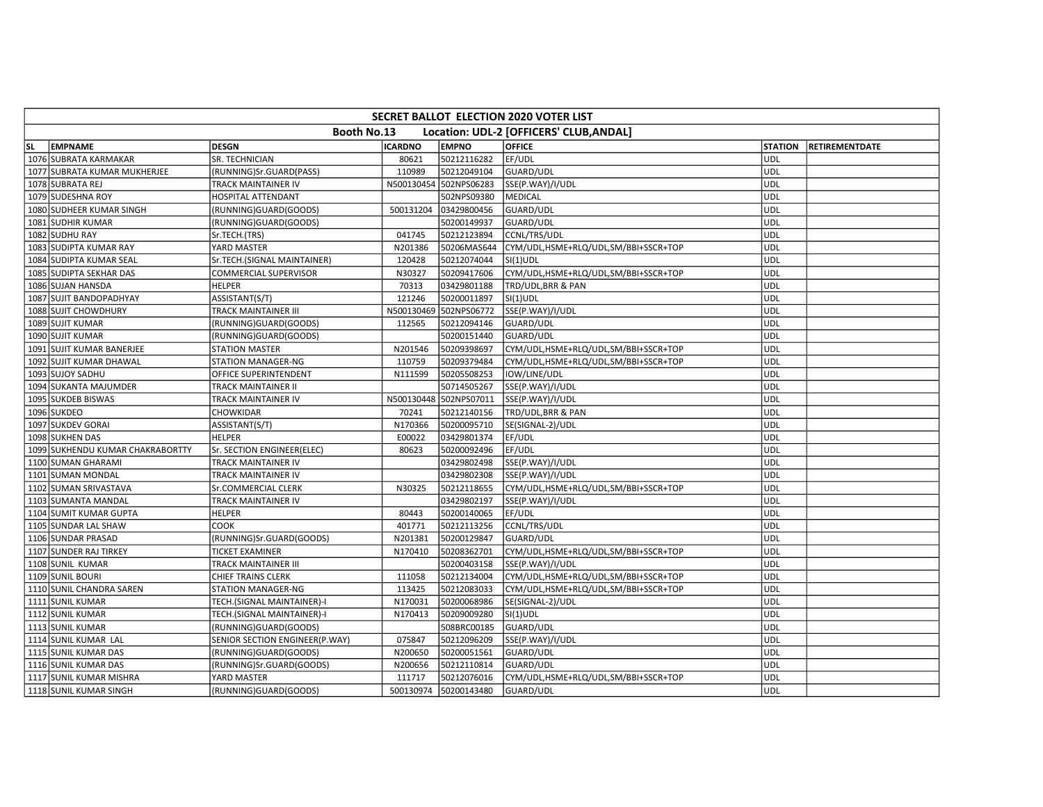# SECRET BALLOT ELECTION 2020 VOTER LIST

## Booth No.13 Location: UDL-2 [OFFICERS' CLUB,ANDAL]

| SL | EMPNAME | DESGN | ICARDNO | EMPNO | OFFICE | STATION | RETIREMENTDATE |
|---|---|---|---|---|---|---|---|
| 1076 | SUBRATA KARMAKAR | SR. TECHNICIAN | 80621 | 50212116282 | EF/UDL | UDL | |
| 1077 | SUBRATA KUMAR MUKHERJEE | (RUNNING)Sr.GUARD(PASS) | 110989 | 50212049104 | GUARD/UDL | UDL | |
| 1078 | SUBRATA REJ | TRACK MAINTAINER IV | N500130454 | 502NPS06283 | SSE(P.WAY)/I/UDL | UDL | |
| 1079 | SUDESHNA ROY | HOSPITAL ATTENDANT | | 502NPS09380 | MEDICAL | UDL | |
| 1080 | SUDHEER KUMAR SINGH | (RUNNING)GUARD(GOODS) | 500131204 | 03429800456 | GUARD/UDL | UDL | |
| 1081 | SUDHIR KUMAR | (RUNNING)GUARD(GOODS) | | 50200149937 | GUARD/UDL | UDL | |
| 1082 | SUDHU RAY | Sr.TECH.(TRS) | 041745 | 50212123894 | CCNL/TRS/UDL | UDL | |
| 1083 | SUDIPTA KUMAR RAY | YARD MASTER | N201386 | 50206MAS644 | CYM/UDL,HSME+RLQ/UDL,SM/BBI+SSCR+TOP | UDL | |
| 1084 | SUDIPTA KUMAR SEAL | Sr.TECH.(SIGNAL MAINTAINER) | 120428 | 50212074044 | SI(1)UDL | UDL | |
| 1085 | SUDIPTA SEKHAR DAS | COMMERCIAL SUPERVISOR | N30327 | 50209417606 | CYM/UDL,HSME+RLQ/UDL,SM/BBI+SSCR+TOP | UDL | |
| 1086 | SUJAN HANSDA | HELPER | 70313 | 03429801188 | TRD/UDL,BRR & PAN | UDL | |
| 1087 | SUJIT BANDOPADHYAY | ASSISTANT(S/T) | 121246 | 50200011897 | SI(1)UDL | UDL | |
| 1088 | SUJIT CHOWDHURY | TRACK MAINTAINER III | N500130469 | 502NPS06772 | SSE(P.WAY)/I/UDL | UDL | |
| 1089 | SUJIT KUMAR | (RUNNING)GUARD(GOODS) | 112565 | 50212094146 | GUARD/UDL | UDL | |
| 1090 | SUJIT KUMAR | (RUNNING)GUARD(GOODS) | | 50200151440 | GUARD/UDL | UDL | |
| 1091 | SUJIT KUMAR BANERJEE | STATION MASTER | N201546 | 50209398697 | CYM/UDL,HSME+RLQ/UDL,SM/BBI+SSCR+TOP | UDL | |
| 1092 | SUJIT KUMAR DHAWAL | STATION MANAGER-NG | 110759 | 50209379484 | CYM/UDL,HSME+RLQ/UDL,SM/BBI+SSCR+TOP | UDL | |
| 1093 | SUJOY SADHU | OFFICE SUPERINTENDENT | N111599 | 50205508253 | IOW/LINE/UDL | UDL | |
| 1094 | SUKANTA MAJUMDER | TRACK MAINTAINER II | | 50714505267 | SSE(P.WAY)/I/UDL | UDL | |
| 1095 | SUKDEB BISWAS | TRACK MAINTAINER IV | N500130448 | 502NPS07011 | SSE(P.WAY)/I/UDL | UDL | |
| 1096 | SUKDEO | CHOWKIDAR | 70241 | 50212140156 | TRD/UDL,BRR & PAN | UDL | |
| 1097 | SUKDEV GORAI | ASSISTANT(S/T) | N170366 | 50200095710 | SE(SIGNAL-2)/UDL | UDL | |
| 1098 | SUKHEN DAS | HELPER | E00022 | 03429801374 | EF/UDL | UDL | |
| 1099 | SUKHENDU KUMAR CHAKRABORTTY | Sr. SECTION ENGINEER(ELEC) | 80623 | 50200092496 | EF/UDL | UDL | |
| 1100 | SUMAN GHARAMI | TRACK MAINTAINER IV | | 03429802498 | SSE(P.WAY)/I/UDL | UDL | |
| 1101 | SUMAN MONDAL | TRACK MAINTAINER IV | | 03429802308 | SSE(P.WAY)/I/UDL | UDL | |
| 1102 | SUMAN SRIVASTAVA | Sr.COMMERCIAL CLERK | N30325 | 50212118655 | CYM/UDL,HSME+RLQ/UDL,SM/BBI+SSCR+TOP | UDL | |
| 1103 | SUMANTA MANDAL | TRACK MAINTAINER IV | | 03429802197 | SSE(P.WAY)/I/UDL | UDL | |
| 1104 | SUMIT KUMAR GUPTA | HELPER | 80443 | 50200140065 | EF/UDL | UDL | |
| 1105 | SUNDAR LAL SHAW | COOK | 401771 | 50212113256 | CCNL/TRS/UDL | UDL | |
| 1106 | SUNDAR PRASAD | (RUNNING)Sr.GUARD(GOODS) | N201381 | 50200129847 | GUARD/UDL | UDL | |
| 1107 | SUNDER RAJ TIRKEY | TICKET EXAMINER | N170410 | 50208362701 | CYM/UDL,HSME+RLQ/UDL,SM/BBI+SSCR+TOP | UDL | |
| 1108 | SUNIL KUMAR | TRACK MAINTAINER III | | 50200403158 | SSE(P.WAY)/I/UDL | UDL | |
| 1109 | SUNIL BOURI | CHIEF TRAINS CLERK | 111058 | 50212134004 | CYM/UDL,HSME+RLQ/UDL,SM/BBI+SSCR+TOP | UDL | |
| 1110 | SUNIL CHANDRA SAREN | STATION MANAGER-NG | 113425 | 50212083033 | CYM/UDL,HSME+RLQ/UDL,SM/BBI+SSCR+TOP | UDL | |
| 1111 | SUNIL KUMAR | TECH.(SIGNAL MAINTAINER)-I | N170031 | 50200068986 | SE(SIGNAL-2)/UDL | UDL | |
| 1112 | SUNIL KUMAR | TECH.(SIGNAL MAINTAINER)-I | N170413 | 50209009280 | SI(1)UDL | UDL | |
| 1113 | SUNIL KUMAR | (RUNNING)GUARD(GOODS) | | 508BRC00185 | GUARD/UDL | UDL | |
| 1114 | SUNIL KUMAR LAL | SENIOR SECTION ENGINEER(P.WAY) | 075847 | 50212096209 | SSE(P.WAY)/I/UDL | UDL | |
| 1115 | SUNIL KUMAR DAS | (RUNNING)GUARD(GOODS) | N200650 | 50200051561 | GUARD/UDL | UDL | |
| 1116 | SUNIL KUMAR DAS | (RUNNING)Sr.GUARD(GOODS) | N200656 | 50212110814 | GUARD/UDL | UDL | |
| 1117 | SUNIL KUMAR MISHRA | YARD MASTER | 111717 | 50212076016 | CYM/UDL,HSME+RLQ/UDL,SM/BBI+SSCR+TOP | UDL | |
| 1118 | SUNIL KUMAR SINGH | (RUNNING)GUARD(GOODS) | 500130974 | 50200143480 | GUARD/UDL | UDL | |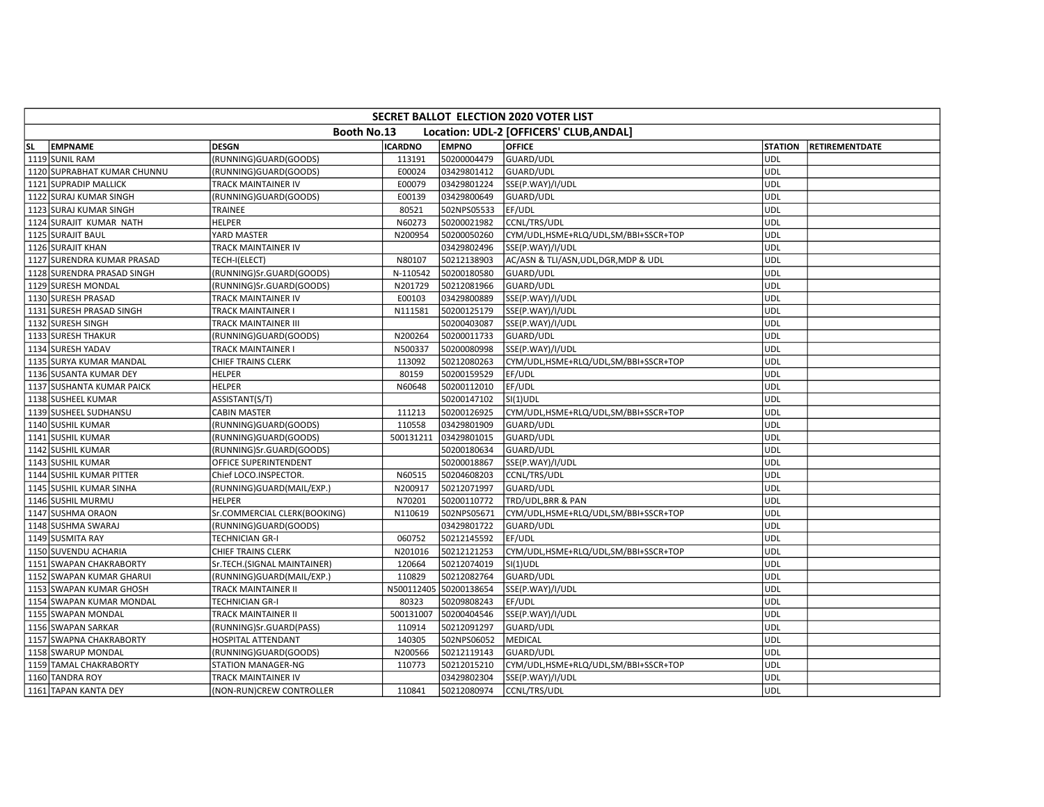| SECRET BALLOT ELECTION 2020 VOTER LIST | | | | | | | |
|---|---|---|---|---|---|---|---|
| Booth No.13 Location: UDL-2 [OFFICERS' CLUB,ANDAL] | | | | | | | |
| SL | EMPNAME | DESGN | ICARDNO | EMPNO | OFFICE | STATION | RETIREMENTDATE |
| 1119 | SUNIL RAM | (RUNNING)GUARD(GOODS) | 113191 | 50200004479 | GUARD/UDL | UDL | |
| 1120 | SUPRABHAT KUMAR CHUNNU | (RUNNING)GUARD(GOODS) | E00024 | 03429801412 | GUARD/UDL | UDL | |
| 1121 | SUPRADIP MALLICK | TRACK MAINTAINER IV | E00079 | 03429801224 | SSE(P.WAY)/I/UDL | UDL | |
| 1122 | SURAJ KUMAR SINGH | (RUNNING)GUARD(GOODS) | E00139 | 03429800649 | GUARD/UDL | UDL | |
| 1123 | SURAJ KUMAR SINGH | TRAINEE | 80521 | 502NPS05533 | EF/UDL | UDL | |
| 1124 | SURAJIT KUMAR NATH | HELPER | N60273 | 50200021982 | CCNL/TRS/UDL | UDL | |
| 1125 | SURAJIT BAUL | YARD MASTER | N200954 | 50200050260 | CYM/UDL,HSME+RLQ/UDL,SM/BBI+SSCR+TOP | UDL | |
| 1126 | SURAJIT KHAN | TRACK MAINTAINER IV | | 03429802496 | SSE(P.WAY)/I/UDL | UDL | |
| 1127 | SURENDRA KUMAR PRASAD | TECH-I(ELECT) | N80107 | 50212138903 | AC/ASN & TLI/ASN,UDL,DGR,MDP & UDL | UDL | |
| 1128 | SURENDRA PRASAD SINGH | (RUNNING)Sr.GUARD(GOODS) | N-110542 | 50200180580 | GUARD/UDL | UDL | |
| 1129 | SURESH MONDAL | (RUNNING)Sr.GUARD(GOODS) | N201729 | 50212081966 | GUARD/UDL | UDL | |
| 1130 | SURESH PRASAD | TRACK MAINTAINER IV | E00103 | 03429800889 | SSE(P.WAY)/I/UDL | UDL | |
| 1131 | SURESH PRASAD SINGH | TRACK MAINTAINER I | N111581 | 50200125179 | SSE(P.WAY)/I/UDL | UDL | |
| 1132 | SURESH SINGH | TRACK MAINTAINER III | | 50200403087 | SSE(P.WAY)/I/UDL | UDL | |
| 1133 | SURESH THAKUR | (RUNNING)GUARD(GOODS) | N200264 | 50200011733 | GUARD/UDL | UDL | |
| 1134 | SURESH YADAV | TRACK MAINTAINER I | N500337 | 50200080998 | SSE(P.WAY)/I/UDL | UDL | |
| 1135 | SURYA KUMAR MANDAL | CHIEF TRAINS CLERK | 113092 | 50212080263 | CYM/UDL,HSME+RLQ/UDL,SM/BBI+SSCR+TOP | UDL | |
| 1136 | SUSANTA KUMAR DEY | HELPER | 80159 | 50200159529 | EF/UDL | UDL | |
| 1137 | SUSHANTA KUMAR PAICK | HELPER | N60648 | 50200112010 | EF/UDL | UDL | |
| 1138 | SUSHEEL KUMAR | ASSISTANT(S/T) | | 50200147102 | SI(1)UDL | UDL | |
| 1139 | SUSHEEL SUDHANSU | CABIN MASTER | 111213 | 50200126925 | CYM/UDL,HSME+RLQ/UDL,SM/BBI+SSCR+TOP | UDL | |
| 1140 | SUSHIL KUMAR | (RUNNING)GUARD(GOODS) | 110558 | 03429801909 | GUARD/UDL | UDL | |
| 1141 | SUSHIL KUMAR | (RUNNING)GUARD(GOODS) | 500131211 | 03429801015 | GUARD/UDL | UDL | |
| 1142 | SUSHIL KUMAR | (RUNNING)Sr.GUARD(GOODS) | | 50200180634 | GUARD/UDL | UDL | |
| 1143 | SUSHIL KUMAR | OFFICE SUPERINTENDENT | | 50200018867 | SSE(P.WAY)/I/UDL | UDL | |
| 1144 | SUSHIL KUMAR PITTER | Chief LOCO.INSPECTOR. | N60515 | 50204608203 | CCNL/TRS/UDL | UDL | |
| 1145 | SUSHIL KUMAR SINHA | (RUNNING)GUARD(MAIL/EXP.) | N200917 | 50212071997 | GUARD/UDL | UDL | |
| 1146 | SUSHIL MURMU | HELPER | N70201 | 50200110772 | TRD/UDL,BRR & PAN | UDL | |
| 1147 | SUSHMA ORAON | Sr.COMMERCIAL CLERK(BOOKING) | N110619 | 502NPS05671 | CYM/UDL,HSME+RLQ/UDL,SM/BBI+SSCR+TOP | UDL | |
| 1148 | SUSHMA SWARAJ | (RUNNING)GUARD(GOODS) | | 03429801722 | GUARD/UDL | UDL | |
| 1149 | SUSMITA RAY | TECHNICIAN GR-I | 060752 | 50212145592 | EF/UDL | UDL | |
| 1150 | SUVENDU ACHARIA | CHIEF TRAINS CLERK | N201016 | 50212121253 | CYM/UDL,HSME+RLQ/UDL,SM/BBI+SSCR+TOP | UDL | |
| 1151 | SWAPAN CHAKRABORTY | Sr.TECH.(SIGNAL MAINTAINER) | 120664 | 50212074019 | SI(1)UDL | UDL | |
| 1152 | SWAPAN KUMAR GHARUI | (RUNNING)GUARD(MAIL/EXP.) | 110829 | 50212082764 | GUARD/UDL | UDL | |
| 1153 | SWAPAN KUMAR GHOSH | TRACK MAINTAINER II | N500112405 | 50200138654 | SSE(P.WAY)/I/UDL | UDL | |
| 1154 | SWAPAN KUMAR MONDAL | TECHNICIAN GR-I | 80323 | 50209808243 | EF/UDL | UDL | |
| 1155 | SWAPAN MONDAL | TRACK MAINTAINER II | 500131007 | 50200404546 | SSE(P.WAY)/I/UDL | UDL | |
| 1156 | SWAPAN SARKAR | (RUNNING)Sr.GUARD(PASS) | 110914 | 50212091297 | GUARD/UDL | UDL | |
| 1157 | SWAPNA CHAKRABORTY | HOSPITAL ATTENDANT | 140305 | 502NPS06052 | MEDICAL | UDL | |
| 1158 | SWARUP MONDAL | (RUNNING)GUARD(GOODS) | N200566 | 50212119143 | GUARD/UDL | UDL | |
| 1159 | TAMAL CHAKRABORTY | STATION MANAGER-NG | 110773 | 50212015210 | CYM/UDL,HSME+RLQ/UDL,SM/BBI+SSCR+TOP | UDL | |
| 1160 | TANDRA ROY | TRACK MAINTAINER IV | | 03429802304 | SSE(P.WAY)/I/UDL | UDL | |
| 1161 | TAPAN KANTA DEY | (NON-RUN)CREW CONTROLLER | 110841 | 50212080974 | CCNL/TRS/UDL | UDL | |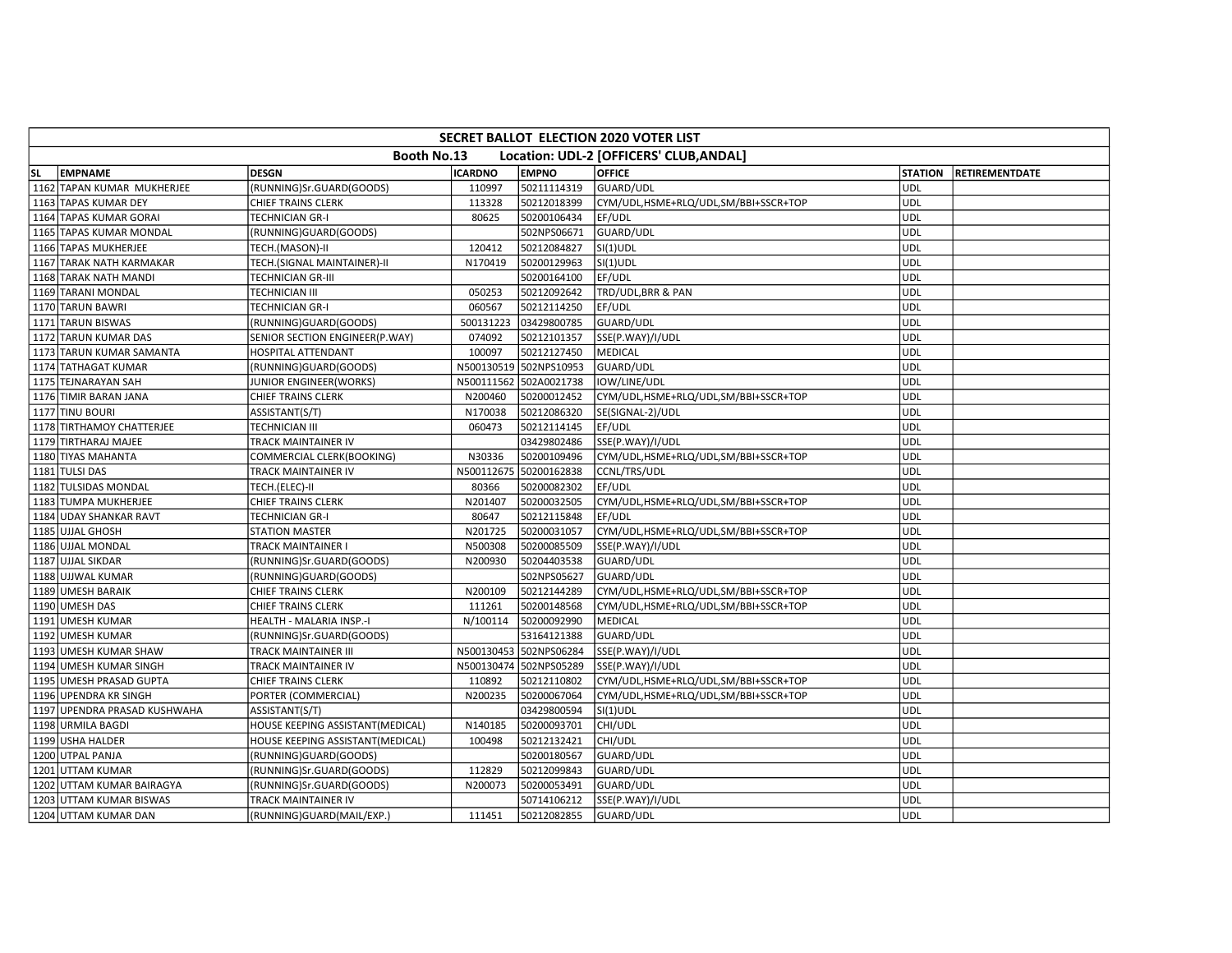| SECRET BALLOT ELECTION 2020 VOTER LIST | | | | | | | |
|---|---|---|---|---|---|---|---|
| Booth No.13 Location: UDL-2 [OFFICERS' CLUB,ANDAL] | | | | | | | |
| SL | EMPNAME | DESGN | ICARDNO | EMPNO | OFFICE | STATION | RETIREMENTDATE |
| 1162 | TAPAN KUMAR MUKHERJEE | (RUNNING)Sr.GUARD(GOODS) | 110997 | 50211114319 | GUARD/UDL | UDL | |
| 1163 | TAPAS KUMAR DEY | CHIEF TRAINS CLERK | 113328 | 50212018399 | CYM/UDL,HSME+RLQ/UDL,SM/BBI+SSCR+TOP | UDL | |
| 1164 | TAPAS KUMAR GORAI | TECHNICIAN GR-I | 80625 | 50200106434 | EF/UDL | UDL | |
| 1165 | TAPAS KUMAR MONDAL | (RUNNING)GUARD(GOODS) | | 502NPS06671 | GUARD/UDL | UDL | |
| 1166 | TAPAS MUKHERJEE | TECH.(MASON)-II | 120412 | 50212084827 | SI(1)UDL | UDL | |
| 1167 | TARAK NATH KARMAKAR | TECH.(SIGNAL MAINTAINER)-II | N170419 | 50200129963 | SI(1)UDL | UDL | |
| 1168 | TARAK NATH MANDI | TECHNICIAN GR-III | | 50200164100 | EF/UDL | UDL | |
| 1169 | TARANI MONDAL | TECHNICIAN III | 050253 | 50212092642 | TRD/UDL,BRR & PAN | UDL | |
| 1170 | TARUN BAWRI | TECHNICIAN GR-I | 060567 | 50212114250 | EF/UDL | UDL | |
| 1171 | TARUN BISWAS | (RUNNING)GUARD(GOODS) | 500131223 | 03429800785 | GUARD/UDL | UDL | |
| 1172 | TARUN KUMAR DAS | SENIOR SECTION ENGINEER(P.WAY) | 074092 | 50212101357 | SSE(P.WAY)/I/UDL | UDL | |
| 1173 | TARUN KUMAR SAMANTA | HOSPITAL ATTENDANT | 100097 | 50212127450 | MEDICAL | UDL | |
| 1174 | TATHAGAT KUMAR | (RUNNING)GUARD(GOODS) | N500130519 | 502NPS10953 | GUARD/UDL | UDL | |
| 1175 | TEJNARAYAN SAH | JUNIOR ENGINEER(WORKS) | N500111562 | 502A0021738 | IOW/LINE/UDL | UDL | |
| 1176 | TIMIR BARAN JANA | CHIEF TRAINS CLERK | N200460 | 50200012452 | CYM/UDL,HSME+RLQ/UDL,SM/BBI+SSCR+TOP | UDL | |
| 1177 | TINU BOURI | ASSISTANT(S/T) | N170038 | 50212086320 | SE(SIGNAL-2)/UDL | UDL | |
| 1178 | TIRTHAMOY CHATTERJEE | TECHNICIAN III | 060473 | 50212114145 | EF/UDL | UDL | |
| 1179 | TIRTHARAJ MAJEE | TRACK MAINTAINER IV | | 03429802486 | SSE(P.WAY)/I/UDL | UDL | |
| 1180 | TIYAS MAHANTA | COMMERCIAL CLERK(BOOKING) | N30336 | 50200109496 | CYM/UDL,HSME+RLQ/UDL,SM/BBI+SSCR+TOP | UDL | |
| 1181 | TULSI DAS | TRACK MAINTAINER IV | N500112675 | 50200162838 | CCNL/TRS/UDL | UDL | |
| 1182 | TULSIDAS MONDAL | TECH.(ELEC)-II | 80366 | 50200082302 | EF/UDL | UDL | |
| 1183 | TUMPA MUKHERJEE | CHIEF TRAINS CLERK | N201407 | 50200032505 | CYM/UDL,HSME+RLQ/UDL,SM/BBI+SSCR+TOP | UDL | |
| 1184 | UDAY SHANKAR RAVT | TECHNICIAN GR-I | 80647 | 50212115848 | EF/UDL | UDL | |
| 1185 | UJJAL GHOSH | STATION MASTER | N201725 | 50200031057 | CYM/UDL,HSME+RLQ/UDL,SM/BBI+SSCR+TOP | UDL | |
| 1186 | UJJAL MONDAL | TRACK MAINTAINER I | N500308 | 50200085509 | SSE(P.WAY)/I/UDL | UDL | |
| 1187 | UJJAL SIKDAR | (RUNNING)Sr.GUARD(GOODS) | N200930 | 50204403538 | GUARD/UDL | UDL | |
| 1188 | UJJWAL KUMAR | (RUNNING)GUARD(GOODS) | | 502NPS05627 | GUARD/UDL | UDL | |
| 1189 | UMESH BARAIK | CHIEF TRAINS CLERK | N200109 | 50212144289 | CYM/UDL,HSME+RLQ/UDL,SM/BBI+SSCR+TOP | UDL | |
| 1190 | UMESH DAS | CHIEF TRAINS CLERK | 111261 | 50200148568 | CYM/UDL,HSME+RLQ/UDL,SM/BBI+SSCR+TOP | UDL | |
| 1191 | UMESH KUMAR | HEALTH - MALARIA INSP.-I | N/100114 | 50200092990 | MEDICAL | UDL | |
| 1192 | UMESH KUMAR | (RUNNING)Sr.GUARD(GOODS) | | 53164121388 | GUARD/UDL | UDL | |
| 1193 | UMESH KUMAR SHAW | TRACK MAINTAINER III | N500130453 | 502NPS06284 | SSE(P.WAY)/I/UDL | UDL | |
| 1194 | UMESH KUMAR SINGH | TRACK MAINTAINER IV | N500130474 | 502NPS05289 | SSE(P.WAY)/I/UDL | UDL | |
| 1195 | UMESH PRASAD GUPTA | CHIEF TRAINS CLERK | 110892 | 50212110802 | CYM/UDL,HSME+RLQ/UDL,SM/BBI+SSCR+TOP | UDL | |
| 1196 | UPENDRA KR SINGH | PORTER (COMMERCIAL) | N200235 | 50200067064 | CYM/UDL,HSME+RLQ/UDL,SM/BBI+SSCR+TOP | UDL | |
| 1197 | UPENDRA PRASAD KUSHWAHA | ASSISTANT(S/T) | | 03429800594 | SI(1)UDL | UDL | |
| 1198 | URMILA BAGDI | HOUSE KEEPING ASSISTANT(MEDICAL) | N140185 | 50200093701 | CHI/UDL | UDL | |
| 1199 | USHA HALDER | HOUSE KEEPING ASSISTANT(MEDICAL) | 100498 | 50212132421 | CHI/UDL | UDL | |
| 1200 | UTPAL PANJA | (RUNNING)GUARD(GOODS) | | 50200180567 | GUARD/UDL | UDL | |
| 1201 | UTTAM KUMAR | (RUNNING)Sr.GUARD(GOODS) | 112829 | 50212099843 | GUARD/UDL | UDL | |
| 1202 | UTTAM KUMAR BAIRAGYA | (RUNNING)Sr.GUARD(GOODS) | N200073 | 50200053491 | GUARD/UDL | UDL | |
| 1203 | UTTAM KUMAR BISWAS | TRACK MAINTAINER IV | | 50714106212 | SSE(P.WAY)/I/UDL | UDL | |
| 1204 | UTTAM KUMAR DAN | (RUNNING)GUARD(MAIL/EXP.) | 111451 | 50212082855 | GUARD/UDL | UDL | |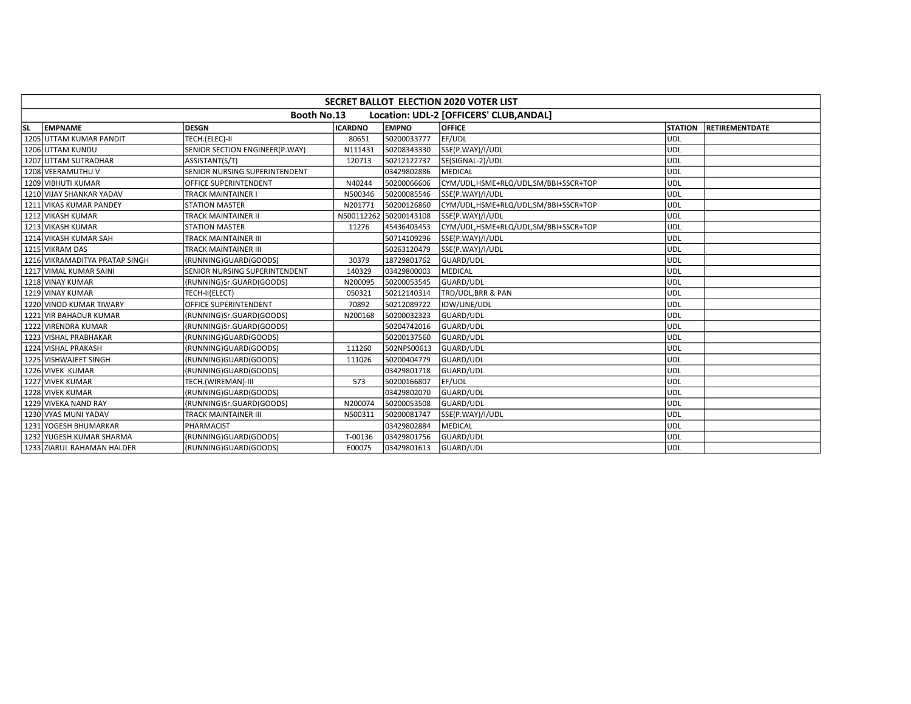| SECRET BALLOT ELECTION 2020 VOTER LIST | | | | | | | |
|---|---|---|---|---|---|---|---|
| Booth No.13 Location: UDL-2 [OFFICERS' CLUB,ANDAL] | | | | | | | |
| SL | EMPNAME | DESGN | ICARDNO | EMPNO | OFFICE | STATION | RETIREMENTDATE |
| 1205 | UTTAM KUMAR PANDIT | TECH.(ELEC)-II | 80651 | 50200033777 | EF/UDL | UDL | |
| 1206 | UTTAM KUNDU | SENIOR SECTION ENGINEER(P.WAY) | N111431 | 50208343330 | SSE(P.WAY)/I/UDL | UDL | |
| 1207 | UTTAM SUTRADHAR | ASSISTANT(S/T) | 120713 | 50212122737 | SE(SIGNAL-2)/UDL | UDL | |
| 1208 | VEERAMUTHU V | SENIOR NURSING SUPERINTENDENT | | 03429802886 | MEDICAL | UDL | |
| 1209 | VIBHUTI KUMAR | OFFICE SUPERINTENDENT | N40244 | 50200066606 | CYM/UDL,HSME+RLQ/UDL,SM/BBI+SSCR+TOP | UDL | |
| 1210 | VIJAY SHANKAR YADAV | TRACK MAINTAINER I | N500346 | 50200085546 | SSE(P.WAY)/I/UDL | UDL | |
| 1211 | VIKAS KUMAR PANDEY | STATION MASTER | N201771 | 50200126860 | CYM/UDL,HSME+RLQ/UDL,SM/BBI+SSCR+TOP | UDL | |
| 1212 | VIKASH KUMAR | TRACK MAINTAINER II | N500112262 | 50200143108 | SSE(P.WAY)/I/UDL | UDL | |
| 1213 | VIKASH KUMAR | STATION MASTER | 11276 | 45436403453 | CYM/UDL,HSME+RLQ/UDL,SM/BBI+SSCR+TOP | UDL | |
| 1214 | VIKASH KUMAR SAH | TRACK MAINTAINER III | | 50714109296 | SSE(P.WAY)/I/UDL | UDL | |
| 1215 | VIKRAM DAS | TRACK MAINTAINER III | | 50263120479 | SSE(P.WAY)/I/UDL | UDL | |
| 1216 | VIKRAMADITYA PRATAP SINGH | (RUNNING)GUARD(GOODS) | 30379 | 18729801762 | GUARD/UDL | UDL | |
| 1217 | VIMAL KUMAR SAINI | SENIOR NURSING SUPERINTENDENT | 140329 | 03429800003 | MEDICAL | UDL | |
| 1218 | VINAY KUMAR | (RUNNING)Sr.GUARD(GOODS) | N200095 | 50200053545 | GUARD/UDL | UDL | |
| 1219 | VINAY KUMAR | TECH-II(ELECT) | 050321 | 50212140314 | TRD/UDL,BRR & PAN | UDL | |
| 1220 | VINOD KUMAR TIWARY | OFFICE SUPERINTENDENT | 70892 | 50212089722 | IOW/LINE/UDL | UDL | |
| 1221 | VIR BAHADUR KUMAR | (RUNNING)Sr.GUARD(GOODS) | N200168 | 50200032323 | GUARD/UDL | UDL | |
| 1222 | VIRENDRA KUMAR | (RUNNING)Sr.GUARD(GOODS) | | 50204742016 | GUARD/UDL | UDL | |
| 1223 | VISHAL PRABHAKAR | (RUNNING)GUARD(GOODS) | | 50200137560 | GUARD/UDL | UDL | |
| 1224 | VISHAL PRAKASH | (RUNNING)GUARD(GOODS) | 111260 | 502NPS00613 | GUARD/UDL | UDL | |
| 1225 | VISHWAJEET SINGH | (RUNNING)GUARD(GOODS) | 111026 | 50200404779 | GUARD/UDL | UDL | |
| 1226 | VIVEK KUMAR | (RUNNING)GUARD(GOODS) | | 03429801718 | GUARD/UDL | UDL | |
| 1227 | VIVEK KUMAR | TECH.(WIREMAN)-III | 573 | 50200166807 | EF/UDL | UDL | |
| 1228 | VIVEK KUMAR | (RUNNING)GUARD(GOODS) | | 03429802070 | GUARD/UDL | UDL | |
| 1229 | VIVEKA NAND RAY | (RUNNING)Sr.GUARD(GOODS) | N200074 | 50200053508 | GUARD/UDL | UDL | |
| 1230 | VYAS MUNI YADAV | TRACK MAINTAINER III | N500311 | 50200081747 | SSE(P.WAY)/I/UDL | UDL | |
| 1231 | YOGESH BHUMARKAR | PHARMACIST | | 03429802884 | MEDICAL | UDL | |
| 1232 | YUGESH KUMAR SHARMA | (RUNNING)GUARD(GOODS) | T-00136 | 03429801756 | GUARD/UDL | UDL | |
| 1233 | ZIARUL RAHAMAN HALDER | (RUNNING)GUARD(GOODS) | E00075 | 03429801613 | GUARD/UDL | UDL | |